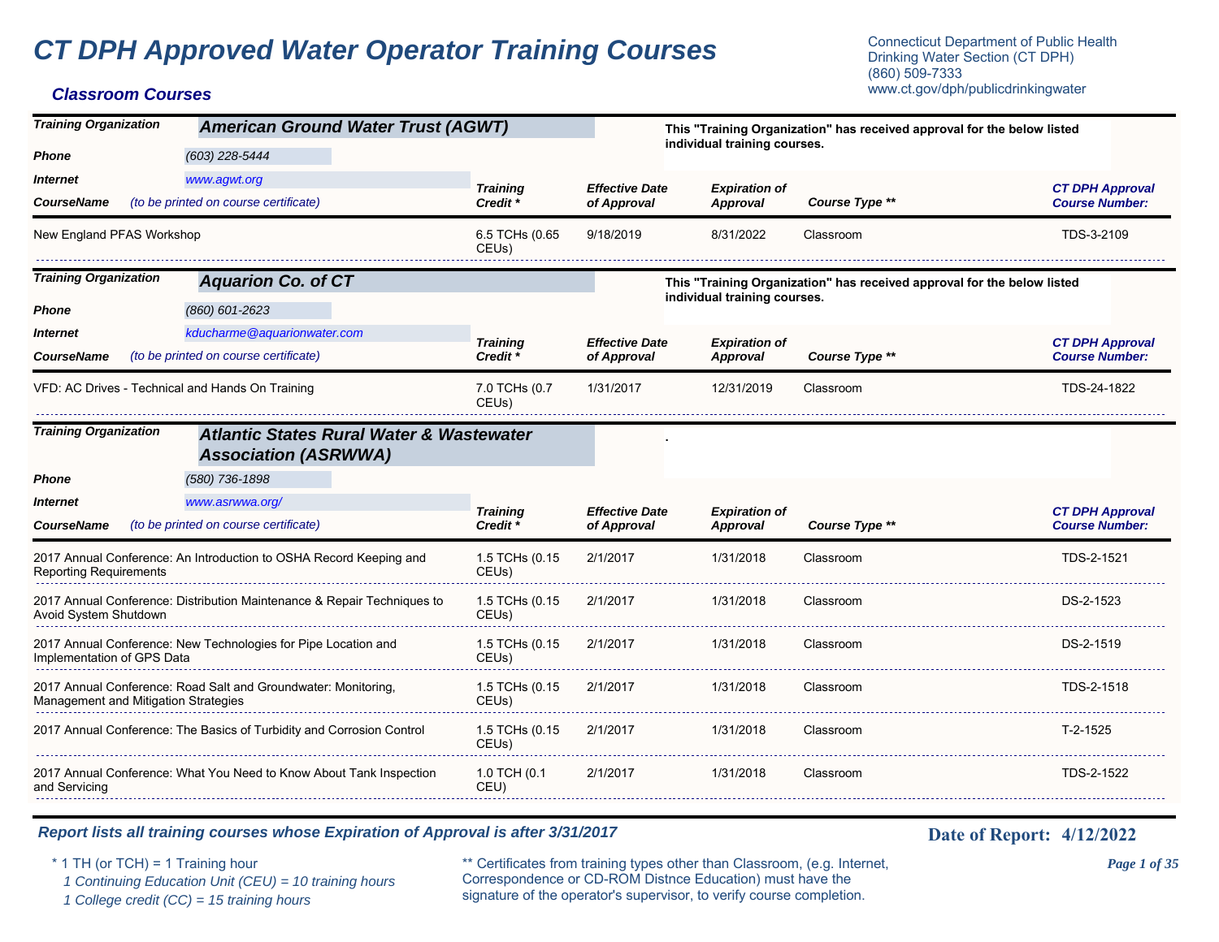# CT DPH Approved Water Operator Training Courses

Connecticut Department of Public Health
Drinking Water Section (CT DPH)
(860) 509-7333
www.ct.gov/dph/publicdrinkingwater

## Classroom Courses

**Training Organization:** American Ground Water Trust (AGWT)
**Phone:** (603) 228-5444
**Internet:** www.agwt.org

This "Training Organization" has received approval for the below listed individual training courses.

| CourseName (to be printed on course certificate) | Training Credit * | Effective Date of Approval | Expiration of Approval | Course Type ** | CT DPH Approval Course Number: |
|---|---|---|---|---|---|
| New England PFAS Workshop | 6.5 TCHs (0.65 CEUs) | 9/18/2019 | 8/31/2022 | Classroom | TDS-3-2109 |

**Training Organization:** Aquarion Co. of CT
**Phone:** (860) 601-2623
**Internet:** kducharme@aquarionwater.com

This "Training Organization" has received approval for the below listed individual training courses.

| CourseName (to be printed on course certificate) | Training Credit * | Effective Date of Approval | Expiration of Approval | Course Type ** | CT DPH Approval Course Number: |
|---|---|---|---|---|---|
| VFD: AC Drives - Technical and Hands On Training | 7.0 TCHs (0.7 CEUs) | 1/31/2017 | 12/31/2019 | Classroom | TDS-24-1822 |

**Training Organization:** Atlantic States Rural Water & Wastewater Association (ASRWWA)
**Phone:** (580) 736-1898
**Internet:** www.asrwwa.org/

.

| CourseName (to be printed on course certificate) | Training Credit * | Effective Date of Approval | Expiration of Approval | Course Type ** | CT DPH Approval Course Number: |
|---|---|---|---|---|---|
| 2017 Annual Conference: An Introduction to OSHA Record Keeping and Reporting Requirements | 1.5 TCHs (0.15 CEUs) | 2/1/2017 | 1/31/2018 | Classroom | TDS-2-1521 |
| 2017 Annual Conference: Distribution Maintenance & Repair Techniques to Avoid System Shutdown | 1.5 TCHs (0.15 CEUs) | 2/1/2017 | 1/31/2018 | Classroom | DS-2-1523 |
| 2017 Annual Conference: New Technologies for Pipe Location and Implementation of GPS Data | 1.5 TCHs (0.15 CEUs) | 2/1/2017 | 1/31/2018 | Classroom | DS-2-1519 |
| 2017 Annual Conference: Road Salt and Groundwater: Monitoring, Management and Mitigation Strategies | 1.5 TCHs (0.15 CEUs) | 2/1/2017 | 1/31/2018 | Classroom | TDS-2-1518 |
| 2017 Annual Conference: The Basics of Turbidity and Corrosion Control | 1.5 TCHs (0.15 CEUs) | 2/1/2017 | 1/31/2018 | Classroom | T-2-1525 |
| 2017 Annual Conference: What You Need to Know About Tank Inspection and Servicing | 1.0 TCH (0.1 CEU) | 2/1/2017 | 1/31/2018 | Classroom | TDS-2-1522 |

*Report lists all training courses whose Expiration of Approval is after 3/31/2017*

**Date of Report: 4/12/2022**

\* 1 TH (or TCH) = 1 Training hour
*1 Continuing Education Unit (CEU) = 10 training hours*
*1 College credit (CC) = 15 training hours*

** Certificates from training types other than Classroom, (e.g. Internet, Correspondence or CD-ROM Distnce Education) must have the signature of the operator's supervisor, to verify course completion.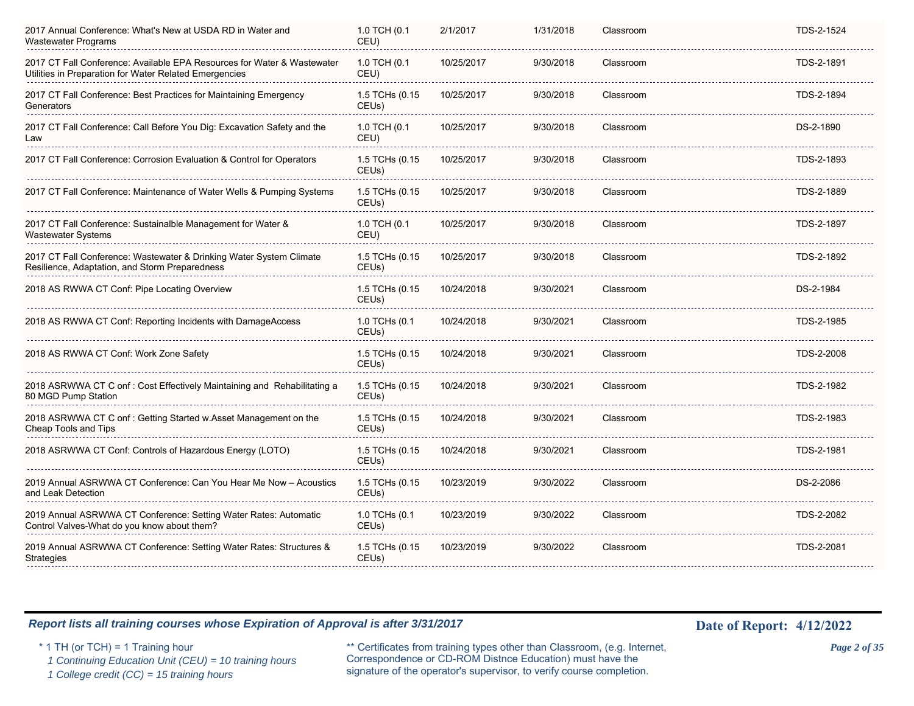| | | | | | |
|---|---|---|---|---|---|
| 2017 Annual Conference: What's New at USDA RD in Water and Wastewater Programs | 1.0 TCH (0.1 CEU) | 2/1/2017 | 1/31/2018 | Classroom | TDS-2-1524 |
| 2017 CT Fall Conference: Available EPA Resources for Water & Wastewater Utilities in Preparation for Water Related Emergencies | 1.0 TCH (0.1 CEU) | 10/25/2017 | 9/30/2018 | Classroom | TDS-2-1891 |
| 2017 CT Fall Conference: Best Practices for Maintaining Emergency Generators | 1.5 TCHs (0.15 CEUs) | 10/25/2017 | 9/30/2018 | Classroom | TDS-2-1894 |
| 2017 CT Fall Conference: Call Before You Dig: Excavation Safety and the Law | 1.0 TCH (0.1 CEU) | 10/25/2017 | 9/30/2018 | Classroom | DS-2-1890 |
| 2017 CT Fall Conference: Corrosion Evaluation & Control for Operators | 1.5 TCHs (0.15 CEUs) | 10/25/2017 | 9/30/2018 | Classroom | TDS-2-1893 |
| 2017 CT Fall Conference: Maintenance of Water Wells & Pumping Systems | 1.5 TCHs (0.15 CEUs) | 10/25/2017 | 9/30/2018 | Classroom | TDS-2-1889 |
| 2017 CT Fall Conference: Sustainalble Management for Water & Wastewater Systems | 1.0 TCH (0.1 CEU) | 10/25/2017 | 9/30/2018 | Classroom | TDS-2-1897 |
| 2017 CT Fall Conference: Wastewater & Drinking Water System Climate Resilience, Adaptation, and Storm Preparedness | 1.5 TCHs (0.15 CEUs) | 10/25/2017 | 9/30/2018 | Classroom | TDS-2-1892 |
| 2018 AS RWWA CT Conf: Pipe Locating Overview | 1.5 TCHs (0.15 CEUs) | 10/24/2018 | 9/30/2021 | Classroom | DS-2-1984 |
| 2018 AS RWWA CT Conf: Reporting Incidents with DamageAccess | 1.0 TCHs (0.1 CEUs) | 10/24/2018 | 9/30/2021 | Classroom | TDS-2-1985 |
| 2018 AS RWWA CT Conf: Work Zone Safety | 1.5 TCHs (0.15 CEUs) | 10/24/2018 | 9/30/2021 | Classroom | TDS-2-2008 |
| 2018 ASRWWA CT C onf : Cost Effectively Maintaining and Rehabilitating a 80 MGD Pump Station | 1.5 TCHs (0.15 CEUs) | 10/24/2018 | 9/30/2021 | Classroom | TDS-2-1982 |
| 2018 ASRWWA CT C onf : Getting Started w.Asset Management on the Cheap Tools and Tips | 1.5 TCHs (0.15 CEUs) | 10/24/2018 | 9/30/2021 | Classroom | TDS-2-1983 |
| 2018 ASRWWA CT Conf: Controls of Hazardous Energy (LOTO) | 1.5 TCHs (0.15 CEUs) | 10/24/2018 | 9/30/2021 | Classroom | TDS-2-1981 |
| 2019 Annual ASRWWA CT Conference: Can You Hear Me Now – Acoustics and Leak Detection | 1.5 TCHs (0.15 CEUs) | 10/23/2019 | 9/30/2022 | Classroom | DS-2-2086 |
| 2019 Annual ASRWWA CT Conference: Setting Water Rates: Automatic Control Valves-What do you know about them? | 1.0 TCHs (0.1 CEUs) | 10/23/2019 | 9/30/2022 | Classroom | TDS-2-2082 |
| 2019 Annual ASRWWA CT Conference: Setting Water Rates: Structures & Strategies | 1.5 TCHs (0.15 CEUs) | 10/23/2019 | 9/30/2022 | Classroom | TDS-2-2081 |

***Report lists all training courses whose Expiration of Approval is after 3/31/2017***

**Date of Report: 4/12/2022**

\* 1 TH (or TCH) = 1 Training hour
*1 Continuing Education Unit (CEU) = 10 training hours*
*1 College credit (CC) = 15 training hours*

** Certificates from training types other than Classroom, (e.g. Internet, Correspondence or CD-ROM Distnce Education) must have the signature of the operator's supervisor, to verify course completion.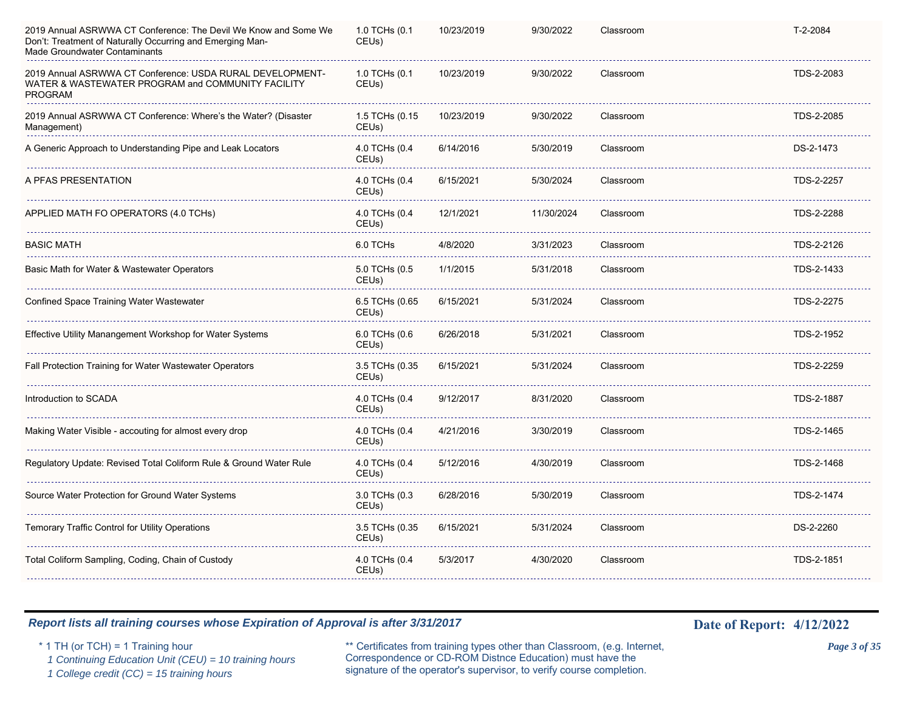| | | | | | | |
|---|---|---|---|---|---|---|
| 2019 Annual ASRWWA CT Conference: The Devil We Know and Some We Don't: Treatment of Naturally Occurring and Emerging Man-Made Groundwater Contaminants | 1.0 TCHs (0.1 CEUs) | 10/23/2019 | 9/30/2022 | Classroom | | T-2-2084 |
| 2019 Annual ASRWWA CT Conference: USDA RURAL DEVELOPMENT-WATER & WASTEWATER PROGRAM and COMMUNITY FACILITY PROGRAM | 1.0 TCHs (0.1 CEUs) | 10/23/2019 | 9/30/2022 | Classroom | | TDS-2-2083 |
| 2019 Annual ASRWWA CT Conference: Where's the Water? (Disaster Management) | 1.5 TCHs (0.15 CEUs) | 10/23/2019 | 9/30/2022 | Classroom | | TDS-2-2085 |
| A Generic Approach to Understanding Pipe and Leak Locators | 4.0 TCHs (0.4 CEUs) | 6/14/2016 | 5/30/2019 | Classroom | | DS-2-1473 |
| A PFAS PRESENTATION | 4.0 TCHs (0.4 CEUs) | 6/15/2021 | 5/30/2024 | Classroom | | TDS-2-2257 |
| APPLIED MATH FO OPERATORS (4.0 TCHs) | 4.0 TCHs (0.4 CEUs) | 12/1/2021 | 11/30/2024 | Classroom | | TDS-2-2288 |
| BASIC MATH | 6.0 TCHs | 4/8/2020 | 3/31/2023 | Classroom | | TDS-2-2126 |
| Basic Math for Water & Wastewater Operators | 5.0 TCHs (0.5 CEUs) | 1/1/2015 | 5/31/2018 | Classroom | | TDS-2-1433 |
| Confined Space Training Water Wastewater | 6.5 TCHs (0.65 CEUs) | 6/15/2021 | 5/31/2024 | Classroom | | TDS-2-2275 |
| Effective Utility Manangement Workshop for Water Systems | 6.0 TCHs (0.6 CEUs) | 6/26/2018 | 5/31/2021 | Classroom | | TDS-2-1952 |
| Fall Protection Training for Water Wastewater Operators | 3.5 TCHs (0.35 CEUs) | 6/15/2021 | 5/31/2024 | Classroom | | TDS-2-2259 |
| Introduction to SCADA | 4.0 TCHs (0.4 CEUs) | 9/12/2017 | 8/31/2020 | Classroom | | TDS-2-1887 |
| Making Water Visible - accouting for almost every drop | 4.0 TCHs (0.4 CEUs) | 4/21/2016 | 3/30/2019 | Classroom | | TDS-2-1465 |
| Regulatory Update: Revised Total Coliform Rule & Ground Water Rule | 4.0 TCHs (0.4 CEUs) | 5/12/2016 | 4/30/2019 | Classroom | | TDS-2-1468 |
| Source Water Protection for Ground Water Systems | 3.0 TCHs (0.3 CEUs) | 6/28/2016 | 5/30/2019 | Classroom | | TDS-2-1474 |
| Temorary Traffic Control for Utility Operations | 3.5 TCHs (0.35 CEUs) | 6/15/2021 | 5/31/2024 | Classroom | | DS-2-2260 |
| Total Coliform Sampling, Coding, Chain of Custody | 4.0 TCHs (0.4 CEUs) | 5/3/2017 | 4/30/2020 | Classroom | | TDS-2-1851 |

***Report lists all training courses whose Expiration of Approval is after 3/31/2017***

**Date of Report: 4/12/2022**

\* 1 TH (or TCH) = 1 Training hour
*1 Continuing Education Unit (CEU) = 10 training hours*
*1 College credit (CC) = 15 training hours*

\*\* Certificates from training types other than Classroom, (e.g. Internet, Correspondence or CD-ROM Distnce Education) must have the signature of the operator's supervisor, to verify course completion.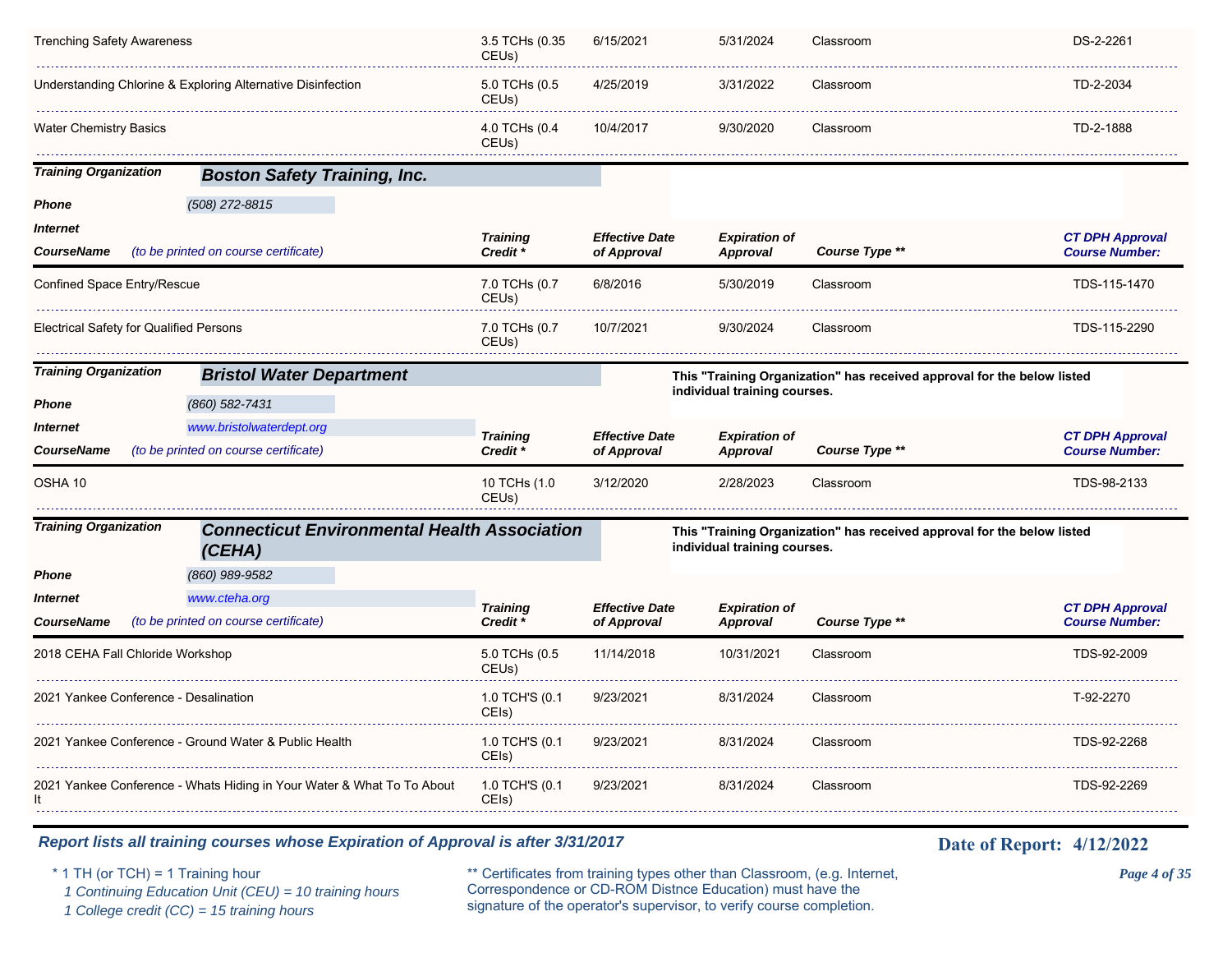| CourseName | Training Credit * | Effective Date of Approval | Expiration of Approval | Course Type ** | CT DPH Approval Course Number: |
|---|---|---|---|---|---|
| Trenching Safety Awareness | 3.5 TCHs (0.35 CEUs) | 6/15/2021 | 5/31/2024 | Classroom | DS-2-2261 |
| Understanding Chlorine & Exploring Alternative Disinfection | 5.0 TCHs (0.5 CEUs) | 4/25/2019 | 3/31/2022 | Classroom | TD-2-2034 |
| Water Chemistry Basics | 4.0 TCHs (0.4 CEUs) | 10/4/2017 | 9/30/2020 | Classroom | TD-2-1888 |

**Training Organization** ***Boston Safety Training, Inc.***

**Phone** *(508) 272-8815*

**Internet**

| CourseName (to be printed on course certificate) | Training Credit * | Effective Date of Approval | Expiration of Approval | Course Type ** | CT DPH Approval Course Number: |
|---|---|---|---|---|---|
| Confined Space Entry/Rescue | 7.0 TCHs (0.7 CEUs) | 6/8/2016 | 5/30/2019 | Classroom | TDS-115-1470 |
| Electrical Safety for Qualified Persons | 7.0 TCHs (0.7 CEUs) | 10/7/2021 | 9/30/2024 | Classroom | TDS-115-2290 |

**Training Organization** ***Bristol Water Department***

**This "Training Organization" has received approval for the below listed individual training courses.**

**Phone** *(860) 582-7431*

**Internet** *www.bristolwaterdept.org*

| CourseName (to be printed on course certificate) | Training Credit * | Effective Date of Approval | Expiration of Approval | Course Type ** | CT DPH Approval Course Number: |
|---|---|---|---|---|---|
| OSHA 10 | 10 TCHs (1.0 CEUs) | 3/12/2020 | 2/28/2023 | Classroom | TDS-98-2133 |

**Training Organization** ***Connecticut Environmental Health Association (CEHA)***

**This "Training Organization" has received approval for the below listed individual training courses.**

**Phone** *(860) 989-9582*

**Internet** *www.cteha.org*

| CourseName (to be printed on course certificate) | Training Credit * | Effective Date of Approval | Expiration of Approval | Course Type ** | CT DPH Approval Course Number: |
|---|---|---|---|---|---|
| 2018 CEHA Fall Chloride Workshop | 5.0 TCHs (0.5 CEUs) | 11/14/2018 | 10/31/2021 | Classroom | TDS-92-2009 |
| 2021 Yankee Conference - Desalination | 1.0 TCH'S (0.1 CEIs) | 9/23/2021 | 8/31/2024 | Classroom | T-92-2270 |
| 2021 Yankee Conference - Ground Water & Public Health | 1.0 TCH'S (0.1 CEIs) | 9/23/2021 | 8/31/2024 | Classroom | TDS-92-2268 |
| 2021 Yankee Conference - Whats Hiding in Your Water & What To To About It | 1.0 TCH'S (0.1 CEIs) | 9/23/2021 | 8/31/2024 | Classroom | TDS-92-2269 |

*Report lists all training courses whose Expiration of Approval is after 3/31/2017*

**Date of Report: 4/12/2022**

\* 1 TH (or TCH) = 1 Training hour
*1 Continuing Education Unit (CEU) = 10 training hours*
*1 College credit (CC) = 15 training hours*

** Certificates from training types other than Classroom, (e.g. Internet, Correspondence or CD-ROM Distnce Education) must have the signature of the operator's supervisor, to verify course completion.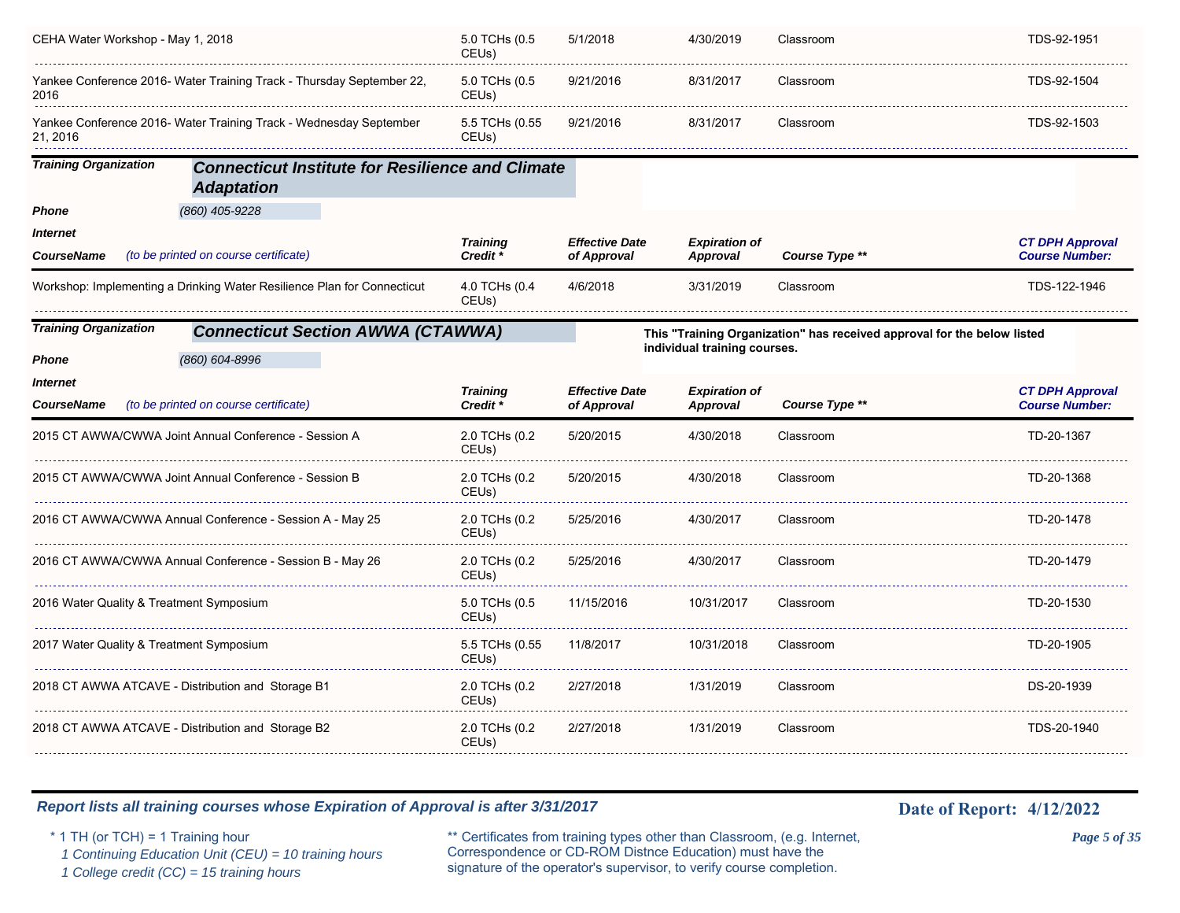| CourseName | Training Credit * | Effective Date of Approval | Expiration of Approval | Course Type ** | CT DPH Approval Course Number: |
|---|---|---|---|---|---|
| CEHA Water Workshop - May 1, 2018 | 5.0 TCHs (0.5 CEUs) | 5/1/2018 | 4/30/2019 | Classroom | TDS-92-1951 |
| Yankee Conference 2016- Water Training Track - Thursday September 22, 2016 | 5.0 TCHs (0.5 CEUs) | 9/21/2016 | 8/31/2017 | Classroom | TDS-92-1504 |
| Yankee Conference 2016- Water Training Track - Wednesday September 21, 2016 | 5.5 TCHs (0.55 CEUs) | 9/21/2016 | 8/31/2017 | Classroom | TDS-92-1503 |

**Training Organization** ***Connecticut Institute for Resilience and Climate Adaptation***

**Phone** *(860) 405-9228*

**Internet**

| CourseName *(to be printed on course certificate)* | Training Credit * | Effective Date of Approval | Expiration of Approval | Course Type ** | CT DPH Approval Course Number: |
|---|---|---|---|---|---|
| Workshop: Implementing a Drinking Water Resilience Plan for Connecticut | 4.0 TCHs (0.4 CEUs) | 4/6/2018 | 3/31/2019 | Classroom | TDS-122-1946 |

**Training Organization** ***Connecticut Section AWWA (CTAWWA)***

**This "Training Organization" has received approval for the below listed individual training courses.**

**Phone** *(860) 604-8996*

**Internet**

| CourseName *(to be printed on course certificate)* | Training Credit * | Effective Date of Approval | Expiration of Approval | Course Type ** | CT DPH Approval Course Number: |
|---|---|---|---|---|---|
| 2015 CT AWWA/CWWA Joint Annual Conference - Session A | 2.0 TCHs (0.2 CEUs) | 5/20/2015 | 4/30/2018 | Classroom | TD-20-1367 |
| 2015 CT AWWA/CWWA Joint Annual Conference - Session B | 2.0 TCHs (0.2 CEUs) | 5/20/2015 | 4/30/2018 | Classroom | TD-20-1368 |
| 2016 CT AWWA/CWWA Annual Conference - Session A - May 25 | 2.0 TCHs (0.2 CEUs) | 5/25/2016 | 4/30/2017 | Classroom | TD-20-1478 |
| 2016 CT AWWA/CWWA Annual Conference - Session B - May 26 | 2.0 TCHs (0.2 CEUs) | 5/25/2016 | 4/30/2017 | Classroom | TD-20-1479 |
| 2016 Water Quality & Treatment Symposium | 5.0 TCHs (0.5 CEUs) | 11/15/2016 | 10/31/2017 | Classroom | TD-20-1530 |
| 2017 Water Quality & Treatment Symposium | 5.5 TCHs (0.55 CEUs) | 11/8/2017 | 10/31/2018 | Classroom | TD-20-1905 |
| 2018 CT AWWA ATCAVE - Distribution and Storage B1 | 2.0 TCHs (0.2 CEUs) | 2/27/2018 | 1/31/2019 | Classroom | DS-20-1939 |
| 2018 CT AWWA ATCAVE - Distribution and Storage B2 | 2.0 TCHs (0.2 CEUs) | 2/27/2018 | 1/31/2019 | Classroom | TDS-20-1940 |

***Report lists all training courses whose Expiration of Approval is after 3/31/2017***

**Date of Report: 4/12/2022**

\* 1 TH (or TCH) = 1 Training hour
*1 Continuing Education Unit (CEU) = 10 training hours*
*1 College credit (CC) = 15 training hours*

** Certificates from training types other than Classroom, (e.g. Internet, Correspondence or CD-ROM Distnce Education) must have the signature of the operator's supervisor, to verify course completion.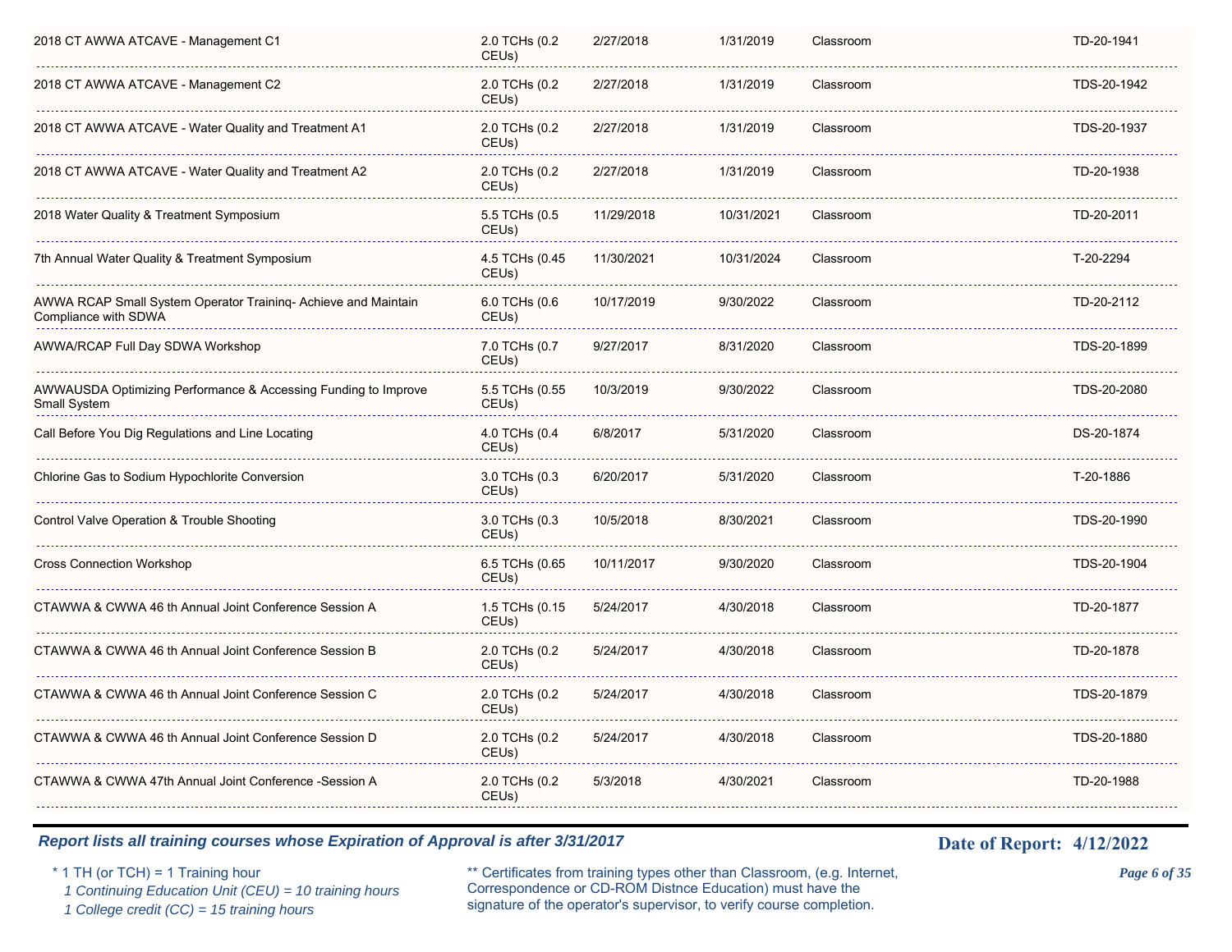| Course | Credits | Approval Date | Expiration of Approval | Type | | Course ID |
|---|---|---|---|---|---|---|
| 2018 CT AWWA ATCAVE - Management C1 | 2.0 TCHs (0.2 CEUs) | 2/27/2018 | 1/31/2019 | Classroom | | TD-20-1941 |
| 2018 CT AWWA ATCAVE - Management C2 | 2.0 TCHs (0.2 CEUs) | 2/27/2018 | 1/31/2019 | Classroom | | TDS-20-1942 |
| 2018 CT AWWA ATCAVE - Water Quality and Treatment A1 | 2.0 TCHs (0.2 CEUs) | 2/27/2018 | 1/31/2019 | Classroom | | TDS-20-1937 |
| 2018 CT AWWA ATCAVE - Water Quality and Treatment A2 | 2.0 TCHs (0.2 CEUs) | 2/27/2018 | 1/31/2019 | Classroom | | TD-20-1938 |
| 2018 Water Quality & Treatment Symposium | 5.5 TCHs (0.5 CEUs) | 11/29/2018 | 10/31/2021 | Classroom | | TD-20-2011 |
| 7th Annual Water Quality & Treatment Symposium | 4.5 TCHs (0.45 CEUs) | 11/30/2021 | 10/31/2024 | Classroom | | T-20-2294 |
| AWWA RCAP Small System Operator Traininq- Achieve and Maintain Compliance with SDWA | 6.0 TCHs (0.6 CEUs) | 10/17/2019 | 9/30/2022 | Classroom | | TD-20-2112 |
| AWWA/RCAP Full Day SDWA Workshop | 7.0 TCHs (0.7 CEUs) | 9/27/2017 | 8/31/2020 | Classroom | | TDS-20-1899 |
| AWWAUSDA Optimizing Performance & Accessing Funding to Improve Small System | 5.5 TCHs (0.55 CEUs) | 10/3/2019 | 9/30/2022 | Classroom | | TDS-20-2080 |
| Call Before You Dig Regulations and Line Locating | 4.0 TCHs (0.4 CEUs) | 6/8/2017 | 5/31/2020 | Classroom | | DS-20-1874 |
| Chlorine Gas to Sodium Hypochlorite Conversion | 3.0 TCHs (0.3 CEUs) | 6/20/2017 | 5/31/2020 | Classroom | | T-20-1886 |
| Control Valve Operation & Trouble Shooting | 3.0 TCHs (0.3 CEUs) | 10/5/2018 | 8/30/2021 | Classroom | | TDS-20-1990 |
| Cross Connection Workshop | 6.5 TCHs (0.65 CEUs) | 10/11/2017 | 9/30/2020 | Classroom | | TDS-20-1904 |
| CTAWWA & CWWA 46 th Annual Joint Conference Session A | 1.5 TCHs (0.15 CEUs) | 5/24/2017 | 4/30/2018 | Classroom | | TD-20-1877 |
| CTAWWA & CWWA 46 th Annual Joint Conference Session B | 2.0 TCHs (0.2 CEUs) | 5/24/2017 | 4/30/2018 | Classroom | | TD-20-1878 |
| CTAWWA & CWWA 46 th Annual Joint Conference Session C | 2.0 TCHs (0.2 CEUs) | 5/24/2017 | 4/30/2018 | Classroom | | TDS-20-1879 |
| CTAWWA & CWWA 46 th Annual Joint Conference Session D | 2.0 TCHs (0.2 CEUs) | 5/24/2017 | 4/30/2018 | Classroom | | TDS-20-1880 |
| CTAWWA & CWWA 47th Annual Joint Conference -Session A | 2.0 TCHs (0.2 CEUs) | 5/3/2018 | 4/30/2021 | Classroom | | TD-20-1988 |

***Report lists all training courses whose Expiration of Approval is after 3/31/2017***

**Date of Report: 4/12/2022**

\* 1 TH (or TCH) = 1 Training hour
*1 Continuing Education Unit (CEU) = 10 training hours*
*1 College credit (CC) = 15 training hours*

** Certificates from training types other than Classroom, (e.g. Internet, Correspondence or CD-ROM Distnce Education) must have the signature of the operator's supervisor, to verify course completion.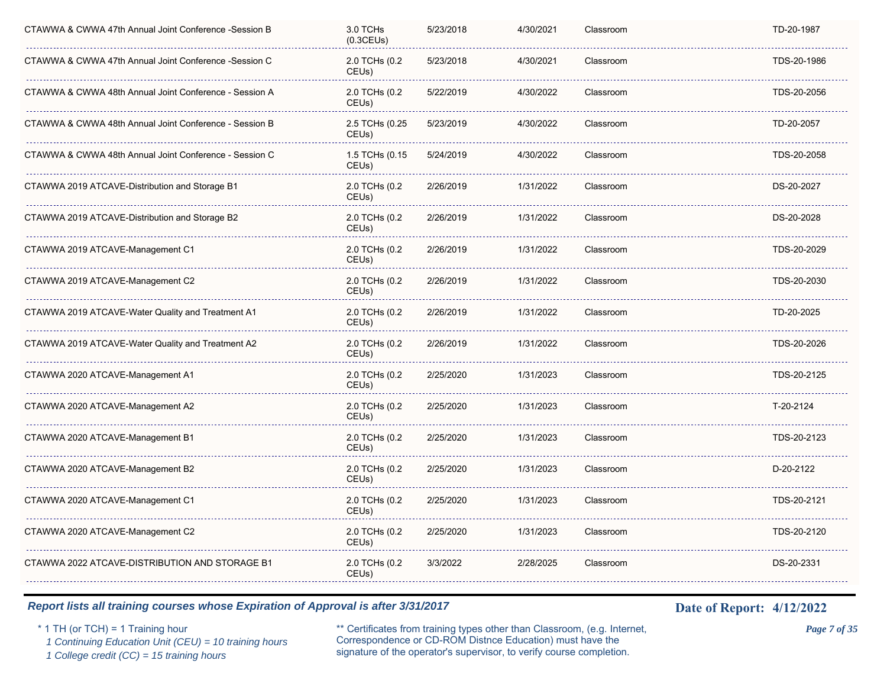| | | | | | | |
|---|---|---|---|---|---|---|
| CTAWWA & CWWA 47th Annual Joint Conference -Session B | 3.0 TCHs (0.3CEUs) | 5/23/2018 | 4/30/2021 | Classroom | | TD-20-1987 |
| CTAWWA & CWWA 47th Annual Joint Conference -Session C | 2.0 TCHs (0.2 CEUs) | 5/23/2018 | 4/30/2021 | Classroom | | TDS-20-1986 |
| CTAWWA & CWWA 48th Annual Joint Conference - Session A | 2.0 TCHs (0.2 CEUs) | 5/22/2019 | 4/30/2022 | Classroom | | TDS-20-2056 |
| CTAWWA & CWWA 48th Annual Joint Conference - Session B | 2.5 TCHs (0.25 CEUs) | 5/23/2019 | 4/30/2022 | Classroom | | TD-20-2057 |
| CTAWWA & CWWA 48th Annual Joint Conference - Session C | 1.5 TCHs (0.15 CEUs) | 5/24/2019 | 4/30/2022 | Classroom | | TDS-20-2058 |
| CTAWWA 2019 ATCAVE-Distribution and Storage B1 | 2.0 TCHs (0.2 CEUs) | 2/26/2019 | 1/31/2022 | Classroom | | DS-20-2027 |
| CTAWWA 2019 ATCAVE-Distribution and Storage B2 | 2.0 TCHs (0.2 CEUs) | 2/26/2019 | 1/31/2022 | Classroom | | DS-20-2028 |
| CTAWWA 2019 ATCAVE-Management C1 | 2.0 TCHs (0.2 CEUs) | 2/26/2019 | 1/31/2022 | Classroom | | TDS-20-2029 |
| CTAWWA 2019 ATCAVE-Management C2 | 2.0 TCHs (0.2 CEUs) | 2/26/2019 | 1/31/2022 | Classroom | | TDS-20-2030 |
| CTAWWA 2019 ATCAVE-Water Quality and Treatment A1 | 2.0 TCHs (0.2 CEUs) | 2/26/2019 | 1/31/2022 | Classroom | | TD-20-2025 |
| CTAWWA 2019 ATCAVE-Water Quality and Treatment A2 | 2.0 TCHs (0.2 CEUs) | 2/26/2019 | 1/31/2022 | Classroom | | TDS-20-2026 |
| CTAWWA 2020 ATCAVE-Management A1 | 2.0 TCHs (0.2 CEUs) | 2/25/2020 | 1/31/2023 | Classroom | | TDS-20-2125 |
| CTAWWA 2020 ATCAVE-Management A2 | 2.0 TCHs (0.2 CEUs) | 2/25/2020 | 1/31/2023 | Classroom | | T-20-2124 |
| CTAWWA 2020 ATCAVE-Management B1 | 2.0 TCHs (0.2 CEUs) | 2/25/2020 | 1/31/2023 | Classroom | | TDS-20-2123 |
| CTAWWA 2020 ATCAVE-Management B2 | 2.0 TCHs (0.2 CEUs) | 2/25/2020 | 1/31/2023 | Classroom | | D-20-2122 |
| CTAWWA 2020 ATCAVE-Management C1 | 2.0 TCHs (0.2 CEUs) | 2/25/2020 | 1/31/2023 | Classroom | | TDS-20-2121 |
| CTAWWA 2020 ATCAVE-Management C2 | 2.0 TCHs (0.2 CEUs) | 2/25/2020 | 1/31/2023 | Classroom | | TDS-20-2120 |
| CTAWWA 2022 ATCAVE-DISTRIBUTION AND STORAGE B1 | 2.0 TCHs (0.2 CEUs) | 3/3/2022 | 2/28/2025 | Classroom | | DS-20-2331 |

***Report lists all training courses whose Expiration of Approval is after 3/31/2017***

**Date of Report: 4/12/2022**

\* 1 TH (or TCH) = 1 Training hour
*1 Continuing Education Unit (CEU) = 10 training hours*
*1 College credit (CC) = 15 training hours*

\** Certificates from training types other than Classroom, (e.g. Internet, Correspondence or CD-ROM Distnce Education) must have the signature of the operator's supervisor, to verify course completion.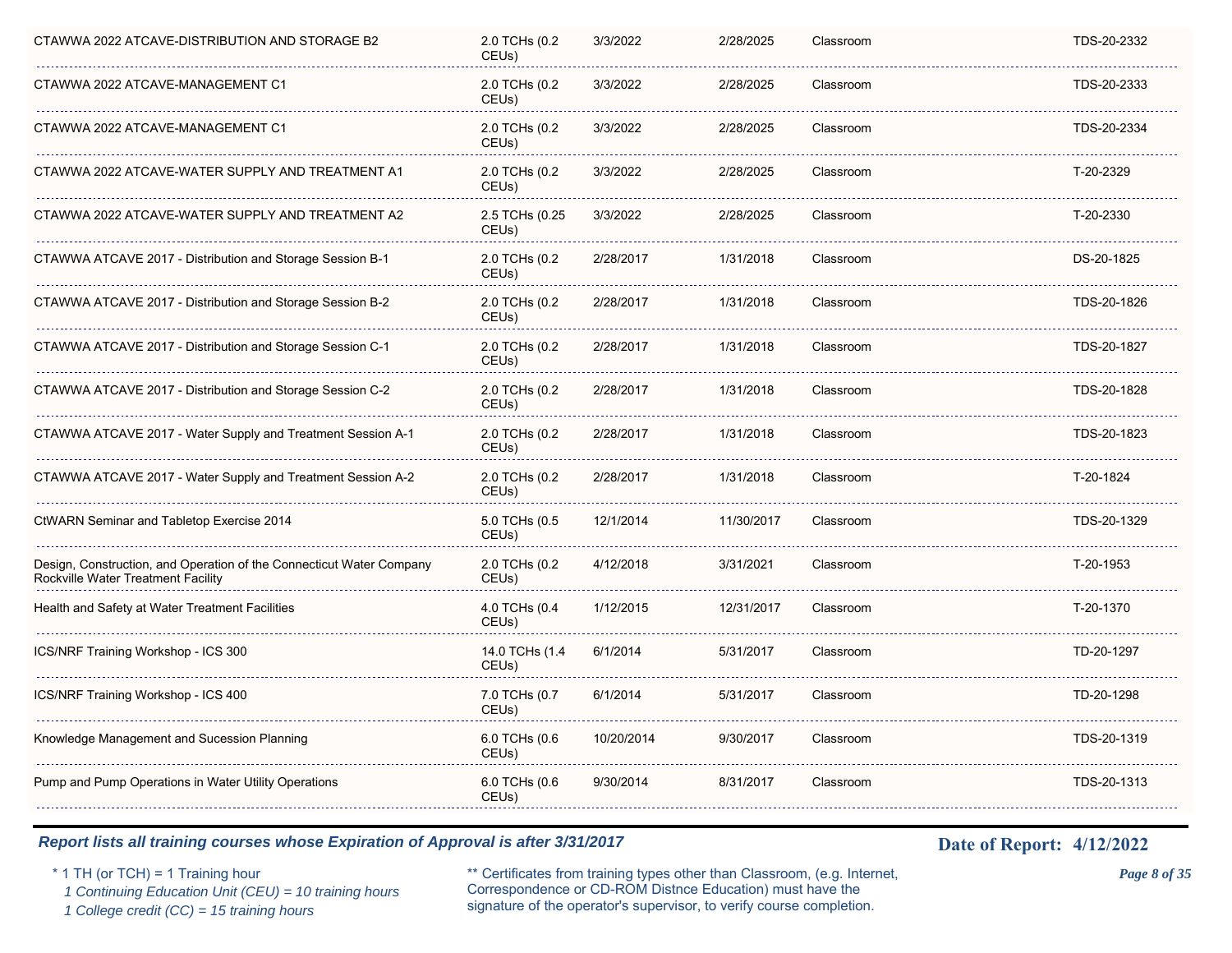| | | | | | |
|---|---|---|---|---|---|
| CTAWWA 2022 ATCAVE-DISTRIBUTION AND STORAGE B2 | 2.0 TCHs (0.2 CEUs) | 3/3/2022 | 2/28/2025 | Classroom | TDS-20-2332 |
| CTAWWA 2022 ATCAVE-MANAGEMENT C1 | 2.0 TCHs (0.2 CEUs) | 3/3/2022 | 2/28/2025 | Classroom | TDS-20-2333 |
| CTAWWA 2022 ATCAVE-MANAGEMENT C1 | 2.0 TCHs (0.2 CEUs) | 3/3/2022 | 2/28/2025 | Classroom | TDS-20-2334 |
| CTAWWA 2022 ATCAVE-WATER SUPPLY AND TREATMENT A1 | 2.0 TCHs (0.2 CEUs) | 3/3/2022 | 2/28/2025 | Classroom | T-20-2329 |
| CTAWWA 2022 ATCAVE-WATER SUPPLY AND TREATMENT A2 | 2.5 TCHs (0.25 CEUs) | 3/3/2022 | 2/28/2025 | Classroom | T-20-2330 |
| CTAWWA ATCAVE 2017 - Distribution and Storage Session B-1 | 2.0 TCHs (0.2 CEUs) | 2/28/2017 | 1/31/2018 | Classroom | DS-20-1825 |
| CTAWWA ATCAVE 2017 - Distribution and Storage Session B-2 | 2.0 TCHs (0.2 CEUs) | 2/28/2017 | 1/31/2018 | Classroom | TDS-20-1826 |
| CTAWWA ATCAVE 2017 - Distribution and Storage Session C-1 | 2.0 TCHs (0.2 CEUs) | 2/28/2017 | 1/31/2018 | Classroom | TDS-20-1827 |
| CTAWWA ATCAVE 2017 - Distribution and Storage Session C-2 | 2.0 TCHs (0.2 CEUs) | 2/28/2017 | 1/31/2018 | Classroom | TDS-20-1828 |
| CTAWWA ATCAVE 2017 - Water Supply and Treatment Session A-1 | 2.0 TCHs (0.2 CEUs) | 2/28/2017 | 1/31/2018 | Classroom | TDS-20-1823 |
| CTAWWA ATCAVE 2017 - Water Supply and Treatment Session A-2 | 2.0 TCHs (0.2 CEUs) | 2/28/2017 | 1/31/2018 | Classroom | T-20-1824 |
| CtWARN Seminar and Tabletop Exercise 2014 | 5.0 TCHs (0.5 CEUs) | 12/1/2014 | 11/30/2017 | Classroom | TDS-20-1329 |
| Design, Construction, and Operation of the Connecticut Water Company Rockville Water Treatment Facility | 2.0 TCHs (0.2 CEUs) | 4/12/2018 | 3/31/2021 | Classroom | T-20-1953 |
| Health and Safety at Water Treatment Facilities | 4.0 TCHs (0.4 CEUs) | 1/12/2015 | 12/31/2017 | Classroom | T-20-1370 |
| ICS/NRF Training Workshop - ICS 300 | 14.0 TCHs (1.4 CEUs) | 6/1/2014 | 5/31/2017 | Classroom | TD-20-1297 |
| ICS/NRF Training Workshop - ICS 400 | 7.0 TCHs (0.7 CEUs) | 6/1/2014 | 5/31/2017 | Classroom | TD-20-1298 |
| Knowledge Management and Sucession Planning | 6.0 TCHs (0.6 CEUs) | 10/20/2014 | 9/30/2017 | Classroom | TDS-20-1319 |
| Pump and Pump Operations in Water Utility Operations | 6.0 TCHs (0.6 CEUs) | 9/30/2014 | 8/31/2017 | Classroom | TDS-20-1313 |

***Report lists all training courses whose Expiration of Approval is after 3/31/2017***

**Date of Report: 4/12/2022**

\* 1 TH (or TCH) = 1 Training hour
*1 Continuing Education Unit (CEU) = 10 training hours*
*1 College credit (CC) = 15 training hours*

\*\* Certificates from training types other than Classroom, (e.g. Internet, Correspondence or CD-ROM Distnce Education) must have the signature of the operator's supervisor, to verify course completion.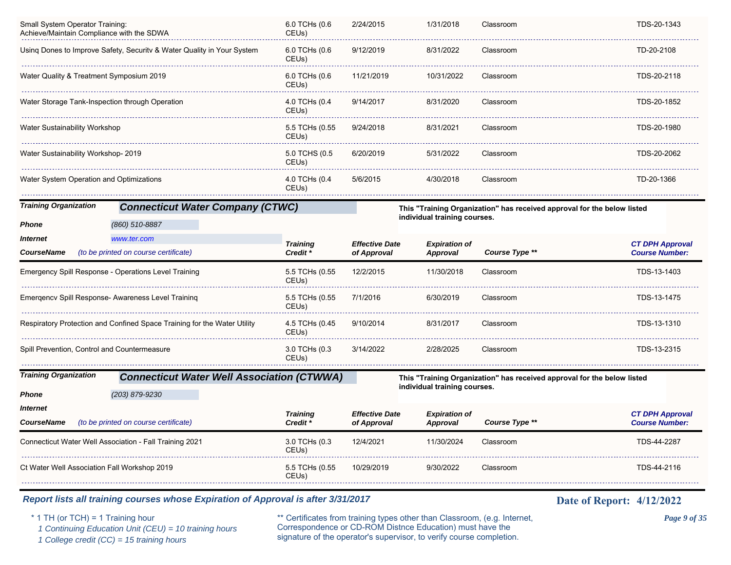| CourseName | Training Credit * | Effective Date of Approval | Expiration of Approval | Course Type ** | CT DPH Approval Course Number: |
|---|---|---|---|---|---|
| Small System Operator Training: Achieve/Maintain Compliance with the SDWA | 6.0 TCHs (0.6 CEUs) | 2/24/2015 | 1/31/2018 | Classroom | TDS-20-1343 |
| Usinq Dones to Improve Safety, Securitv & Water Quality in Your System | 6.0 TCHs (0.6 CEUs) | 9/12/2019 | 8/31/2022 | Classroom | TD-20-2108 |
| Water Quality & Treatment Symposium 2019 | 6.0 TCHs (0.6 CEUs) | 11/21/2019 | 10/31/2022 | Classroom | TDS-20-2118 |
| Water Storage Tank-Inspection through Operation | 4.0 TCHs (0.4 CEUs) | 9/14/2017 | 8/31/2020 | Classroom | TDS-20-1852 |
| Water Sustainability Workshop | 5.5 TCHs (0.55 CEUs) | 9/24/2018 | 8/31/2021 | Classroom | TDS-20-1980 |
| Water Sustainability Workshop- 2019 | 5.0 TCHS (0.5 CEUs) | 6/20/2019 | 5/31/2022 | Classroom | TDS-20-2062 |
| Water System Operation and Optimizations | 4.0 TCHs (0.4 CEUs) | 5/6/2015 | 4/30/2018 | Classroom | TD-20-1366 |

**Training Organization** ***Connecticut Water Company (CTWC)***

This "Training Organization" has received approval for the below listed individual training courses.

**Phone** *(860) 510-8887*

**Internet** *www.ter.com*

| CourseName *(to be printed on course certificate)* | Training Credit * | Effective Date of Approval | Expiration of Approval | Course Type ** | CT DPH Approval Course Number: |
|---|---|---|---|---|---|
| Emergency Spill Response - Operations Level Training | 5.5 TCHs (0.55 CEUs) | 12/2/2015 | 11/30/2018 | Classroom | TDS-13-1403 |
| Emerqencv Spill Response- Awareness Level Traininq | 5.5 TCHs (0.55 CEUs) | 7/1/2016 | 6/30/2019 | Classroom | TDS-13-1475 |
| Respiratory Protection and Confined Space Training for the Water Utility | 4.5 TCHs (0.45 CEUs) | 9/10/2014 | 8/31/2017 | Classroom | TDS-13-1310 |
| Spill Prevention, Control and Countermeasure | 3.0 TCHs (0.3 CEUs) | 3/14/2022 | 2/28/2025 | Classroom | TDS-13-2315 |

**Training Organization** ***Connecticut Water Well Association (CTWWA)***

This "Training Organization" has received approval for the below listed individual training courses.

**Phone** *(203) 879-9230*

**Internet**

| CourseName *(to be printed on course certificate)* | Training Credit * | Effective Date of Approval | Expiration of Approval | Course Type ** | CT DPH Approval Course Number: |
|---|---|---|---|---|---|
| Connecticut Water Well Association - Fall Training 2021 | 3.0 TCHs (0.3 CEUs) | 12/4/2021 | 11/30/2024 | Classroom | TDS-44-2287 |
| Ct Water Well Association Fall Workshop 2019 | 5.5 TCHs (0.55 CEUs) | 10/29/2019 | 9/30/2022 | Classroom | TDS-44-2116 |

***Report lists all training courses whose Expiration of Approval is after 3/31/2017***

**Date of Report: 4/12/2022**

\* 1 TH (or TCH) = 1 Training hour
*1 Continuing Education Unit (CEU) = 10 training hours*
*1 College credit (CC) = 15 training hours*

** Certificates from training types other than Classroom, (e.g. Internet, Correspondence or CD-ROM Distnce Education) must have the signature of the operator's supervisor, to verify course completion.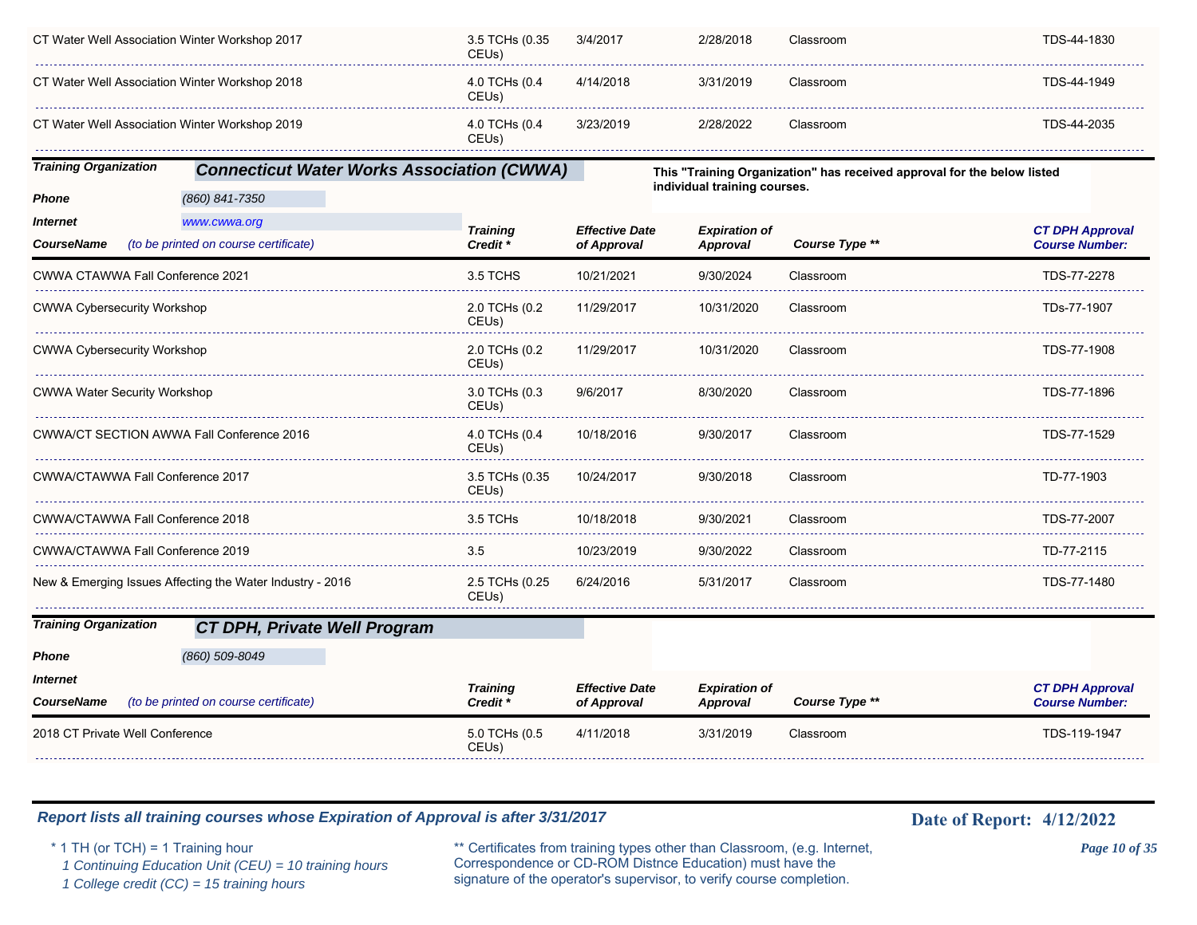| CourseName | Training Credit * | Effective Date of Approval | Expiration of Approval | Course Type ** | CT DPH Approval Course Number: |
|---|---|---|---|---|---|
| CT Water Well Association Winter Workshop 2017 | 3.5 TCHs (0.35 CEUs) | 3/4/2017 | 2/28/2018 | Classroom | TDS-44-1830 |
| CT Water Well Association Winter Workshop 2018 | 4.0 TCHs (0.4 CEUs) | 4/14/2018 | 3/31/2019 | Classroom | TDS-44-1949 |
| CT Water Well Association Winter Workshop 2019 | 4.0 TCHs (0.4 CEUs) | 3/23/2019 | 2/28/2022 | Classroom | TDS-44-2035 |

**Training Organization** ***Connecticut Water Works Association (CWWA)***

**This "Training Organization" has received approval for the below listed individual training courses.**

***Phone*** *(860) 841-7350*

***Internet*** *www.cwwa.org*

| CourseName *(to be printed on course certificate)* | Training Credit * | Effective Date of Approval | Expiration of Approval | Course Type ** | CT DPH Approval Course Number: |
|---|---|---|---|---|---|
| CWWA CTAWWA Fall Conference 2021 | 3.5 TCHS | 10/21/2021 | 9/30/2024 | Classroom | TDS-77-2278 |
| CWWA Cybersecurity Workshop | 2.0 TCHs (0.2 CEUs) | 11/29/2017 | 10/31/2020 | Classroom | TDs-77-1907 |
| CWWA Cybersecurity Workshop | 2.0 TCHs (0.2 CEUs) | 11/29/2017 | 10/31/2020 | Classroom | TDS-77-1908 |
| CWWA Water Security Workshop | 3.0 TCHs (0.3 CEUs) | 9/6/2017 | 8/30/2020 | Classroom | TDS-77-1896 |
| CWWA/CT SECTION AWWA Fall Conference 2016 | 4.0 TCHs (0.4 CEUs) | 10/18/2016 | 9/30/2017 | Classroom | TDS-77-1529 |
| CWWA/CTAWWA Fall Conference 2017 | 3.5 TCHs (0.35 CEUs) | 10/24/2017 | 9/30/2018 | Classroom | TD-77-1903 |
| CWWA/CTAWWA Fall Conference 2018 | 3.5 TCHs | 10/18/2018 | 9/30/2021 | Classroom | TDS-77-2007 |
| CWWA/CTAWWA Fall Conference 2019 | 3.5 | 10/23/2019 | 9/30/2022 | Classroom | TD-77-2115 |
| New & Emerging Issues Affecting the Water Industry - 2016 | 2.5 TCHs (0.25 CEUs) | 6/24/2016 | 5/31/2017 | Classroom | TDS-77-1480 |

**Training Organization** ***CT DPH, Private Well Program***

***Phone*** *(860) 509-8049*

***Internet***

| CourseName *(to be printed on course certificate)* | Training Credit * | Effective Date of Approval | Expiration of Approval | Course Type ** | CT DPH Approval Course Number: |
|---|---|---|---|---|---|
| 2018 CT Private Well Conference | 5.0 TCHs (0.5 CEUs) | 4/11/2018 | 3/31/2019 | Classroom | TDS-119-1947 |

***Report lists all training courses whose Expiration of Approval is after 3/31/2017***

**Date of Report: 4/12/2022**

\* 1 TH (or TCH) = 1 Training hour
*1 Continuing Education Unit (CEU) = 10 training hours*
*1 College credit (CC) = 15 training hours*

** Certificates from training types other than Classroom, (e.g. Internet, Correspondence or CD-ROM Distnce Education) must have the signature of the operator's supervisor, to verify course completion.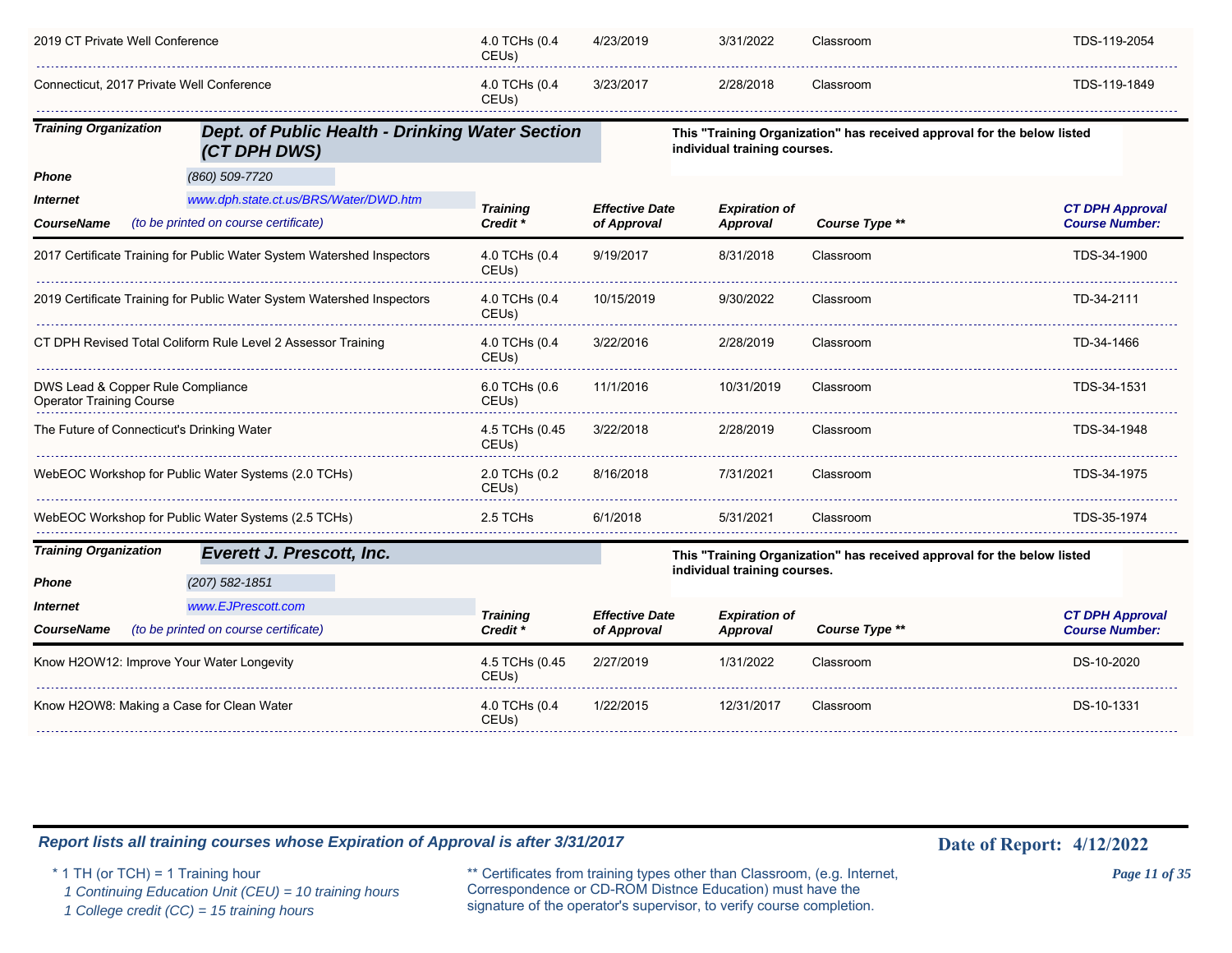| | Training Credit * | Effective Date of Approval | Expiration of Approval | Course Type ** | CT DPH Approval Course Number: |
|---|---|---|---|---|---|
| 2019 CT Private Well Conference | 4.0 TCHs (0.4 CEUs) | 4/23/2019 | 3/31/2022 | Classroom | TDS-119-2054 |
| Connecticut, 2017 Private Well Conference | 4.0 TCHs (0.4 CEUs) | 3/23/2017 | 2/28/2018 | Classroom | TDS-119-1849 |

***Training Organization*** ***Dept. of Public Health - Drinking Water Section (CT DPH DWS)***

This "Training Organization" has received approval for the below listed individual training courses.

***Phone*** *(860) 509-7720*

***Internet*** *www.dph.state.ct.us/BRS/Water/DWD.htm*

| CourseName *(to be printed on course certificate)* | Training Credit * | Effective Date of Approval | Expiration of Approval | Course Type ** | CT DPH Approval Course Number: |
|---|---|---|---|---|---|
| 2017 Certificate Training for Public Water System Watershed Inspectors | 4.0 TCHs (0.4 CEUs) | 9/19/2017 | 8/31/2018 | Classroom | TDS-34-1900 |
| 2019 Certificate Training for Public Water System Watershed Inspectors | 4.0 TCHs (0.4 CEUs) | 10/15/2019 | 9/30/2022 | Classroom | TD-34-2111 |
| CT DPH Revised Total Coliform Rule Level 2 Assessor Training | 4.0 TCHs (0.4 CEUs) | 3/22/2016 | 2/28/2019 | Classroom | TD-34-1466 |
| DWS Lead & Copper Rule Compliance Operator Training Course | 6.0 TCHs (0.6 CEUs) | 11/1/2016 | 10/31/2019 | Classroom | TDS-34-1531 |
| The Future of Connecticut's Drinking Water | 4.5 TCHs (0.45 CEUs) | 3/22/2018 | 2/28/2019 | Classroom | TDS-34-1948 |
| WebEOC Workshop for Public Water Systems (2.0 TCHs) | 2.0 TCHs (0.2 CEUs) | 8/16/2018 | 7/31/2021 | Classroom | TDS-34-1975 |
| WebEOC Workshop for Public Water Systems (2.5 TCHs) | 2.5 TCHs | 6/1/2018 | 5/31/2021 | Classroom | TDS-35-1974 |

***Training Organization*** ***Everett J. Prescott, Inc.***

This "Training Organization" has received approval for the below listed individual training courses.

***Phone*** *(207) 582-1851*

***Internet*** *www.EJPrescott.com*

| CourseName *(to be printed on course certificate)* | Training Credit * | Effective Date of Approval | Expiration of Approval | Course Type ** | CT DPH Approval Course Number: |
|---|---|---|---|---|---|
| Know H2OW12: Improve Your Water Longevity | 4.5 TCHs (0.45 CEUs) | 2/27/2019 | 1/31/2022 | Classroom | DS-10-2020 |
| Know H2OW8: Making a Case for Clean Water | 4.0 TCHs (0.4 CEUs) | 1/22/2015 | 12/31/2017 | Classroom | DS-10-1331 |

***Report lists all training courses whose Expiration of Approval is after 3/31/2017***

**Date of Report: 4/12/2022**

\* 1 TH (or TCH) = 1 Training hour
*1 Continuing Education Unit (CEU) = 10 training hours*
*1 College credit (CC) = 15 training hours*

** Certificates from training types other than Classroom, (e.g. Internet, Correspondence or CD-ROM Distnce Education) must have the signature of the operator's supervisor, to verify course completion.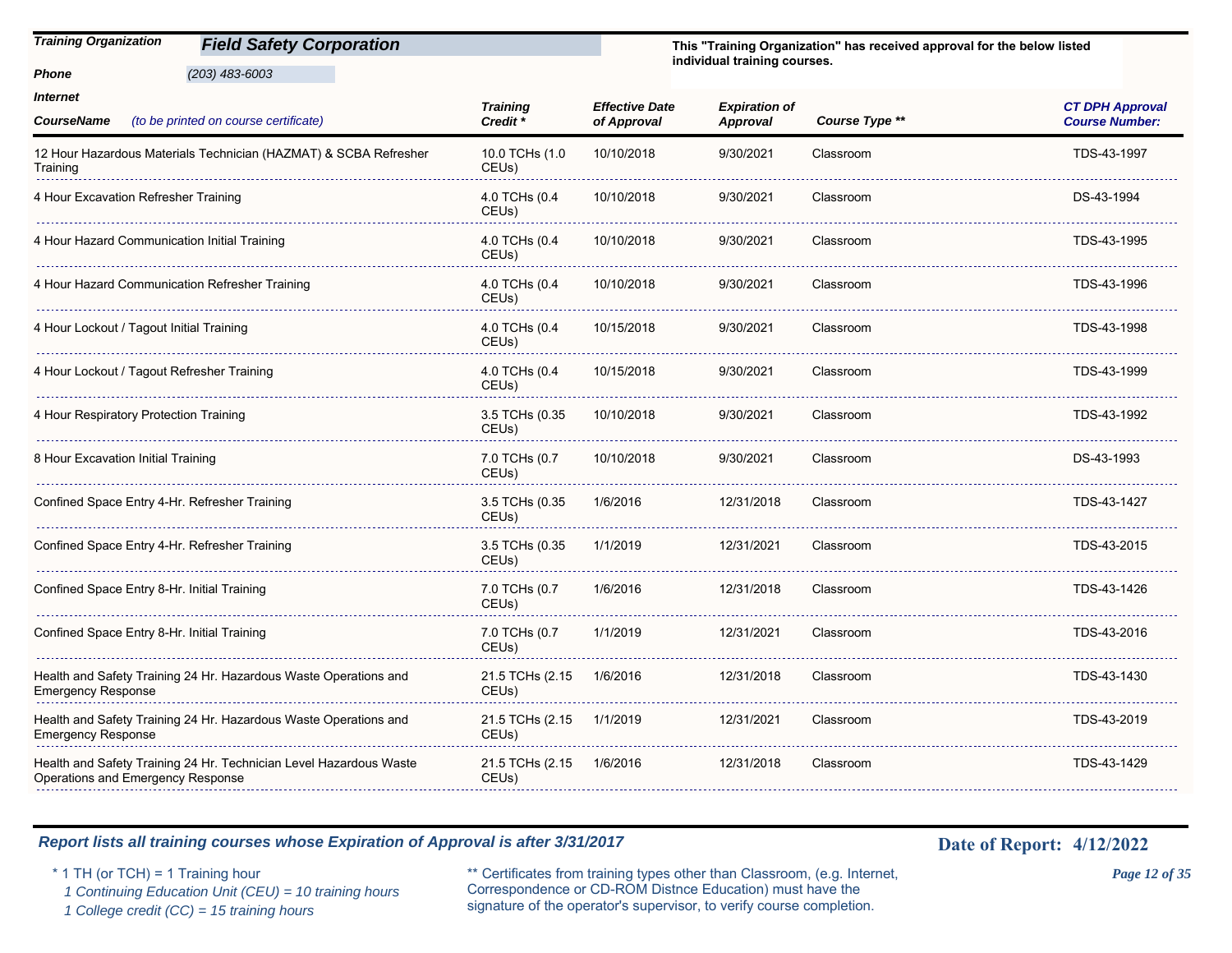| **Training Organization** | **Field Safety Corporation** | This "Training Organization" has received approval for the below listed individual training courses. |
|---|---|---|
| **Phone** | (203) 483-6003 | |
| **Internet** | | |

| ***CourseName*** *(to be printed on course certificate)* | ***Training Credit **** | ***Effective Date of Approval*** | ***Expiration of Approval*** | ***Course Type **** | ***CT DPH Approval Course Number:*** |
|---|---|---|---|---|---|
| 12 Hour Hazardous Materials Technician (HAZMAT) & SCBA Refresher Training | 10.0 TCHs (1.0 CEUs) | 10/10/2018 | 9/30/2021 | Classroom | TDS-43-1997 |
| 4 Hour Excavation Refresher Training | 4.0 TCHs (0.4 CEUs) | 10/10/2018 | 9/30/2021 | Classroom | DS-43-1994 |
| 4 Hour Hazard Communication Initial Training | 4.0 TCHs (0.4 CEUs) | 10/10/2018 | 9/30/2021 | Classroom | TDS-43-1995 |
| 4 Hour Hazard Communication Refresher Training | 4.0 TCHs (0.4 CEUs) | 10/10/2018 | 9/30/2021 | Classroom | TDS-43-1996 |
| 4 Hour Lockout / Tagout Initial Training | 4.0 TCHs (0.4 CEUs) | 10/15/2018 | 9/30/2021 | Classroom | TDS-43-1998 |
| 4 Hour Lockout / Tagout Refresher Training | 4.0 TCHs (0.4 CEUs) | 10/15/2018 | 9/30/2021 | Classroom | TDS-43-1999 |
| 4 Hour Respiratory Protection Training | 3.5 TCHs (0.35 CEUs) | 10/10/2018 | 9/30/2021 | Classroom | TDS-43-1992 |
| 8 Hour Excavation Initial Training | 7.0 TCHs (0.7 CEUs) | 10/10/2018 | 9/30/2021 | Classroom | DS-43-1993 |
| Confined Space Entry 4-Hr. Refresher Training | 3.5 TCHs (0.35 CEUs) | 1/6/2016 | 12/31/2018 | Classroom | TDS-43-1427 |
| Confined Space Entry 4-Hr. Refresher Training | 3.5 TCHs (0.35 CEUs) | 1/1/2019 | 12/31/2021 | Classroom | TDS-43-2015 |
| Confined Space Entry 8-Hr. Initial Training | 7.0 TCHs (0.7 CEUs) | 1/6/2016 | 12/31/2018 | Classroom | TDS-43-1426 |
| Confined Space Entry 8-Hr. Initial Training | 7.0 TCHs (0.7 CEUs) | 1/1/2019 | 12/31/2021 | Classroom | TDS-43-2016 |
| Health and Safety Training 24 Hr. Hazardous Waste Operations and Emergency Response | 21.5 TCHs (2.15 CEUs) | 1/6/2016 | 12/31/2018 | Classroom | TDS-43-1430 |
| Health and Safety Training 24 Hr. Hazardous Waste Operations and Emergency Response | 21.5 TCHs (2.15 CEUs) | 1/1/2019 | 12/31/2021 | Classroom | TDS-43-2019 |
| Health and Safety Training 24 Hr. Technician Level Hazardous Waste Operations and Emergency Response | 21.5 TCHs (2.15 CEUs) | 1/6/2016 | 12/31/2018 | Classroom | TDS-43-1429 |

***Report lists all training courses whose Expiration of Approval is after 3/31/2017***

**Date of Report: 4/12/2022**

\* 1 TH (or TCH) = 1 Training hour
*1 Continuing Education Unit (CEU) = 10 training hours*
*1 College credit (CC) = 15 training hours*

** Certificates from training types other than Classroom, (e.g. Internet, Correspondence or CD-ROM Distnce Education) must have the signature of the operator's supervisor, to verify course completion.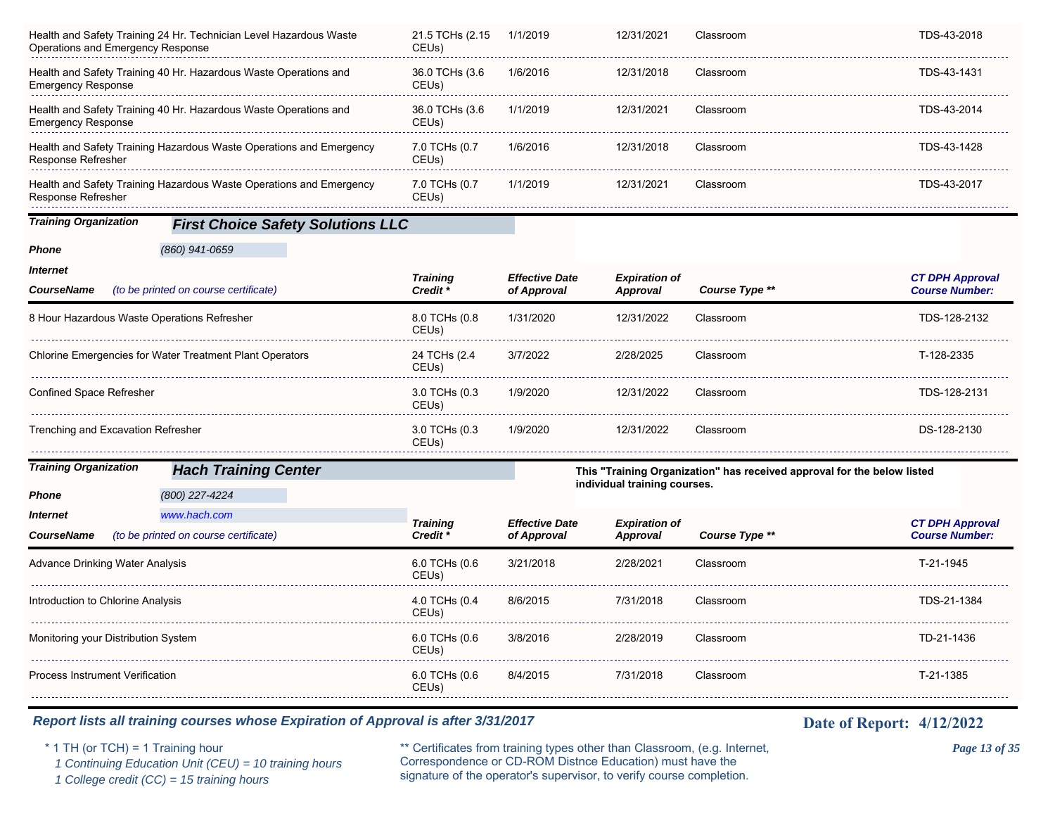| Course Name | Training Credit * | Effective Date of Approval | Expiration of Approval | Course Type ** | CT DPH Approval Course Number: |
|---|---|---|---|---|---|
| Health and Safety Training 24 Hr. Technician Level Hazardous Waste Operations and Emergency Response | 21.5 TCHs (2.15 CEUs) | 1/1/2019 | 12/31/2021 | Classroom | TDS-43-2018 |
| Health and Safety Training 40 Hr. Hazardous Waste Operations and Emergency Response | 36.0 TCHs (3.6 CEUs) | 1/6/2016 | 12/31/2018 | Classroom | TDS-43-1431 |
| Health and Safety Training 40 Hr. Hazardous Waste Operations and Emergency Response | 36.0 TCHs (3.6 CEUs) | 1/1/2019 | 12/31/2021 | Classroom | TDS-43-2014 |
| Health and Safety Training Hazardous Waste Operations and Emergency Response Refresher | 7.0 TCHs (0.7 CEUs) | 1/6/2016 | 12/31/2018 | Classroom | TDS-43-1428 |
| Health and Safety Training Hazardous Waste Operations and Emergency Response Refresher | 7.0 TCHs (0.7 CEUs) | 1/1/2019 | 12/31/2021 | Classroom | TDS-43-2017 |

**Training Organization** **First Choice Safety Solutions LLC**

**Phone** (860) 941-0659

**Internet**

| CourseName (to be printed on course certificate) | Training Credit * | Effective Date of Approval | Expiration of Approval | Course Type ** | CT DPH Approval Course Number: |
|---|---|---|---|---|---|
| 8 Hour Hazardous Waste Operations Refresher | 8.0 TCHs (0.8 CEUs) | 1/31/2020 | 12/31/2022 | Classroom | TDS-128-2132 |
| Chlorine Emergencies for Water Treatment Plant Operators | 24 TCHs (2.4 CEUs) | 3/7/2022 | 2/28/2025 | Classroom | T-128-2335 |
| Confined Space Refresher | 3.0 TCHs (0.3 CEUs) | 1/9/2020 | 12/31/2022 | Classroom | TDS-128-2131 |
| Trenching and Excavation Refresher | 3.0 TCHs (0.3 CEUs) | 1/9/2020 | 12/31/2022 | Classroom | DS-128-2130 |

**Training Organization** **Hach Training Center**

**This "Training Organization" has received approval for the below listed individual training courses.**

**Phone** (800) 227-4224

**Internet** www.hach.com

| CourseName (to be printed on course certificate) | Training Credit * | Effective Date of Approval | Expiration of Approval | Course Type ** | CT DPH Approval Course Number: |
|---|---|---|---|---|---|
| Advance Drinking Water Analysis | 6.0 TCHs (0.6 CEUs) | 3/21/2018 | 2/28/2021 | Classroom | T-21-1945 |
| Introduction to Chlorine Analysis | 4.0 TCHs (0.4 CEUs) | 8/6/2015 | 7/31/2018 | Classroom | TDS-21-1384 |
| Monitoring your Distribution System | 6.0 TCHs (0.6 CEUs) | 3/8/2016 | 2/28/2019 | Classroom | TD-21-1436 |
| Process Instrument Verification | 6.0 TCHs (0.6 CEUs) | 8/4/2015 | 7/31/2018 | Classroom | T-21-1385 |

*Report lists all training courses whose Expiration of Approval is after 3/31/2017*

**Date of Report: 4/12/2022**

\* 1 TH (or TCH) = 1 Training hour
*1 Continuing Education Unit (CEU) = 10 training hours*
*1 College credit (CC) = 15 training hours*

** Certificates from training types other than Classroom, (e.g. Internet, Correspondence or CD-ROM Distnce Education) must have the signature of the operator's supervisor, to verify course completion.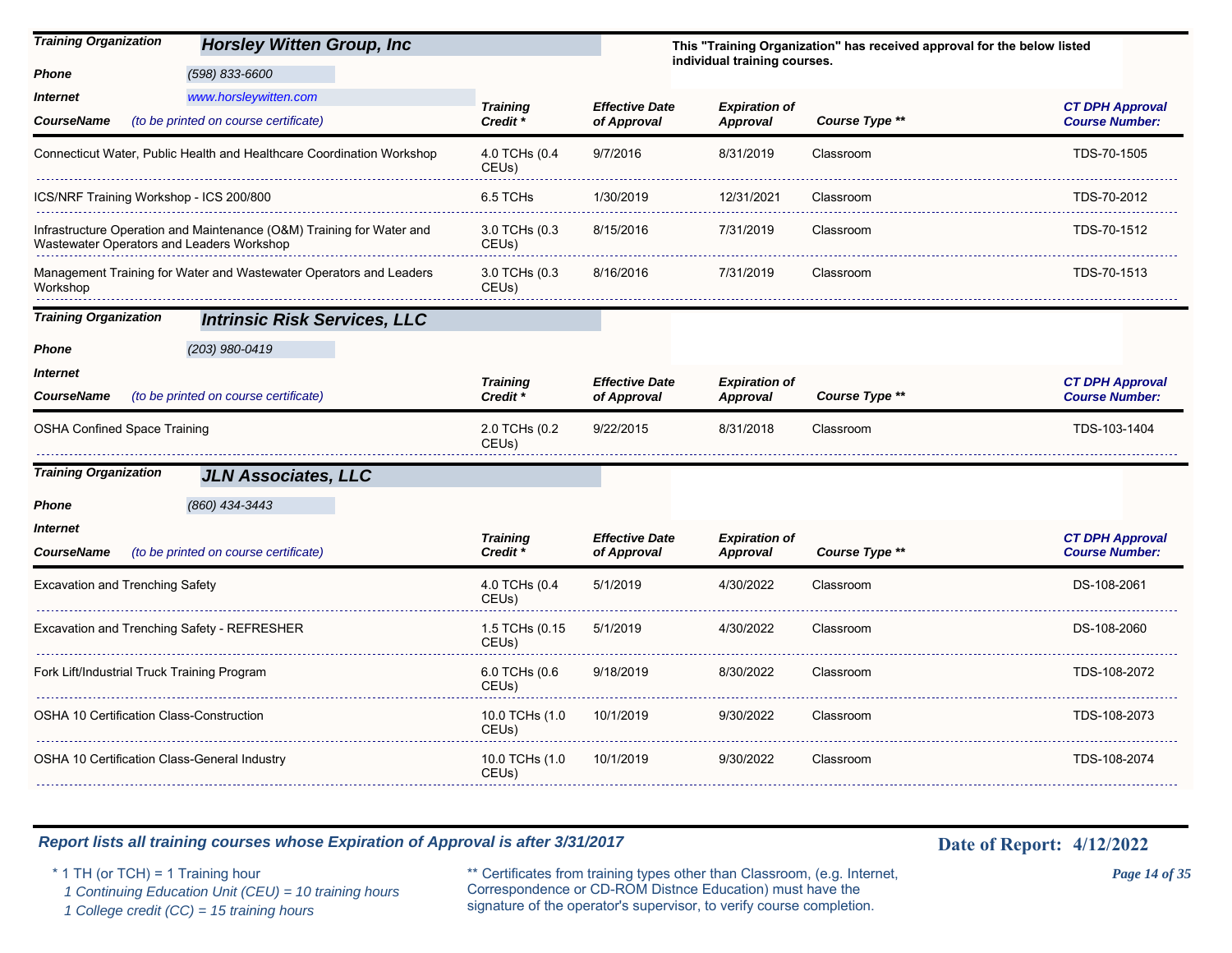## Training Organization: Horsley Witten Group, Inc

**Phone:** (598) 833-6600

**Internet:** www.horsleywitten.com

This "Training Organization" has received approval for the below listed individual training courses.

| CourseName (to be printed on course certificate) | Training Credit * | Effective Date of Approval | Expiration of Approval | Course Type ** | CT DPH Approval Course Number: |
|---|---|---|---|---|---|
| Connecticut Water, Public Health and Healthcare Coordination Workshop | 4.0 TCHs (0.4 CEUs) | 9/7/2016 | 8/31/2019 | Classroom | TDS-70-1505 |
| ICS/NRF Training Workshop - ICS 200/800 | 6.5 TCHs | 1/30/2019 | 12/31/2021 | Classroom | TDS-70-2012 |
| Infrastructure Operation and Maintenance (O&M) Training for Water and Wastewater Operators and Leaders Workshop | 3.0 TCHs (0.3 CEUs) | 8/15/2016 | 7/31/2019 | Classroom | TDS-70-1512 |
| Management Training for Water and Wastewater Operators and Leaders Workshop | 3.0 TCHs (0.3 CEUs) | 8/16/2016 | 7/31/2019 | Classroom | TDS-70-1513 |

## Training Organization: Intrinsic Risk Services, LLC

**Phone:** (203) 980-0419

**Internet:**

| CourseName (to be printed on course certificate) | Training Credit * | Effective Date of Approval | Expiration of Approval | Course Type ** | CT DPH Approval Course Number: |
|---|---|---|---|---|---|
| OSHA Confined Space Training | 2.0 TCHs (0.2 CEUs) | 9/22/2015 | 8/31/2018 | Classroom | TDS-103-1404 |

## Training Organization: JLN Associates, LLC

**Phone:** (860) 434-3443

**Internet:**

| CourseName (to be printed on course certificate) | Training Credit * | Effective Date of Approval | Expiration of Approval | Course Type ** | CT DPH Approval Course Number: |
|---|---|---|---|---|---|
| Excavation and Trenching Safety | 4.0 TCHs (0.4 CEUs) | 5/1/2019 | 4/30/2022 | Classroom | DS-108-2061 |
| Excavation and Trenching Safety - REFRESHER | 1.5 TCHs (0.15 CEUs) | 5/1/2019 | 4/30/2022 | Classroom | DS-108-2060 |
| Fork Lift/Industrial Truck Training Program | 6.0 TCHs (0.6 CEUs) | 9/18/2019 | 8/30/2022 | Classroom | TDS-108-2072 |
| OSHA 10 Certification Class-Construction | 10.0 TCHs (1.0 CEUs) | 10/1/2019 | 9/30/2022 | Classroom | TDS-108-2073 |
| OSHA 10 Certification Class-General Industry | 10.0 TCHs (1.0 CEUs) | 10/1/2019 | 9/30/2022 | Classroom | TDS-108-2074 |

*Report lists all training courses whose Expiration of Approval is after 3/31/2017*

**Date of Report: 4/12/2022**

\* 1 TH (or TCH) = 1 Training hour
*1 Continuing Education Unit (CEU) = 10 training hours*
*1 College credit (CC) = 15 training hours*

** Certificates from training types other than Classroom, (e.g. Internet, Correspondence or CD-ROM Distnce Education) must have the signature of the operator's supervisor, to verify course completion.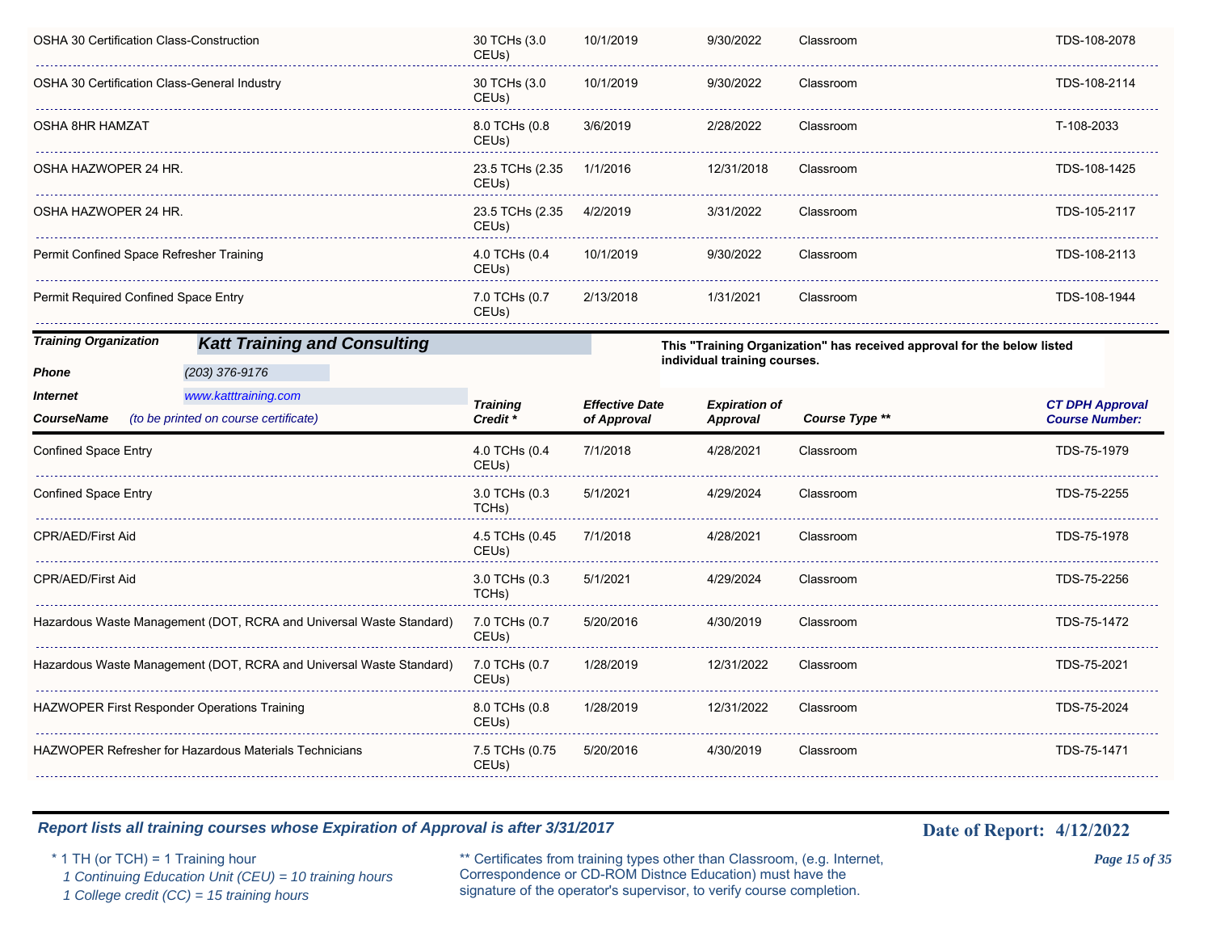| CourseName | Training Credit * | Effective Date of Approval | Expiration of Approval | Course Type ** | CT DPH Approval Course Number: |
|---|---|---|---|---|---|
| OSHA 30 Certification Class-Construction | 30 TCHs (3.0 CEUs) | 10/1/2019 | 9/30/2022 | Classroom | TDS-108-2078 |
| OSHA 30 Certification Class-General Industry | 30 TCHs (3.0 CEUs) | 10/1/2019 | 9/30/2022 | Classroom | TDS-108-2114 |
| OSHA 8HR HAMZAT | 8.0 TCHs (0.8 CEUs) | 3/6/2019 | 2/28/2022 | Classroom | T-108-2033 |
| OSHA HAZWOPER 24 HR. | 23.5 TCHs (2.35 CEUs) | 1/1/2016 | 12/31/2018 | Classroom | TDS-108-1425 |
| OSHA HAZWOPER 24 HR. | 23.5 TCHs (2.35 CEUs) | 4/2/2019 | 3/31/2022 | Classroom | TDS-105-2117 |
| Permit Confined Space Refresher Training | 4.0 TCHs (0.4 CEUs) | 10/1/2019 | 9/30/2022 | Classroom | TDS-108-2113 |
| Permit Required Confined Space Entry | 7.0 TCHs (0.7 CEUs) | 2/13/2018 | 1/31/2021 | Classroom | TDS-108-1944 |

**Training Organization** ***Katt Training and Consulting***

**Phone** *(203) 376-9176*

**Internet** *www.katttraining.com*

**This "Training Organization" has received approval for the below listed individual training courses.**

| ***CourseName*** *(to be printed on course certificate)* | ***Training Credit **** | ***Effective Date of Approval*** | ***Expiration of Approval*** | ***Course Type ***** | ***CT DPH Approval Course Number:*** |
|---|---|---|---|---|---|
| Confined Space Entry | 4.0 TCHs (0.4 CEUs) | 7/1/2018 | 4/28/2021 | Classroom | TDS-75-1979 |
| Confined Space Entry | 3.0 TCHs (0.3 TCHs) | 5/1/2021 | 4/29/2024 | Classroom | TDS-75-2255 |
| CPR/AED/First Aid | 4.5 TCHs (0.45 CEUs) | 7/1/2018 | 4/28/2021 | Classroom | TDS-75-1978 |
| CPR/AED/First Aid | 3.0 TCHs (0.3 TCHs) | 5/1/2021 | 4/29/2024 | Classroom | TDS-75-2256 |
| Hazardous Waste Management (DOT, RCRA and Universal Waste Standard) | 7.0 TCHs (0.7 CEUs) | 5/20/2016 | 4/30/2019 | Classroom | TDS-75-1472 |
| Hazardous Waste Management (DOT, RCRA and Universal Waste Standard) | 7.0 TCHs (0.7 CEUs) | 1/28/2019 | 12/31/2022 | Classroom | TDS-75-2021 |
| HAZWOPER First Responder Operations Training | 8.0 TCHs (0.8 CEUs) | 1/28/2019 | 12/31/2022 | Classroom | TDS-75-2024 |
| HAZWOPER Refresher for Hazardous Materials Technicians | 7.5 TCHs (0.75 CEUs) | 5/20/2016 | 4/30/2019 | Classroom | TDS-75-1471 |

***Report lists all training courses whose Expiration of Approval is after 3/31/2017***

**Date of Report: 4/12/2022**

\* 1 TH (or TCH) = 1 Training hour
*1 Continuing Education Unit (CEU) = 10 training hours*
*1 College credit (CC) = 15 training hours*

** Certificates from training types other than Classroom, (e.g. Internet, Correspondence or CD-ROM Distnce Education) must have the signature of the operator's supervisor, to verify course completion.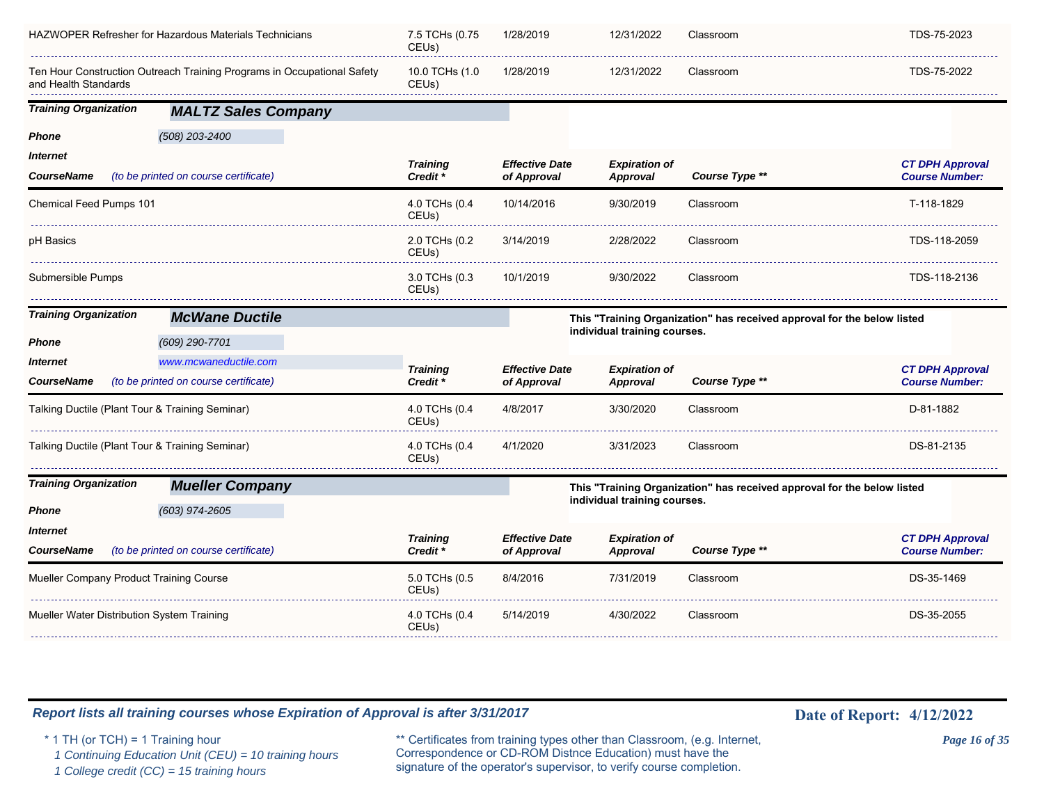| CourseName | Training Credit * | Effective Date of Approval | Expiration of Approval | Course Type ** | CT DPH Approval Course Number: |
|---|---|---|---|---|---|
| HAZWOPER Refresher for Hazardous Materials Technicians | 7.5 TCHs (0.75 CEUs) | 1/28/2019 | 12/31/2022 | Classroom | TDS-75-2023 |
| Ten Hour Construction Outreach Training Programs in Occupational Safety and Health Standards | 10.0 TCHs (1.0 CEUs) | 1/28/2019 | 12/31/2022 | Classroom | TDS-75-2022 |

**Training Organization** ***MALTZ Sales Company***

**Phone** *(508) 203-2400*

**Internet**

| CourseName *(to be printed on course certificate)* | Training Credit * | Effective Date of Approval | Expiration of Approval | Course Type ** | CT DPH Approval Course Number: |
|---|---|---|---|---|---|
| Chemical Feed Pumps 101 | 4.0 TCHs (0.4 CEUs) | 10/14/2016 | 9/30/2019 | Classroom | T-118-1829 |
| pH Basics | 2.0 TCHs (0.2 CEUs) | 3/14/2019 | 2/28/2022 | Classroom | TDS-118-2059 |
| Submersible Pumps | 3.0 TCHs (0.3 CEUs) | 10/1/2019 | 9/30/2022 | Classroom | TDS-118-2136 |

**Training Organization** ***McWane Ductile***

**This "Training Organization" has received approval for the below listed individual training courses.**

**Phone** *(609) 290-7701*

**Internet** *www.mcwaneductile.com*

| CourseName *(to be printed on course certificate)* | Training Credit * | Effective Date of Approval | Expiration of Approval | Course Type ** | CT DPH Approval Course Number: |
|---|---|---|---|---|---|
| Talking Ductile (Plant Tour & Training Seminar) | 4.0 TCHs (0.4 CEUs) | 4/8/2017 | 3/30/2020 | Classroom | D-81-1882 |
| Talking Ductile (Plant Tour & Training Seminar) | 4.0 TCHs (0.4 CEUs) | 4/1/2020 | 3/31/2023 | Classroom | DS-81-2135 |

**Training Organization** ***Mueller Company***

**This "Training Organization" has received approval for the below listed individual training courses.**

**Phone** *(603) 974-2605*

**Internet**

| CourseName *(to be printed on course certificate)* | Training Credit * | Effective Date of Approval | Expiration of Approval | Course Type ** | CT DPH Approval Course Number: |
|---|---|---|---|---|---|
| Mueller Company Product Training Course | 5.0 TCHs (0.5 CEUs) | 8/4/2016 | 7/31/2019 | Classroom | DS-35-1469 |
| Mueller Water Distribution System Training | 4.0 TCHs (0.4 CEUs) | 5/14/2019 | 4/30/2022 | Classroom | DS-35-2055 |

***Report lists all training courses whose Expiration of Approval is after 3/31/2017***

**Date of Report: 4/12/2022**

\* 1 TH (or TCH) = 1 Training hour
*1 Continuing Education Unit (CEU) = 10 training hours*
*1 College credit (CC) = 15 training hours*

** Certificates from training types other than Classroom, (e.g. Internet, Correspondence or CD-ROM Distnce Education) must have the signature of the operator's supervisor, to verify course completion.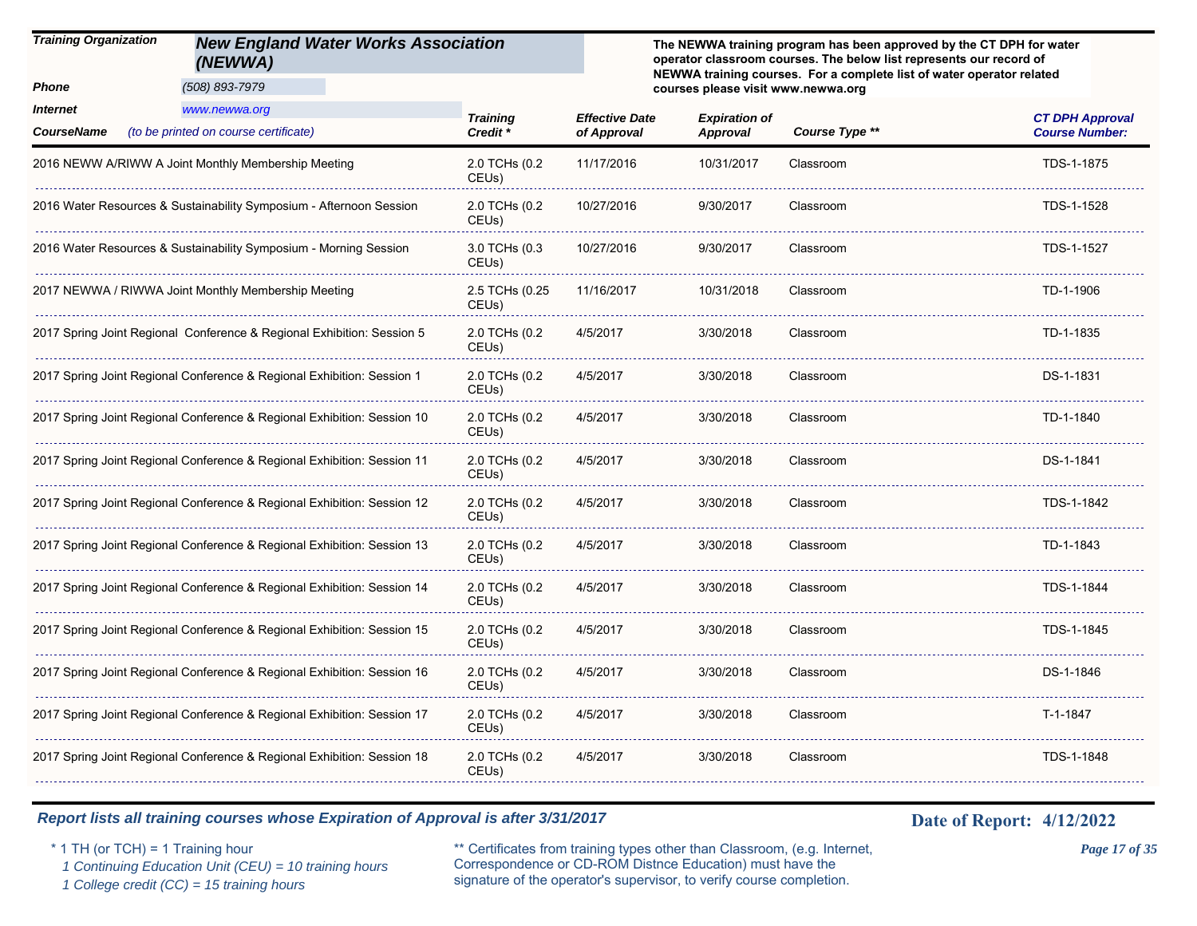| | |
|---|---|
| **Training Organization** | **New England Water Works Association (NEWWA)** |
| **Phone** | (508) 893-7979 |
| **Internet** | www.newwa.org |

**The NEWWA training program has been approved by the CT DPH for water operator classroom courses. The below list represents our record of NEWWA training courses. For a complete list of water operator related courses please visit www.newwa.org**

| CourseName (to be printed on course certificate) | Training Credit * | Effective Date of Approval | Expiration of Approval | Course Type ** | CT DPH Approval Course Number: |
|---|---|---|---|---|---|
| 2016 NEWW A/RIWW A Joint Monthly Membership Meeting | 2.0 TCHs (0.2 CEUs) | 11/17/2016 | 10/31/2017 | Classroom | TDS-1-1875 |
| 2016 Water Resources & Sustainability Symposium - Afternoon Session | 2.0 TCHs (0.2 CEUs) | 10/27/2016 | 9/30/2017 | Classroom | TDS-1-1528 |
| 2016 Water Resources & Sustainability Symposium - Morning Session | 3.0 TCHs (0.3 CEUs) | 10/27/2016 | 9/30/2017 | Classroom | TDS-1-1527 |
| 2017 NEWWA / RIWWA Joint Monthly Membership Meeting | 2.5 TCHs (0.25 CEUs) | 11/16/2017 | 10/31/2018 | Classroom | TD-1-1906 |
| 2017 Spring Joint Regional Conference & Regional Exhibition: Session 5 | 2.0 TCHs (0.2 CEUs) | 4/5/2017 | 3/30/2018 | Classroom | TD-1-1835 |
| 2017 Spring Joint Regional Conference & Regional Exhibition: Session 1 | 2.0 TCHs (0.2 CEUs) | 4/5/2017 | 3/30/2018 | Classroom | DS-1-1831 |
| 2017 Spring Joint Regional Conference & Regional Exhibition: Session 10 | 2.0 TCHs (0.2 CEUs) | 4/5/2017 | 3/30/2018 | Classroom | TD-1-1840 |
| 2017 Spring Joint Regional Conference & Regional Exhibition: Session 11 | 2.0 TCHs (0.2 CEUs) | 4/5/2017 | 3/30/2018 | Classroom | DS-1-1841 |
| 2017 Spring Joint Regional Conference & Regional Exhibition: Session 12 | 2.0 TCHs (0.2 CEUs) | 4/5/2017 | 3/30/2018 | Classroom | TDS-1-1842 |
| 2017 Spring Joint Regional Conference & Regional Exhibition: Session 13 | 2.0 TCHs (0.2 CEUs) | 4/5/2017 | 3/30/2018 | Classroom | TD-1-1843 |
| 2017 Spring Joint Regional Conference & Regional Exhibition: Session 14 | 2.0 TCHs (0.2 CEUs) | 4/5/2017 | 3/30/2018 | Classroom | TDS-1-1844 |
| 2017 Spring Joint Regional Conference & Regional Exhibition: Session 15 | 2.0 TCHs (0.2 CEUs) | 4/5/2017 | 3/30/2018 | Classroom | TDS-1-1845 |
| 2017 Spring Joint Regional Conference & Regional Exhibition: Session 16 | 2.0 TCHs (0.2 CEUs) | 4/5/2017 | 3/30/2018 | Classroom | DS-1-1846 |
| 2017 Spring Joint Regional Conference & Regional Exhibition: Session 17 | 2.0 TCHs (0.2 CEUs) | 4/5/2017 | 3/30/2018 | Classroom | T-1-1847 |
| 2017 Spring Joint Regional Conference & Regional Exhibition: Session 18 | 2.0 TCHs (0.2 CEUs) | 4/5/2017 | 3/30/2018 | Classroom | TDS-1-1848 |

***Report lists all training courses whose Expiration of Approval is after 3/31/2017***

**Date of Report: 4/12/2022**

\* 1 TH (or TCH) = 1 Training hour
*1 Continuing Education Unit (CEU) = 10 training hours*
*1 College credit (CC) = 15 training hours*

** Certificates from training types other than Classroom, (e.g. Internet, Correspondence or CD-ROM Distnce Education) must have the signature of the operator's supervisor, to verify course completion.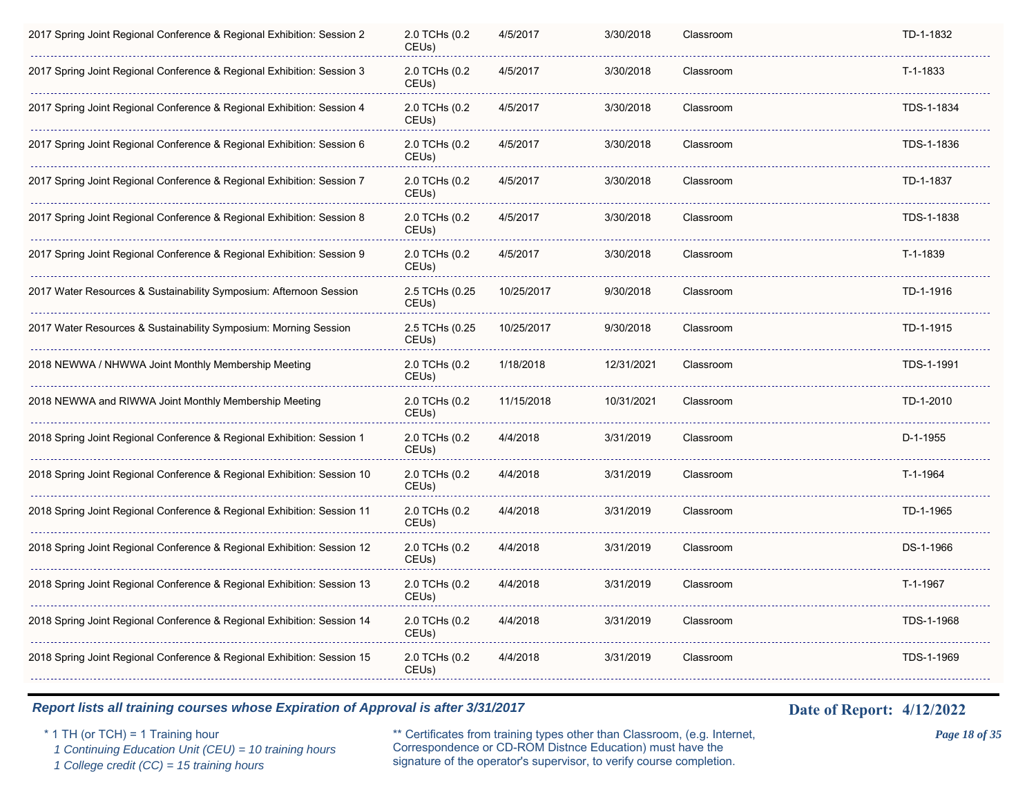| | | | | | |
|---|---|---|---|---|---|
| 2017 Spring Joint Regional Conference & Regional Exhibition: Session 2 | 2.0 TCHs (0.2 CEUs) | 4/5/2017 | 3/30/2018 | Classroom | TD-1-1832 |
| 2017 Spring Joint Regional Conference & Regional Exhibition: Session 3 | 2.0 TCHs (0.2 CEUs) | 4/5/2017 | 3/30/2018 | Classroom | T-1-1833 |
| 2017 Spring Joint Regional Conference & Regional Exhibition: Session 4 | 2.0 TCHs (0.2 CEUs) | 4/5/2017 | 3/30/2018 | Classroom | TDS-1-1834 |
| 2017 Spring Joint Regional Conference & Regional Exhibition: Session 6 | 2.0 TCHs (0.2 CEUs) | 4/5/2017 | 3/30/2018 | Classroom | TDS-1-1836 |
| 2017 Spring Joint Regional Conference & Regional Exhibition: Session 7 | 2.0 TCHs (0.2 CEUs) | 4/5/2017 | 3/30/2018 | Classroom | TD-1-1837 |
| 2017 Spring Joint Regional Conference & Regional Exhibition: Session 8 | 2.0 TCHs (0.2 CEUs) | 4/5/2017 | 3/30/2018 | Classroom | TDS-1-1838 |
| 2017 Spring Joint Regional Conference & Regional Exhibition: Session 9 | 2.0 TCHs (0.2 CEUs) | 4/5/2017 | 3/30/2018 | Classroom | T-1-1839 |
| 2017 Water Resources & Sustainability Symposium: Afternoon Session | 2.5 TCHs (0.25 CEUs) | 10/25/2017 | 9/30/2018 | Classroom | TD-1-1916 |
| 2017 Water Resources & Sustainability Symposium: Morning Session | 2.5 TCHs (0.25 CEUs) | 10/25/2017 | 9/30/2018 | Classroom | TD-1-1915 |
| 2018 NEWWA / NHWWA Joint Monthly Membership Meeting | 2.0 TCHs (0.2 CEUs) | 1/18/2018 | 12/31/2021 | Classroom | TDS-1-1991 |
| 2018 NEWWA and RIWWA Joint Monthly Membership Meeting | 2.0 TCHs (0.2 CEUs) | 11/15/2018 | 10/31/2021 | Classroom | TD-1-2010 |
| 2018 Spring Joint Regional Conference & Regional Exhibition: Session 1 | 2.0 TCHs (0.2 CEUs) | 4/4/2018 | 3/31/2019 | Classroom | D-1-1955 |
| 2018 Spring Joint Regional Conference & Regional Exhibition: Session 10 | 2.0 TCHs (0.2 CEUs) | 4/4/2018 | 3/31/2019 | Classroom | T-1-1964 |
| 2018 Spring Joint Regional Conference & Regional Exhibition: Session 11 | 2.0 TCHs (0.2 CEUs) | 4/4/2018 | 3/31/2019 | Classroom | TD-1-1965 |
| 2018 Spring Joint Regional Conference & Regional Exhibition: Session 12 | 2.0 TCHs (0.2 CEUs) | 4/4/2018 | 3/31/2019 | Classroom | DS-1-1966 |
| 2018 Spring Joint Regional Conference & Regional Exhibition: Session 13 | 2.0 TCHs (0.2 CEUs) | 4/4/2018 | 3/31/2019 | Classroom | T-1-1967 |
| 2018 Spring Joint Regional Conference & Regional Exhibition: Session 14 | 2.0 TCHs (0.2 CEUs) | 4/4/2018 | 3/31/2019 | Classroom | TDS-1-1968 |
| 2018 Spring Joint Regional Conference & Regional Exhibition: Session 15 | 2.0 TCHs (0.2 CEUs) | 4/4/2018 | 3/31/2019 | Classroom | TDS-1-1969 |

***Report lists all training courses whose Expiration of Approval is after 3/31/2017***

**Date of Report: 4/12/2022**

\* 1 TH (or TCH) = 1 Training hour
*1 Continuing Education Unit (CEU) = 10 training hours*
*1 College credit (CC) = 15 training hours*

** Certificates from training types other than Classroom, (e.g. Internet, Correspondence or CD-ROM Distnce Education) must have the signature of the operator's supervisor, to verify course completion.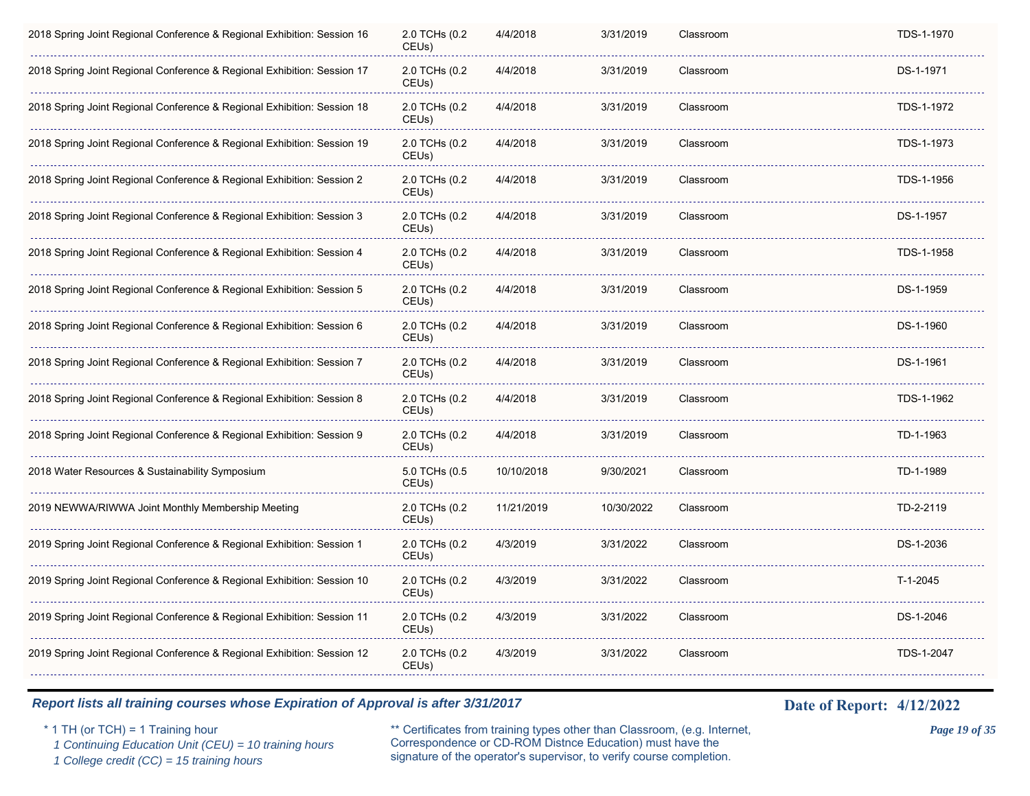| | | | | | |
|---|---|---|---|---|---|
| 2018 Spring Joint Regional Conference & Regional Exhibition: Session 16 | 2.0 TCHs (0.2 CEUs) | 4/4/2018 | 3/31/2019 | Classroom | TDS-1-1970 |
| 2018 Spring Joint Regional Conference & Regional Exhibition: Session 17 | 2.0 TCHs (0.2 CEUs) | 4/4/2018 | 3/31/2019 | Classroom | DS-1-1971 |
| 2018 Spring Joint Regional Conference & Regional Exhibition: Session 18 | 2.0 TCHs (0.2 CEUs) | 4/4/2018 | 3/31/2019 | Classroom | TDS-1-1972 |
| 2018 Spring Joint Regional Conference & Regional Exhibition: Session 19 | 2.0 TCHs (0.2 CEUs) | 4/4/2018 | 3/31/2019 | Classroom | TDS-1-1973 |
| 2018 Spring Joint Regional Conference & Regional Exhibition: Session 2 | 2.0 TCHs (0.2 CEUs) | 4/4/2018 | 3/31/2019 | Classroom | TDS-1-1956 |
| 2018 Spring Joint Regional Conference & Regional Exhibition: Session 3 | 2.0 TCHs (0.2 CEUs) | 4/4/2018 | 3/31/2019 | Classroom | DS-1-1957 |
| 2018 Spring Joint Regional Conference & Regional Exhibition: Session 4 | 2.0 TCHs (0.2 CEUs) | 4/4/2018 | 3/31/2019 | Classroom | TDS-1-1958 |
| 2018 Spring Joint Regional Conference & Regional Exhibition: Session 5 | 2.0 TCHs (0.2 CEUs) | 4/4/2018 | 3/31/2019 | Classroom | DS-1-1959 |
| 2018 Spring Joint Regional Conference & Regional Exhibition: Session 6 | 2.0 TCHs (0.2 CEUs) | 4/4/2018 | 3/31/2019 | Classroom | DS-1-1960 |
| 2018 Spring Joint Regional Conference & Regional Exhibition: Session 7 | 2.0 TCHs (0.2 CEUs) | 4/4/2018 | 3/31/2019 | Classroom | DS-1-1961 |
| 2018 Spring Joint Regional Conference & Regional Exhibition: Session 8 | 2.0 TCHs (0.2 CEUs) | 4/4/2018 | 3/31/2019 | Classroom | TDS-1-1962 |
| 2018 Spring Joint Regional Conference & Regional Exhibition: Session 9 | 2.0 TCHs (0.2 CEUs) | 4/4/2018 | 3/31/2019 | Classroom | TD-1-1963 |
| 2018 Water Resources & Sustainability Symposium | 5.0 TCHs (0.5 CEUs) | 10/10/2018 | 9/30/2021 | Classroom | TD-1-1989 |
| 2019 NEWWA/RIWWA Joint Monthly Membership Meeting | 2.0 TCHs (0.2 CEUs) | 11/21/2019 | 10/30/2022 | Classroom | TD-2-2119 |
| 2019 Spring Joint Regional Conference & Regional Exhibition: Session 1 | 2.0 TCHs (0.2 CEUs) | 4/3/2019 | 3/31/2022 | Classroom | DS-1-2036 |
| 2019 Spring Joint Regional Conference & Regional Exhibition: Session 10 | 2.0 TCHs (0.2 CEUs) | 4/3/2019 | 3/31/2022 | Classroom | T-1-2045 |
| 2019 Spring Joint Regional Conference & Regional Exhibition: Session 11 | 2.0 TCHs (0.2 CEUs) | 4/3/2019 | 3/31/2022 | Classroom | DS-1-2046 |
| 2019 Spring Joint Regional Conference & Regional Exhibition: Session 12 | 2.0 TCHs (0.2 CEUs) | 4/3/2019 | 3/31/2022 | Classroom | TDS-1-2047 |

***Report lists all training courses whose Expiration of Approval is after 3/31/2017***

**Date of Report: 4/12/2022**

\* 1 TH (or TCH) = 1 Training hour
*1 Continuing Education Unit (CEU) = 10 training hours*
*1 College credit (CC) = 15 training hours*

** Certificates from training types other than Classroom, (e.g. Internet, Correspondence or CD-ROM Distnce Education) must have the signature of the operator's supervisor, to verify course completion.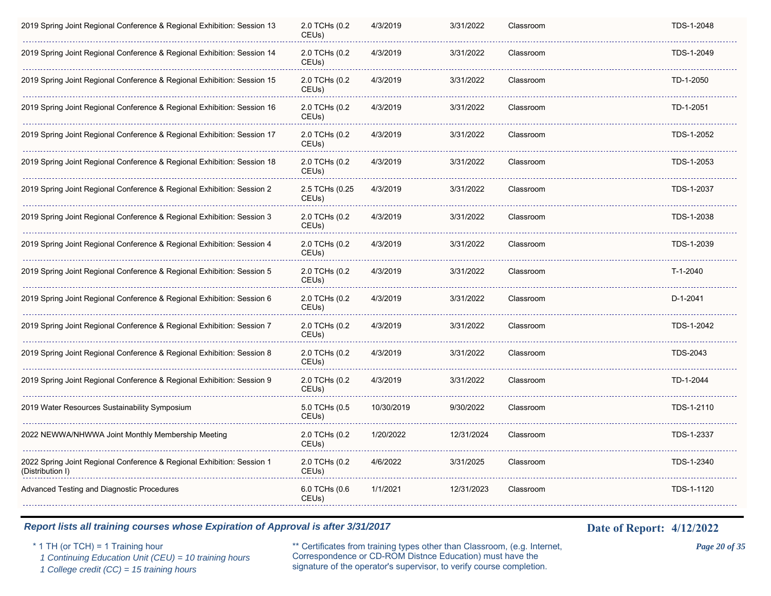| | | | | | |
|---|---|---|---|---|---|
| 2019 Spring Joint Regional Conference & Regional Exhibition: Session 13 | 2.0 TCHs (0.2 CEUs) | 4/3/2019 | 3/31/2022 | Classroom | TDS-1-2048 |
| 2019 Spring Joint Regional Conference & Regional Exhibition: Session 14 | 2.0 TCHs (0.2 CEUs) | 4/3/2019 | 3/31/2022 | Classroom | TDS-1-2049 |
| 2019 Spring Joint Regional Conference & Regional Exhibition: Session 15 | 2.0 TCHs (0.2 CEUs) | 4/3/2019 | 3/31/2022 | Classroom | TD-1-2050 |
| 2019 Spring Joint Regional Conference & Regional Exhibition: Session 16 | 2.0 TCHs (0.2 CEUs) | 4/3/2019 | 3/31/2022 | Classroom | TD-1-2051 |
| 2019 Spring Joint Regional Conference & Regional Exhibition: Session 17 | 2.0 TCHs (0.2 CEUs) | 4/3/2019 | 3/31/2022 | Classroom | TDS-1-2052 |
| 2019 Spring Joint Regional Conference & Regional Exhibition: Session 18 | 2.0 TCHs (0.2 CEUs) | 4/3/2019 | 3/31/2022 | Classroom | TDS-1-2053 |
| 2019 Spring Joint Regional Conference & Regional Exhibition: Session 2 | 2.5 TCHs (0.25 CEUs) | 4/3/2019 | 3/31/2022 | Classroom | TDS-1-2037 |
| 2019 Spring Joint Regional Conference & Regional Exhibition: Session 3 | 2.0 TCHs (0.2 CEUs) | 4/3/2019 | 3/31/2022 | Classroom | TDS-1-2038 |
| 2019 Spring Joint Regional Conference & Regional Exhibition: Session 4 | 2.0 TCHs (0.2 CEUs) | 4/3/2019 | 3/31/2022 | Classroom | TDS-1-2039 |
| 2019 Spring Joint Regional Conference & Regional Exhibition: Session 5 | 2.0 TCHs (0.2 CEUs) | 4/3/2019 | 3/31/2022 | Classroom | T-1-2040 |
| 2019 Spring Joint Regional Conference & Regional Exhibition: Session 6 | 2.0 TCHs (0.2 CEUs) | 4/3/2019 | 3/31/2022 | Classroom | D-1-2041 |
| 2019 Spring Joint Regional Conference & Regional Exhibition: Session 7 | 2.0 TCHs (0.2 CEUs) | 4/3/2019 | 3/31/2022 | Classroom | TDS-1-2042 |
| 2019 Spring Joint Regional Conference & Regional Exhibition: Session 8 | 2.0 TCHs (0.2 CEUs) | 4/3/2019 | 3/31/2022 | Classroom | TDS-2043 |
| 2019 Spring Joint Regional Conference & Regional Exhibition: Session 9 | 2.0 TCHs (0.2 CEUs) | 4/3/2019 | 3/31/2022 | Classroom | TD-1-2044 |
| 2019 Water Resources Sustainability Symposium | 5.0 TCHs (0.5 CEUs) | 10/30/2019 | 9/30/2022 | Classroom | TDS-1-2110 |
| 2022 NEWWA/NHWWA Joint Monthly Membership Meeting | 2.0 TCHs (0.2 CEUs) | 1/20/2022 | 12/31/2024 | Classroom | TDS-1-2337 |
| 2022 Spring Joint Regional Conference & Regional Exhibition: Session 1 (Distribution I) | 2.0 TCHs (0.2 CEUs) | 4/6/2022 | 3/31/2025 | Classroom | TDS-1-2340 |
| Advanced Testing and Diagnostic Procedures | 6.0 TCHs (0.6 CEUs) | 1/1/2021 | 12/31/2023 | Classroom | TDS-1-1120 |

***Report lists all training courses whose Expiration of Approval is after 3/31/2017***

**Date of Report: 4/12/2022**

\* 1 TH (or TCH) = 1 Training hour
*1 Continuing Education Unit (CEU) = 10 training hours*
*1 College credit (CC) = 15 training hours*

\*\* Certificates from training types other than Classroom, (e.g. Internet, Correspondence or CD-ROM Distnce Education) must have the signature of the operator's supervisor, to verify course completion.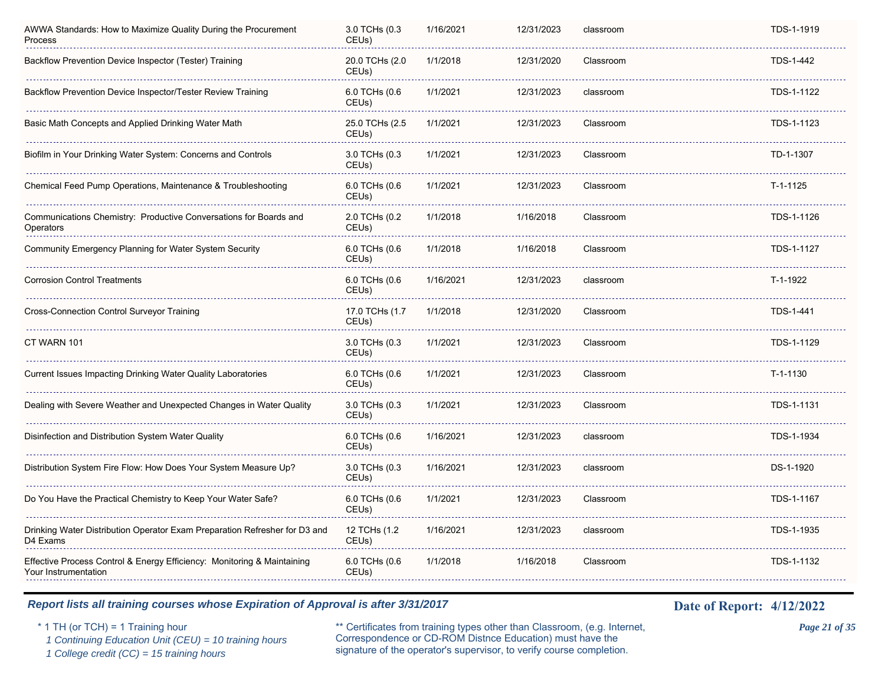| | | | | | |
|---|---|---|---|---|---|
| AWWA Standards: How to Maximize Quality During the Procurement Process | 3.0 TCHs (0.3 CEUs) | 1/16/2021 | 12/31/2023 | classroom | TDS-1-1919 |
| Backflow Prevention Device Inspector (Tester) Training | 20.0 TCHs (2.0 CEUs) | 1/1/2018 | 12/31/2020 | Classroom | TDS-1-442 |
| Backflow Prevention Device Inspector/Tester Review Training | 6.0 TCHs (0.6 CEUs) | 1/1/2021 | 12/31/2023 | classroom | TDS-1-1122 |
| Basic Math Concepts and Applied Drinking Water Math | 25.0 TCHs (2.5 CEUs) | 1/1/2021 | 12/31/2023 | Classroom | TDS-1-1123 |
| Biofilm in Your Drinking Water System: Concerns and Controls | 3.0 TCHs (0.3 CEUs) | 1/1/2021 | 12/31/2023 | Classroom | TD-1-1307 |
| Chemical Feed Pump Operations, Maintenance & Troubleshooting | 6.0 TCHs (0.6 CEUs) | 1/1/2021 | 12/31/2023 | Classroom | T-1-1125 |
| Communications Chemistry: Productive Conversations for Boards and Operators | 2.0 TCHs (0.2 CEUs) | 1/1/2018 | 1/16/2018 | Classroom | TDS-1-1126 |
| Community Emergency Planning for Water System Security | 6.0 TCHs (0.6 CEUs) | 1/1/2018 | 1/16/2018 | Classroom | TDS-1-1127 |
| Corrosion Control Treatments | 6.0 TCHs (0.6 CEUs) | 1/16/2021 | 12/31/2023 | classroom | T-1-1922 |
| Cross-Connection Control Surveyor Training | 17.0 TCHs (1.7 CEUs) | 1/1/2018 | 12/31/2020 | Classroom | TDS-1-441 |
| CT WARN 101 | 3.0 TCHs (0.3 CEUs) | 1/1/2021 | 12/31/2023 | Classroom | TDS-1-1129 |
| Current Issues Impacting Drinking Water Quality Laboratories | 6.0 TCHs (0.6 CEUs) | 1/1/2021 | 12/31/2023 | Classroom | T-1-1130 |
| Dealing with Severe Weather and Unexpected Changes in Water Quality | 3.0 TCHs (0.3 CEUs) | 1/1/2021 | 12/31/2023 | Classroom | TDS-1-1131 |
| Disinfection and Distribution System Water Quality | 6.0 TCHs (0.6 CEUs) | 1/16/2021 | 12/31/2023 | classroom | TDS-1-1934 |
| Distribution System Fire Flow: How Does Your System Measure Up? | 3.0 TCHs (0.3 CEUs) | 1/16/2021 | 12/31/2023 | classroom | DS-1-1920 |
| Do You Have the Practical Chemistry to Keep Your Water Safe? | 6.0 TCHs (0.6 CEUs) | 1/1/2021 | 12/31/2023 | Classroom | TDS-1-1167 |
| Drinking Water Distribution Operator Exam Preparation Refresher for D3 and D4 Exams | 12 TCHs (1.2 CEUs) | 1/16/2021 | 12/31/2023 | classroom | TDS-1-1935 |
| Effective Process Control & Energy Efficiency: Monitoring & Maintaining Your Instrumentation | 6.0 TCHs (0.6 CEUs) | 1/1/2018 | 1/16/2018 | Classroom | TDS-1-1132 |

***Report lists all training courses whose Expiration of Approval is after 3/31/2017***

**Date of Report: 4/12/2022**

\* 1 TH (or TCH) = 1 Training hour
*1 Continuing Education Unit (CEU) = 10 training hours*
*1 College credit (CC) = 15 training hours*

** Certificates from training types other than Classroom, (e.g. Internet, Correspondence or CD-ROM Distnce Education) must have the signature of the operator's supervisor, to verify course completion.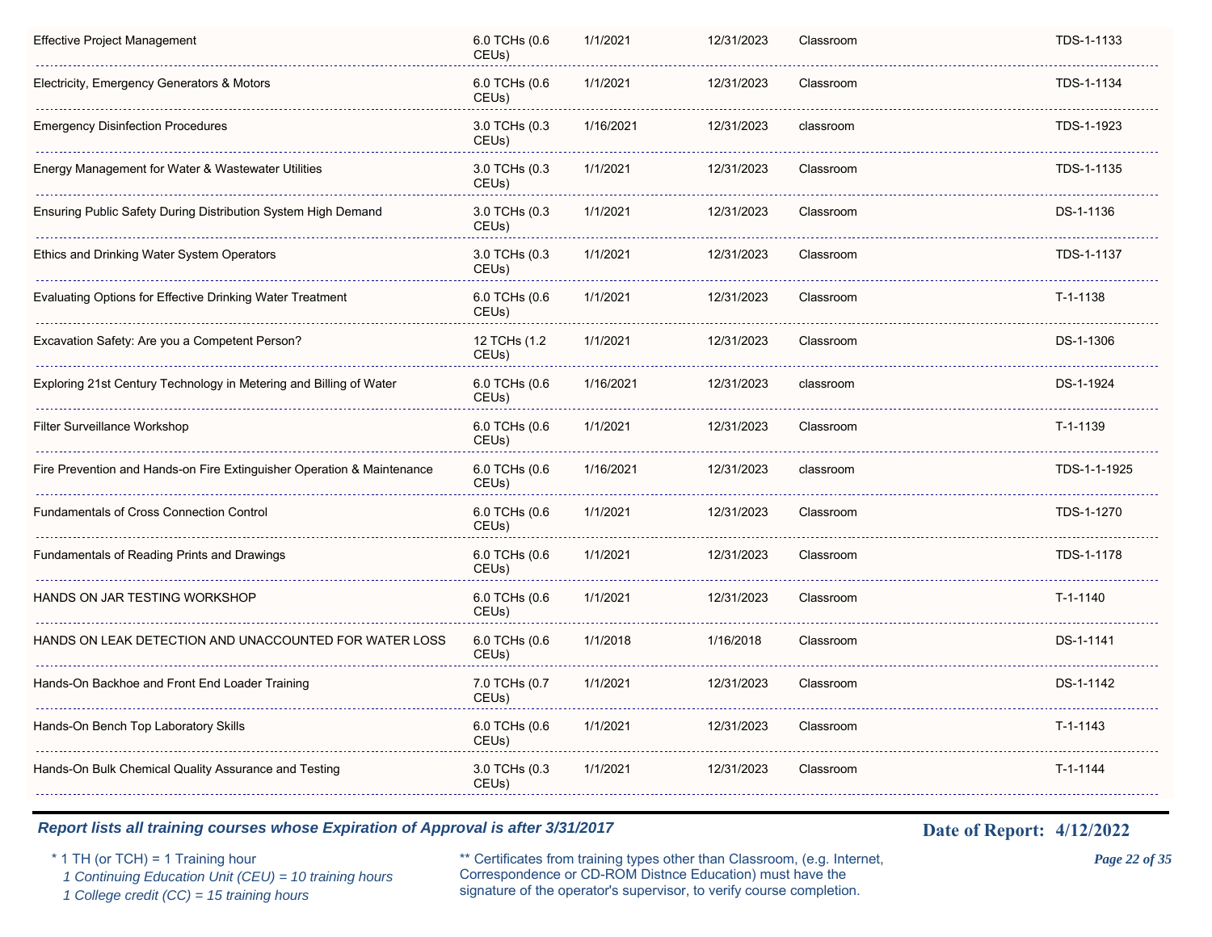| Course | Hours | Approval Date | Expiration Date | Type | Course ID |
|---|---|---|---|---|---|
| Effective Project Management | 6.0 TCHs (0.6 CEUs) | 1/1/2021 | 12/31/2023 | Classroom | TDS-1-1133 |
| Electricity, Emergency Generators & Motors | 6.0 TCHs (0.6 CEUs) | 1/1/2021 | 12/31/2023 | Classroom | TDS-1-1134 |
| Emergency Disinfection Procedures | 3.0 TCHs (0.3 CEUs) | 1/16/2021 | 12/31/2023 | classroom | TDS-1-1923 |
| Energy Management for Water & Wastewater Utilities | 3.0 TCHs (0.3 CEUs) | 1/1/2021 | 12/31/2023 | Classroom | TDS-1-1135 |
| Ensuring Public Safety During Distribution System High Demand | 3.0 TCHs (0.3 CEUs) | 1/1/2021 | 12/31/2023 | Classroom | DS-1-1136 |
| Ethics and Drinking Water System Operators | 3.0 TCHs (0.3 CEUs) | 1/1/2021 | 12/31/2023 | Classroom | TDS-1-1137 |
| Evaluating Options for Effective Drinking Water Treatment | 6.0 TCHs (0.6 CEUs) | 1/1/2021 | 12/31/2023 | Classroom | T-1-1138 |
| Excavation Safety: Are you a Competent Person? | 12 TCHs (1.2 CEUs) | 1/1/2021 | 12/31/2023 | Classroom | DS-1-1306 |
| Exploring 21st Century Technology in Metering and Billing of Water | 6.0 TCHs (0.6 CEUs) | 1/16/2021 | 12/31/2023 | classroom | DS-1-1924 |
| Filter Surveillance Workshop | 6.0 TCHs (0.6 CEUs) | 1/1/2021 | 12/31/2023 | Classroom | T-1-1139 |
| Fire Prevention and Hands-on Fire Extinguisher Operation & Maintenance | 6.0 TCHs (0.6 CEUs) | 1/16/2021 | 12/31/2023 | classroom | TDS-1-1-1925 |
| Fundamentals of Cross Connection Control | 6.0 TCHs (0.6 CEUs) | 1/1/2021 | 12/31/2023 | Classroom | TDS-1-1270 |
| Fundamentals of Reading Prints and Drawings | 6.0 TCHs (0.6 CEUs) | 1/1/2021 | 12/31/2023 | Classroom | TDS-1-1178 |
| HANDS ON JAR TESTING WORKSHOP | 6.0 TCHs (0.6 CEUs) | 1/1/2021 | 12/31/2023 | Classroom | T-1-1140 |
| HANDS ON LEAK DETECTION AND UNACCOUNTED FOR WATER LOSS | 6.0 TCHs (0.6 CEUs) | 1/1/2018 | 1/16/2018 | Classroom | DS-1-1141 |
| Hands-On Backhoe and Front End Loader Training | 7.0 TCHs (0.7 CEUs) | 1/1/2021 | 12/31/2023 | Classroom | DS-1-1142 |
| Hands-On Bench Top Laboratory Skills | 6.0 TCHs (0.6 CEUs) | 1/1/2021 | 12/31/2023 | Classroom | T-1-1143 |
| Hands-On Bulk Chemical Quality Assurance and Testing | 3.0 TCHs (0.3 CEUs) | 1/1/2021 | 12/31/2023 | Classroom | T-1-1144 |

***Report lists all training courses whose Expiration of Approval is after 3/31/2017***

**Date of Report: 4/12/2022**

\* 1 TH (or TCH) = 1 Training hour
*1 Continuing Education Unit (CEU) = 10 training hours*
*1 College credit (CC) = 15 training hours*

** Certificates from training types other than Classroom, (e.g. Internet, Correspondence or CD-ROM Distnce Education) must have the signature of the operator's supervisor, to verify course completion.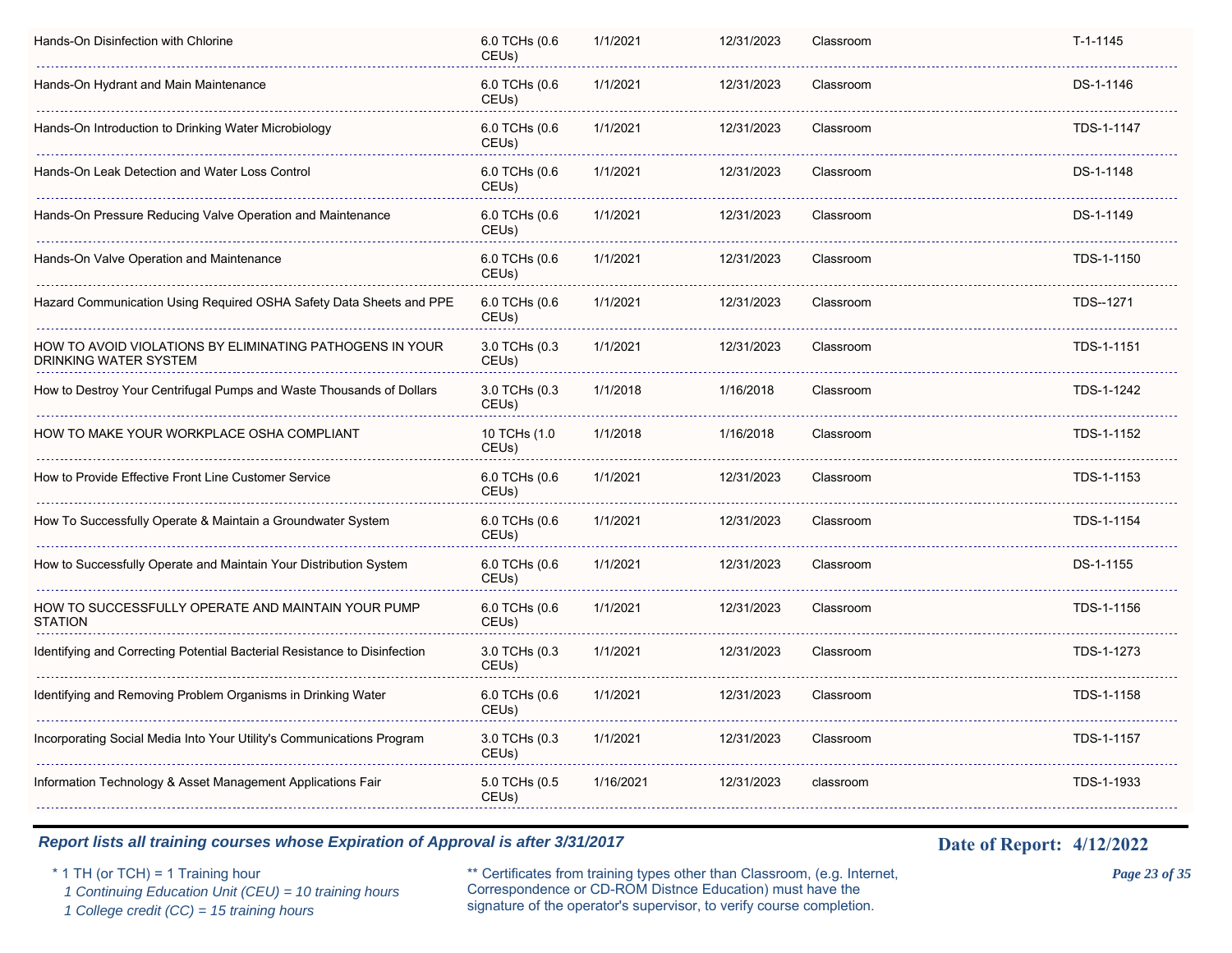| Course | Hours | Start | Expiration | Type | | Course ID |
|---|---|---|---|---|---|---|
| Hands-On Disinfection with Chlorine | 6.0 TCHs (0.6 CEUs) | 1/1/2021 | 12/31/2023 | Classroom | | T-1-1145 |
| Hands-On Hydrant and Main Maintenance | 6.0 TCHs (0.6 CEUs) | 1/1/2021 | 12/31/2023 | Classroom | | DS-1-1146 |
| Hands-On Introduction to Drinking Water Microbiology | 6.0 TCHs (0.6 CEUs) | 1/1/2021 | 12/31/2023 | Classroom | | TDS-1-1147 |
| Hands-On Leak Detection and Water Loss Control | 6.0 TCHs (0.6 CEUs) | 1/1/2021 | 12/31/2023 | Classroom | | DS-1-1148 |
| Hands-On Pressure Reducing Valve Operation and Maintenance | 6.0 TCHs (0.6 CEUs) | 1/1/2021 | 12/31/2023 | Classroom | | DS-1-1149 |
| Hands-On Valve Operation and Maintenance | 6.0 TCHs (0.6 CEUs) | 1/1/2021 | 12/31/2023 | Classroom | | TDS-1-1150 |
| Hazard Communication Using Required OSHA Safety Data Sheets and PPE | 6.0 TCHs (0.6 CEUs) | 1/1/2021 | 12/31/2023 | Classroom | | TDS--1271 |
| HOW TO AVOID VIOLATIONS BY ELIMINATING PATHOGENS IN YOUR DRINKING WATER SYSTEM | 3.0 TCHs (0.3 CEUs) | 1/1/2021 | 12/31/2023 | Classroom | | TDS-1-1151 |
| How to Destroy Your Centrifugal Pumps and Waste Thousands of Dollars | 3.0 TCHs (0.3 CEUs) | 1/1/2018 | 1/16/2018 | Classroom | | TDS-1-1242 |
| HOW TO MAKE YOUR WORKPLACE OSHA COMPLIANT | 10 TCHs (1.0 CEUs) | 1/1/2018 | 1/16/2018 | Classroom | | TDS-1-1152 |
| How to Provide Effective Front Line Customer Service | 6.0 TCHs (0.6 CEUs) | 1/1/2021 | 12/31/2023 | Classroom | | TDS-1-1153 |
| How To Successfully Operate & Maintain a Groundwater System | 6.0 TCHs (0.6 CEUs) | 1/1/2021 | 12/31/2023 | Classroom | | TDS-1-1154 |
| How to Successfully Operate and Maintain Your Distribution System | 6.0 TCHs (0.6 CEUs) | 1/1/2021 | 12/31/2023 | Classroom | | DS-1-1155 |
| HOW TO SUCCESSFULLY OPERATE AND MAINTAIN YOUR PUMP STATION | 6.0 TCHs (0.6 CEUs) | 1/1/2021 | 12/31/2023 | Classroom | | TDS-1-1156 |
| Identifying and Correcting Potential Bacterial Resistance to Disinfection | 3.0 TCHs (0.3 CEUs) | 1/1/2021 | 12/31/2023 | Classroom | | TDS-1-1273 |
| Identifying and Removing Problem Organisms in Drinking Water | 6.0 TCHs (0.6 CEUs) | 1/1/2021 | 12/31/2023 | Classroom | | TDS-1-1158 |
| Incorporating Social Media Into Your Utility's Communications Program | 3.0 TCHs (0.3 CEUs) | 1/1/2021 | 12/31/2023 | Classroom | | TDS-1-1157 |
| Information Technology & Asset Management Applications Fair | 5.0 TCHs (0.5 CEUs) | 1/16/2021 | 12/31/2023 | classroom | | TDS-1-1933 |

***Report lists all training courses whose Expiration of Approval is after 3/31/2017***

**Date of Report: 4/12/2022**

\* 1 TH (or TCH) = 1 Training hour
*1 Continuing Education Unit (CEU) = 10 training hours*
*1 College credit (CC) = 15 training hours*

** Certificates from training types other than Classroom, (e.g. Internet, Correspondence or CD-ROM Distnce Education) must have the signature of the operator's supervisor, to verify course completion.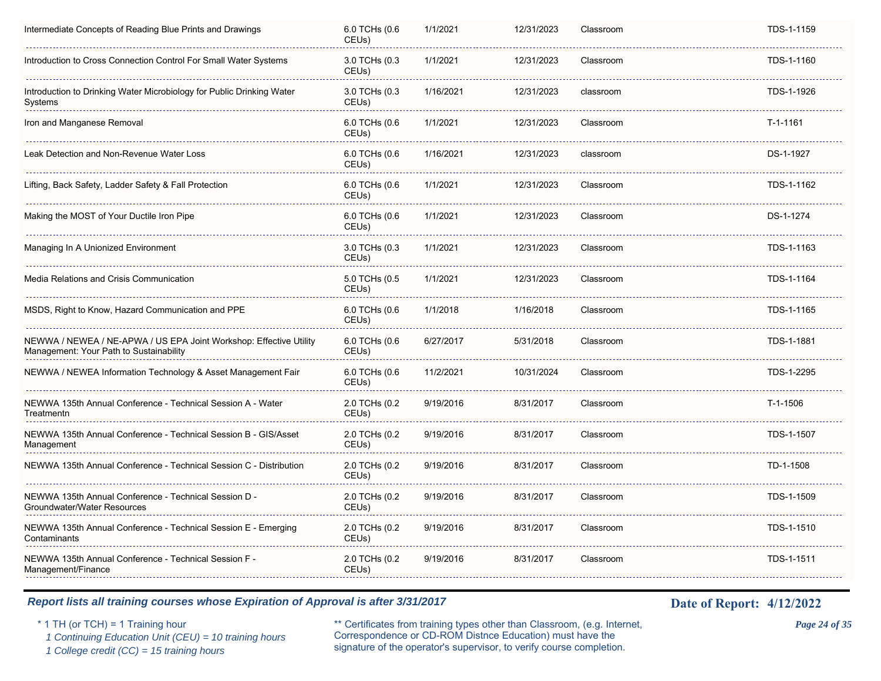| | | | | | |
|---|---|---|---|---|---|
| Intermediate Concepts of Reading Blue Prints and Drawings | 6.0 TCHs (0.6 CEUs) | 1/1/2021 | 12/31/2023 | Classroom | TDS-1-1159 |
| Introduction to Cross Connection Control For Small Water Systems | 3.0 TCHs (0.3 CEUs) | 1/1/2021 | 12/31/2023 | Classroom | TDS-1-1160 |
| Introduction to Drinking Water Microbiology for Public Drinking Water Systems | 3.0 TCHs (0.3 CEUs) | 1/16/2021 | 12/31/2023 | classroom | TDS-1-1926 |
| Iron and Manganese Removal | 6.0 TCHs (0.6 CEUs) | 1/1/2021 | 12/31/2023 | Classroom | T-1-1161 |
| Leak Detection and Non-Revenue Water Loss | 6.0 TCHs (0.6 CEUs) | 1/16/2021 | 12/31/2023 | classroom | DS-1-1927 |
| Lifting, Back Safety, Ladder Safety & Fall Protection | 6.0 TCHs (0.6 CEUs) | 1/1/2021 | 12/31/2023 | Classroom | TDS-1-1162 |
| Making the MOST of Your Ductile Iron Pipe | 6.0 TCHs (0.6 CEUs) | 1/1/2021 | 12/31/2023 | Classroom | DS-1-1274 |
| Managing In A Unionized Environment | 3.0 TCHs (0.3 CEUs) | 1/1/2021 | 12/31/2023 | Classroom | TDS-1-1163 |
| Media Relations and Crisis Communication | 5.0 TCHs (0.5 CEUs) | 1/1/2021 | 12/31/2023 | Classroom | TDS-1-1164 |
| MSDS, Right to Know, Hazard Communication and PPE | 6.0 TCHs (0.6 CEUs) | 1/1/2018 | 1/16/2018 | Classroom | TDS-1-1165 |
| NEWWA / NEWEA / NE-APWA / US EPA Joint Workshop: Effective Utility Management: Your Path to Sustainability | 6.0 TCHs (0.6 CEUs) | 6/27/2017 | 5/31/2018 | Classroom | TDS-1-1881 |
| NEWWA / NEWEA Information Technology & Asset Management Fair | 6.0 TCHs (0.6 CEUs) | 11/2/2021 | 10/31/2024 | Classroom | TDS-1-2295 |
| NEWWA 135th Annual Conference - Technical Session A - Water Treatmentn | 2.0 TCHs (0.2 CEUs) | 9/19/2016 | 8/31/2017 | Classroom | T-1-1506 |
| NEWWA 135th Annual Conference - Technical Session B - GIS/Asset Management | 2.0 TCHs (0.2 CEUs) | 9/19/2016 | 8/31/2017 | Classroom | TDS-1-1507 |
| NEWWA 135th Annual Conference - Technical Session C - Distribution | 2.0 TCHs (0.2 CEUs) | 9/19/2016 | 8/31/2017 | Classroom | TD-1-1508 |
| NEWWA 135th Annual Conference - Technical Session D - Groundwater/Water Resources | 2.0 TCHs (0.2 CEUs) | 9/19/2016 | 8/31/2017 | Classroom | TDS-1-1509 |
| NEWWA 135th Annual Conference - Technical Session E - Emerging Contaminants | 2.0 TCHs (0.2 CEUs) | 9/19/2016 | 8/31/2017 | Classroom | TDS-1-1510 |
| NEWWA 135th Annual Conference - Technical Session F - Management/Finance | 2.0 TCHs (0.2 CEUs) | 9/19/2016 | 8/31/2017 | Classroom | TDS-1-1511 |

***Report lists all training courses whose Expiration of Approval is after 3/31/2017***

**Date of Report: 4/12/2022**

\* 1 TH (or TCH) = 1 Training hour
*1 Continuing Education Unit (CEU) = 10 training hours*
*1 College credit (CC) = 15 training hours*

** Certificates from training types other than Classroom, (e.g. Internet, Correspondence or CD-ROM Distnce Education) must have the signature of the operator's supervisor, to verify course completion.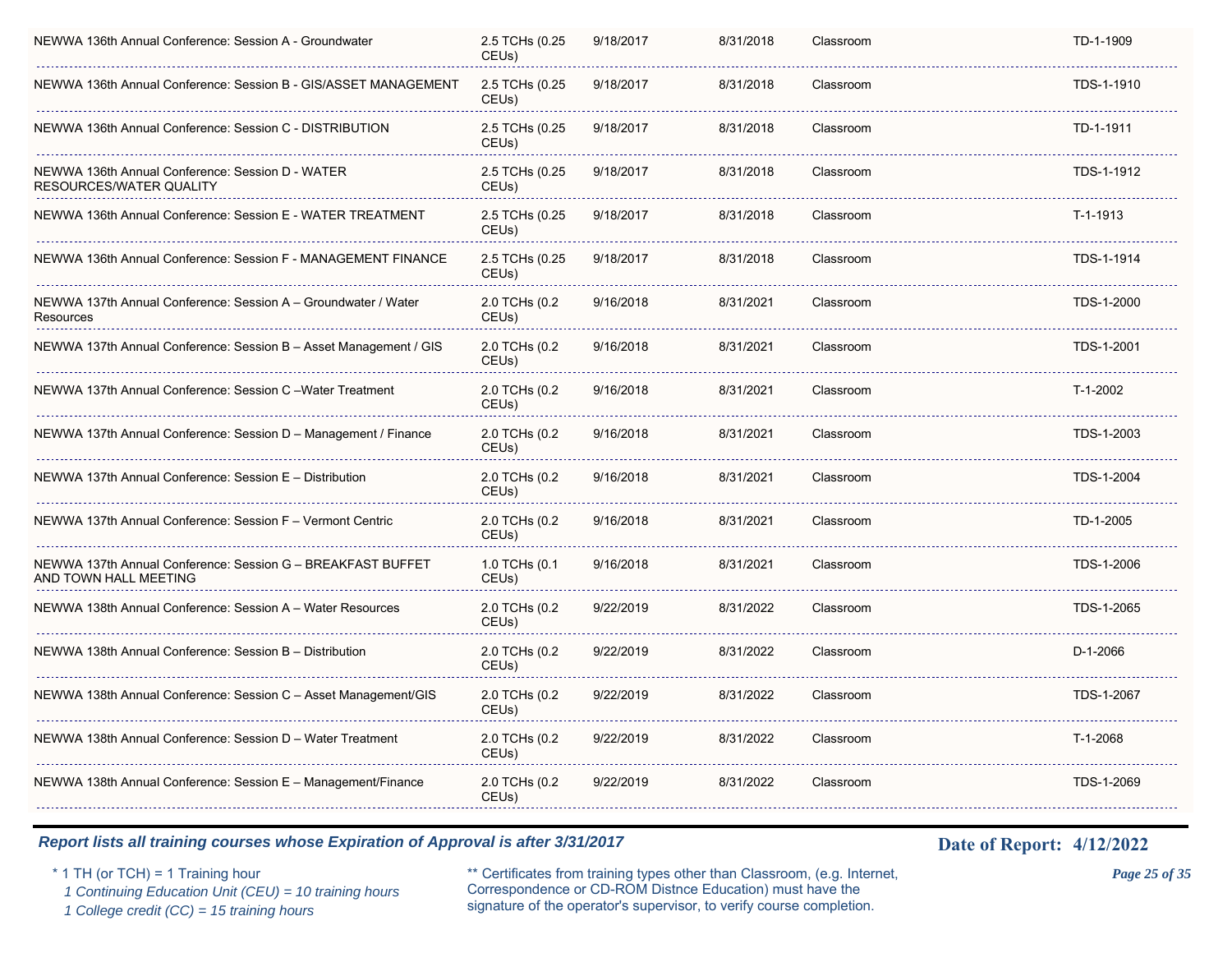| | | | | | | |
|---|---|---|---|---|---|---|
| NEWWA 136th Annual Conference: Session A - Groundwater | 2.5 TCHs (0.25 CEUs) | 9/18/2017 | 8/31/2018 | Classroom | | TD-1-1909 |
| NEWWA 136th Annual Conference: Session B - GIS/ASSET MANAGEMENT | 2.5 TCHs (0.25 CEUs) | 9/18/2017 | 8/31/2018 | Classroom | | TDS-1-1910 |
| NEWWA 136th Annual Conference: Session C - DISTRIBUTION | 2.5 TCHs (0.25 CEUs) | 9/18/2017 | 8/31/2018 | Classroom | | TD-1-1911 |
| NEWWA 136th Annual Conference: Session D - WATER RESOURCES/WATER QUALITY | 2.5 TCHs (0.25 CEUs) | 9/18/2017 | 8/31/2018 | Classroom | | TDS-1-1912 |
| NEWWA 136th Annual Conference: Session E - WATER TREATMENT | 2.5 TCHs (0.25 CEUs) | 9/18/2017 | 8/31/2018 | Classroom | | T-1-1913 |
| NEWWA 136th Annual Conference: Session F - MANAGEMENT FINANCE | 2.5 TCHs (0.25 CEUs) | 9/18/2017 | 8/31/2018 | Classroom | | TDS-1-1914 |
| NEWWA 137th Annual Conference: Session A – Groundwater / Water Resources | 2.0 TCHs (0.2 CEUs) | 9/16/2018 | 8/31/2021 | Classroom | | TDS-1-2000 |
| NEWWA 137th Annual Conference: Session B – Asset Management / GIS | 2.0 TCHs (0.2 CEUs) | 9/16/2018 | 8/31/2021 | Classroom | | TDS-1-2001 |
| NEWWA 137th Annual Conference: Session C –Water Treatment | 2.0 TCHs (0.2 CEUs) | 9/16/2018 | 8/31/2021 | Classroom | | T-1-2002 |
| NEWWA 137th Annual Conference: Session D – Management / Finance | 2.0 TCHs (0.2 CEUs) | 9/16/2018 | 8/31/2021 | Classroom | | TDS-1-2003 |
| NEWWA 137th Annual Conference: Session E – Distribution | 2.0 TCHs (0.2 CEUs) | 9/16/2018 | 8/31/2021 | Classroom | | TDS-1-2004 |
| NEWWA 137th Annual Conference: Session F – Vermont Centric | 2.0 TCHs (0.2 CEUs) | 9/16/2018 | 8/31/2021 | Classroom | | TD-1-2005 |
| NEWWA 137th Annual Conference: Session G – BREAKFAST BUFFET AND TOWN HALL MEETING | 1.0 TCHs (0.1 CEUs) | 9/16/2018 | 8/31/2021 | Classroom | | TDS-1-2006 |
| NEWWA 138th Annual Conference: Session A – Water Resources | 2.0 TCHs (0.2 CEUs) | 9/22/2019 | 8/31/2022 | Classroom | | TDS-1-2065 |
| NEWWA 138th Annual Conference: Session B – Distribution | 2.0 TCHs (0.2 CEUs) | 9/22/2019 | 8/31/2022 | Classroom | | D-1-2066 |
| NEWWA 138th Annual Conference: Session C – Asset Management/GIS | 2.0 TCHs (0.2 CEUs) | 9/22/2019 | 8/31/2022 | Classroom | | TDS-1-2067 |
| NEWWA 138th Annual Conference: Session D – Water Treatment | 2.0 TCHs (0.2 CEUs) | 9/22/2019 | 8/31/2022 | Classroom | | T-1-2068 |
| NEWWA 138th Annual Conference: Session E – Management/Finance | 2.0 TCHs (0.2 CEUs) | 9/22/2019 | 8/31/2022 | Classroom | | TDS-1-2069 |

***Report lists all training courses whose Expiration of Approval is after 3/31/2017***

**Date of Report: 4/12/2022**

\* 1 TH (or TCH) = 1 Training hour
*1 Continuing Education Unit (CEU) = 10 training hours*
*1 College credit (CC) = 15 training hours*

** Certificates from training types other than Classroom, (e.g. Internet, Correspondence or CD-ROM Distnce Education) must have the signature of the operator's supervisor, to verify course completion.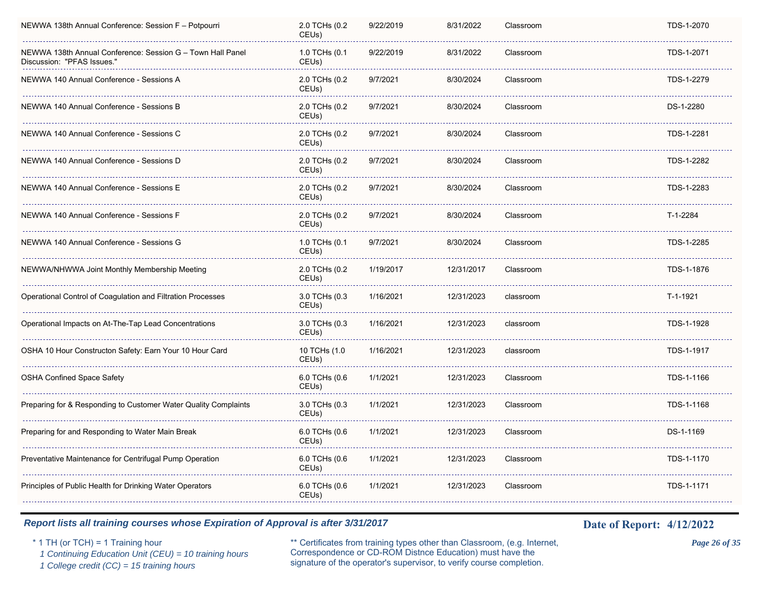| | | | | | |
|---|---|---|---|---|---|
| NEWWA 138th Annual Conference: Session F – Potpourri | 2.0 TCHs (0.2 CEUs) | 9/22/2019 | 8/31/2022 | Classroom | TDS-1-2070 |
| NEWWA 138th Annual Conference: Session G – Town Hall Panel Discussion: "PFAS Issues." | 1.0 TCHs (0.1 CEUs) | 9/22/2019 | 8/31/2022 | Classroom | TDS-1-2071 |
| NEWWA 140 Annual Conference - Sessions A | 2.0 TCHs (0.2 CEUs) | 9/7/2021 | 8/30/2024 | Classroom | TDS-1-2279 |
| NEWWA 140 Annual Conference - Sessions B | 2.0 TCHs (0.2 CEUs) | 9/7/2021 | 8/30/2024 | Classroom | DS-1-2280 |
| NEWWA 140 Annual Conference - Sessions C | 2.0 TCHs (0.2 CEUs) | 9/7/2021 | 8/30/2024 | Classroom | TDS-1-2281 |
| NEWWA 140 Annual Conference - Sessions D | 2.0 TCHs (0.2 CEUs) | 9/7/2021 | 8/30/2024 | Classroom | TDS-1-2282 |
| NEWWA 140 Annual Conference - Sessions E | 2.0 TCHs (0.2 CEUs) | 9/7/2021 | 8/30/2024 | Classroom | TDS-1-2283 |
| NEWWA 140 Annual Conference - Sessions F | 2.0 TCHs (0.2 CEUs) | 9/7/2021 | 8/30/2024 | Classroom | T-1-2284 |
| NEWWA 140 Annual Conference - Sessions G | 1.0 TCHs (0.1 CEUs) | 9/7/2021 | 8/30/2024 | Classroom | TDS-1-2285 |
| NEWWA/NHWWA Joint Monthly Membership Meeting | 2.0 TCHs (0.2 CEUs) | 1/19/2017 | 12/31/2017 | Classroom | TDS-1-1876 |
| Operational Control of Coagulation and Filtration Processes | 3.0 TCHs (0.3 CEUs) | 1/16/2021 | 12/31/2023 | classroom | T-1-1921 |
| Operational Impacts on At-The-Tap Lead Concentrations | 3.0 TCHs (0.3 CEUs) | 1/16/2021 | 12/31/2023 | classroom | TDS-1-1928 |
| OSHA 10 Hour Constructon Safety: Earn Your 10 Hour Card | 10 TCHs (1.0 CEUs) | 1/16/2021 | 12/31/2023 | classroom | TDS-1-1917 |
| OSHA Confined Space Safety | 6.0 TCHs (0.6 CEUs) | 1/1/2021 | 12/31/2023 | Classroom | TDS-1-1166 |
| Preparing for & Responding to Customer Water Quality Complaints | 3.0 TCHs (0.3 CEUs) | 1/1/2021 | 12/31/2023 | Classroom | TDS-1-1168 |
| Preparing for and Responding to Water Main Break | 6.0 TCHs (0.6 CEUs) | 1/1/2021 | 12/31/2023 | Classroom | DS-1-1169 |
| Preventative Maintenance for Centrifugal Pump Operation | 6.0 TCHs (0.6 CEUs) | 1/1/2021 | 12/31/2023 | Classroom | TDS-1-1170 |
| Principles of Public Health for Drinking Water Operators | 6.0 TCHs (0.6 CEUs) | 1/1/2021 | 12/31/2023 | Classroom | TDS-1-1171 |

***Report lists all training courses whose Expiration of Approval is after 3/31/2017***

**Date of Report: 4/12/2022**

\* 1 TH (or TCH) = 1 Training hour
*1 Continuing Education Unit (CEU) = 10 training hours*
*1 College credit (CC) = 15 training hours*

** Certificates from training types other than Classroom, (e.g. Internet, Correspondence or CD-ROM Distnce Education) must have the signature of the operator's supervisor, to verify course completion.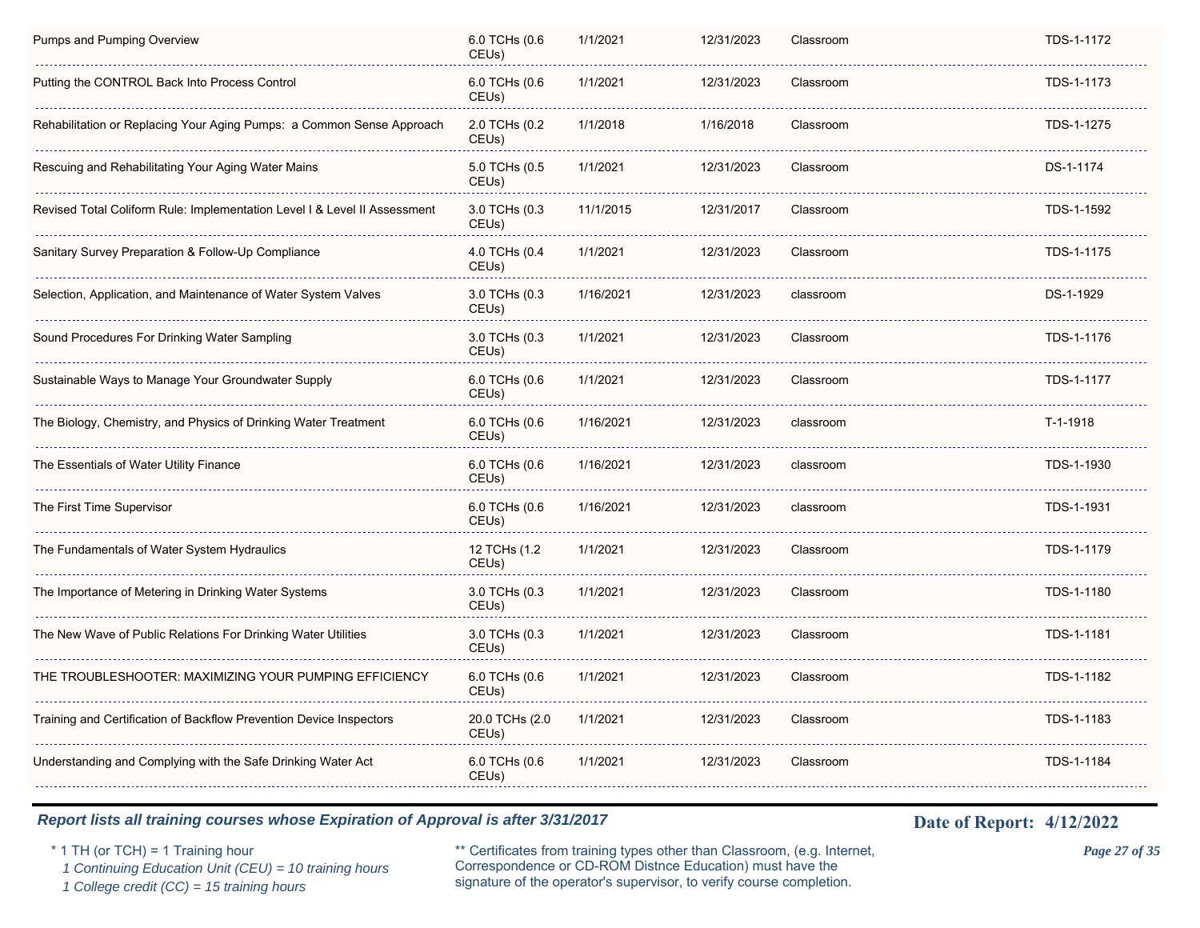| | | | | | |
|---|---|---|---|---|---|
| Pumps and Pumping Overview | 6.0 TCHs (0.6 CEUs) | 1/1/2021 | 12/31/2023 | Classroom | TDS-1-1172 |
| Putting the CONTROL Back Into Process Control | 6.0 TCHs (0.6 CEUs) | 1/1/2021 | 12/31/2023 | Classroom | TDS-1-1173 |
| Rehabilitation or Replacing Your Aging Pumps: a Common Sense Approach | 2.0 TCHs (0.2 CEUs) | 1/1/2018 | 1/16/2018 | Classroom | TDS-1-1275 |
| Rescuing and Rehabilitating Your Aging Water Mains | 5.0 TCHs (0.5 CEUs) | 1/1/2021 | 12/31/2023 | Classroom | DS-1-1174 |
| Revised Total Coliform Rule: Implementation Level I & Level II Assessment | 3.0 TCHs (0.3 CEUs) | 11/1/2015 | 12/31/2017 | Classroom | TDS-1-1592 |
| Sanitary Survey Preparation & Follow-Up Compliance | 4.0 TCHs (0.4 CEUs) | 1/1/2021 | 12/31/2023 | Classroom | TDS-1-1175 |
| Selection, Application, and Maintenance of Water System Valves | 3.0 TCHs (0.3 CEUs) | 1/16/2021 | 12/31/2023 | classroom | DS-1-1929 |
| Sound Procedures For Drinking Water Sampling | 3.0 TCHs (0.3 CEUs) | 1/1/2021 | 12/31/2023 | Classroom | TDS-1-1176 |
| Sustainable Ways to Manage Your Groundwater Supply | 6.0 TCHs (0.6 CEUs) | 1/1/2021 | 12/31/2023 | Classroom | TDS-1-1177 |
| The Biology, Chemistry, and Physics of Drinking Water Treatment | 6.0 TCHs (0.6 CEUs) | 1/16/2021 | 12/31/2023 | classroom | T-1-1918 |
| The Essentials of Water Utility Finance | 6.0 TCHs (0.6 CEUs) | 1/16/2021 | 12/31/2023 | classroom | TDS-1-1930 |
| The First Time Supervisor | 6.0 TCHs (0.6 CEUs) | 1/16/2021 | 12/31/2023 | classroom | TDS-1-1931 |
| The Fundamentals of Water System Hydraulics | 12 TCHs (1.2 CEUs) | 1/1/2021 | 12/31/2023 | Classroom | TDS-1-1179 |
| The Importance of Metering in Drinking Water Systems | 3.0 TCHs (0.3 CEUs) | 1/1/2021 | 12/31/2023 | Classroom | TDS-1-1180 |
| The New Wave of Public Relations For Drinking Water Utilities | 3.0 TCHs (0.3 CEUs) | 1/1/2021 | 12/31/2023 | Classroom | TDS-1-1181 |
| THE TROUBLESHOOTER: MAXIMIZING YOUR PUMPING EFFICIENCY | 6.0 TCHs (0.6 CEUs) | 1/1/2021 | 12/31/2023 | Classroom | TDS-1-1182 |
| Training and Certification of Backflow Prevention Device Inspectors | 20.0 TCHs (2.0 CEUs) | 1/1/2021 | 12/31/2023 | Classroom | TDS-1-1183 |
| Understanding and Complying with the Safe Drinking Water Act | 6.0 TCHs (0.6 CEUs) | 1/1/2021 | 12/31/2023 | Classroom | TDS-1-1184 |

***Report lists all training courses whose Expiration of Approval is after 3/31/2017***

**Date of Report: 4/12/2022**

\* 1 TH (or TCH) = 1 Training hour
*1 Continuing Education Unit (CEU) = 10 training hours*
*1 College credit (CC) = 15 training hours*

** Certificates from training types other than Classroom, (e.g. Internet, Correspondence or CD-ROM Distnce Education) must have the signature of the operator's supervisor, to verify course completion.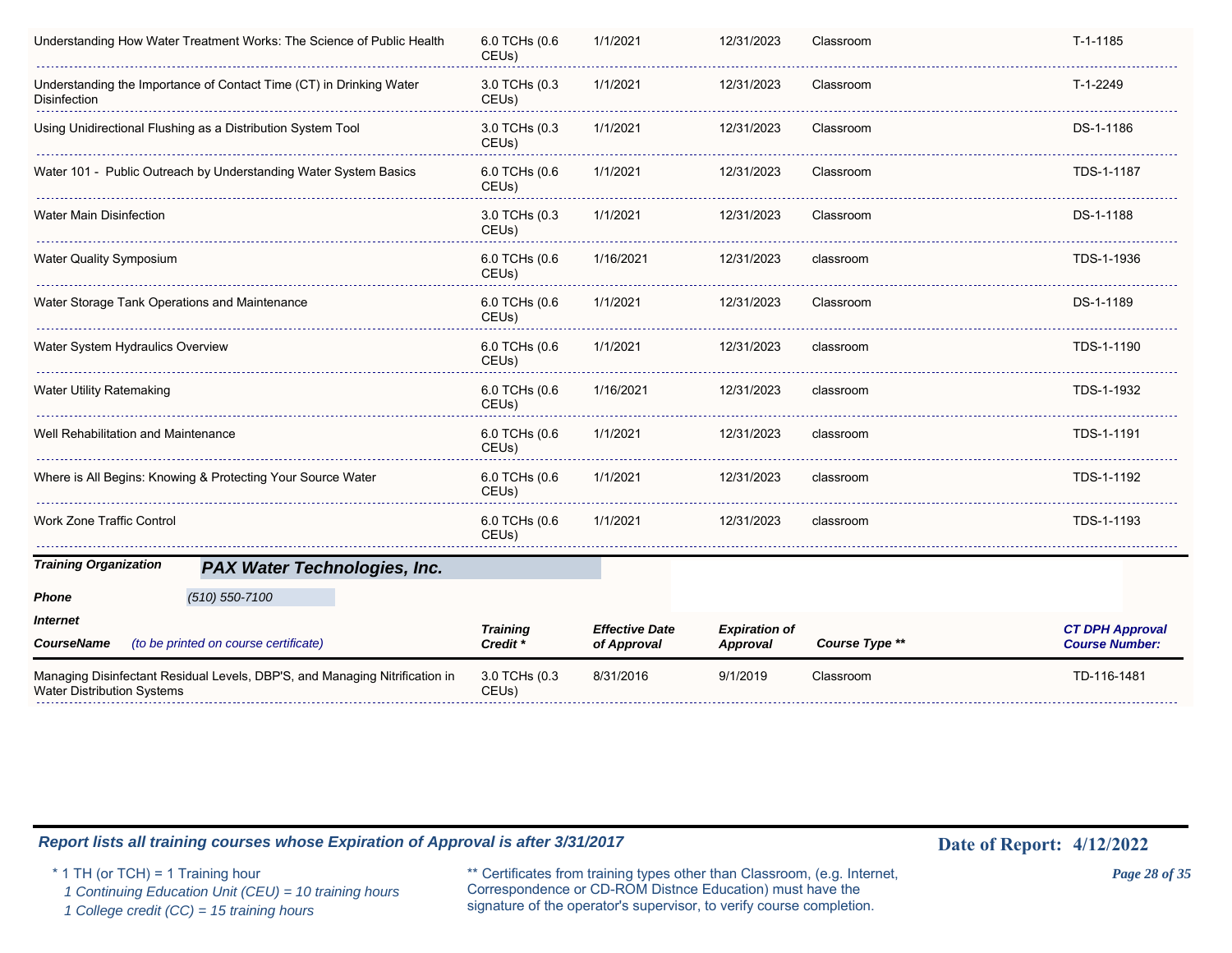| CourseName | Training Credit * | Effective Date of Approval | Expiration of Approval | Course Type ** | CT DPH Approval Course Number: |
|---|---|---|---|---|---|
| Understanding How Water Treatment Works: The Science of Public Health | 6.0 TCHs (0.6 CEUs) | 1/1/2021 | 12/31/2023 | Classroom | T-1-1185 |
| Understanding the Importance of Contact Time (CT) in Drinking Water Disinfection | 3.0 TCHs (0.3 CEUs) | 1/1/2021 | 12/31/2023 | Classroom | T-1-2249 |
| Using Unidirectional Flushing as a Distribution System Tool | 3.0 TCHs (0.3 CEUs) | 1/1/2021 | 12/31/2023 | Classroom | DS-1-1186 |
| Water 101 - Public Outreach by Understanding Water System Basics | 6.0 TCHs (0.6 CEUs) | 1/1/2021 | 12/31/2023 | Classroom | TDS-1-1187 |
| Water Main Disinfection | 3.0 TCHs (0.3 CEUs) | 1/1/2021 | 12/31/2023 | Classroom | DS-1-1188 |
| Water Quality Symposium | 6.0 TCHs (0.6 CEUs) | 1/16/2021 | 12/31/2023 | classroom | TDS-1-1936 |
| Water Storage Tank Operations and Maintenance | 6.0 TCHs (0.6 CEUs) | 1/1/2021 | 12/31/2023 | Classroom | DS-1-1189 |
| Water System Hydraulics Overview | 6.0 TCHs (0.6 CEUs) | 1/1/2021 | 12/31/2023 | classroom | TDS-1-1190 |
| Water Utility Ratemaking | 6.0 TCHs (0.6 CEUs) | 1/16/2021 | 12/31/2023 | classroom | TDS-1-1932 |
| Well Rehabilitation and Maintenance | 6.0 TCHs (0.6 CEUs) | 1/1/2021 | 12/31/2023 | classroom | TDS-1-1191 |
| Where is All Begins: Knowing & Protecting Your Source Water | 6.0 TCHs (0.6 CEUs) | 1/1/2021 | 12/31/2023 | classroom | TDS-1-1192 |
| Work Zone Traffic Control | 6.0 TCHs (0.6 CEUs) | 1/1/2021 | 12/31/2023 | classroom | TDS-1-1193 |

***Training Organization*** **PAX Water Technologies, Inc.**

***Phone*** *(510) 550-7100*

***Internet***

| CourseName *(to be printed on course certificate)* | Training Credit * | Effective Date of Approval | Expiration of Approval | Course Type ** | CT DPH Approval Course Number: |
|---|---|---|---|---|---|
| Managing Disinfectant Residual Levels, DBP'S, and Managing Nitrification in Water Distribution Systems | 3.0 TCHs (0.3 CEUs) | 8/31/2016 | 9/1/2019 | Classroom | TD-116-1481 |

***Report lists all training courses whose Expiration of Approval is after 3/31/2017***

**Date of Report: 4/12/2022**

\* 1 TH (or TCH) = 1 Training hour
*1 Continuing Education Unit (CEU) = 10 training hours*
*1 College credit (CC) = 15 training hours*

** Certificates from training types other than Classroom, (e.g. Internet, Correspondence or CD-ROM Distnce Education) must have the signature of the operator's supervisor, to verify course completion.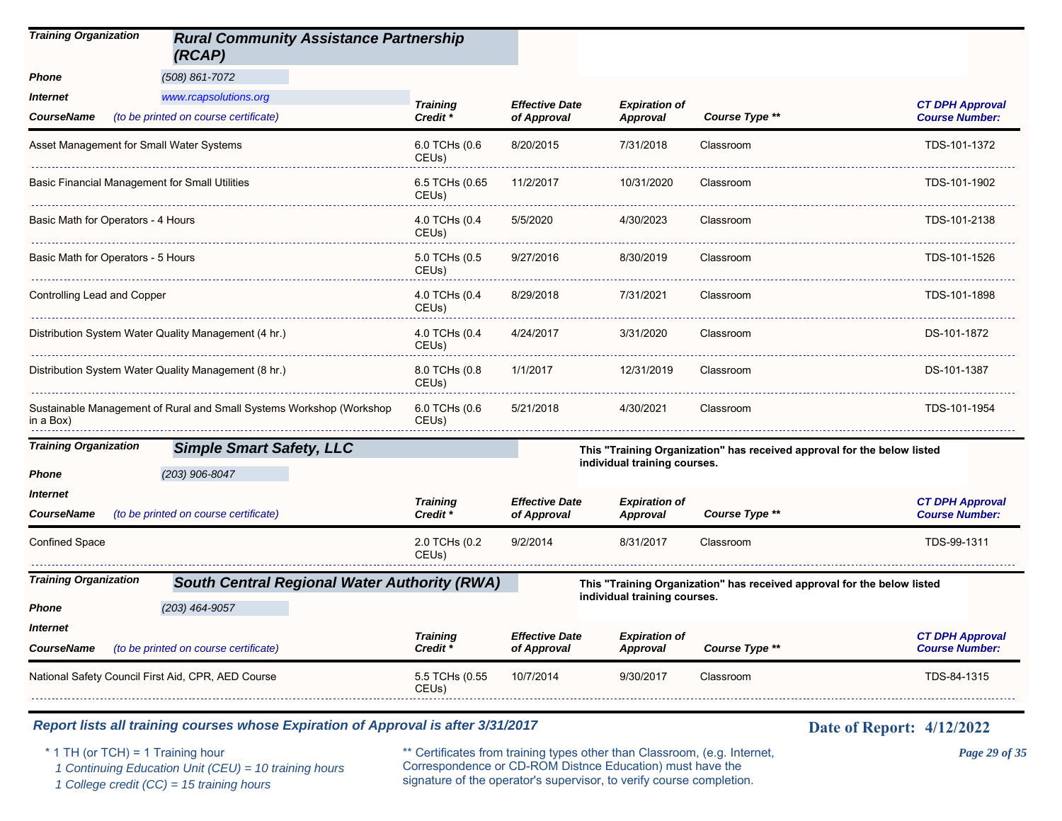**Training Organization** Rural Community Assistance Partnership (RCAP)

**Phone** (508) 861-7072

**Internet** www.rcapsolutions.org

| CourseName (to be printed on course certificate) | Training Credit * | Effective Date of Approval | Expiration of Approval | Course Type ** | CT DPH Approval Course Number: |
|---|---|---|---|---|---|
| Asset Management for Small Water Systems | 6.0 TCHs (0.6 CEUs) | 8/20/2015 | 7/31/2018 | Classroom | TDS-101-1372 |
| Basic Financial Management for Small Utilities | 6.5 TCHs (0.65 CEUs) | 11/2/2017 | 10/31/2020 | Classroom | TDS-101-1902 |
| Basic Math for Operators - 4 Hours | 4.0 TCHs (0.4 CEUs) | 5/5/2020 | 4/30/2023 | Classroom | TDS-101-2138 |
| Basic Math for Operators - 5 Hours | 5.0 TCHs (0.5 CEUs) | 9/27/2016 | 8/30/2019 | Classroom | TDS-101-1526 |
| Controlling Lead and Copper | 4.0 TCHs (0.4 CEUs) | 8/29/2018 | 7/31/2021 | Classroom | TDS-101-1898 |
| Distribution System Water Quality Management (4 hr.) | 4.0 TCHs (0.4 CEUs) | 4/24/2017 | 3/31/2020 | Classroom | DS-101-1872 |
| Distribution System Water Quality Management (8 hr.) | 8.0 TCHs (0.8 CEUs) | 1/1/2017 | 12/31/2019 | Classroom | DS-101-1387 |
| Sustainable Management of Rural and Small Systems Workshop (Workshop in a Box) | 6.0 TCHs (0.6 CEUs) | 5/21/2018 | 4/30/2021 | Classroom | TDS-101-1954 |

**Training Organization** Simple Smart Safety, LLC

This "Training Organization" has received approval for the below listed individual training courses.

**Phone** (203) 906-8047

**Internet**

| CourseName (to be printed on course certificate) | Training Credit * | Effective Date of Approval | Expiration of Approval | Course Type ** | CT DPH Approval Course Number: |
|---|---|---|---|---|---|
| Confined Space | 2.0 TCHs (0.2 CEUs) | 9/2/2014 | 8/31/2017 | Classroom | TDS-99-1311 |

**Training Organization** South Central Regional Water Authority (RWA)

This "Training Organization" has received approval for the below listed individual training courses.

**Phone** (203) 464-9057

**Internet**

| CourseName (to be printed on course certificate) | Training Credit * | Effective Date of Approval | Expiration of Approval | Course Type ** | CT DPH Approval Course Number: |
|---|---|---|---|---|---|
| National Safety Council First Aid, CPR, AED Course | 5.5 TCHs (0.55 CEUs) | 10/7/2014 | 9/30/2017 | Classroom | TDS-84-1315 |

*Report lists all training courses whose Expiration of Approval is after 3/31/2017*

**Date of Report: 4/12/2022**

\* 1 TH (or TCH) = 1 Training hour
*1 Continuing Education Unit (CEU) = 10 training hours*
*1 College credit (CC) = 15 training hours*

** Certificates from training types other than Classroom, (e.g. Internet, Correspondence or CD-ROM Distnce Education) must have the signature of the operator's supervisor, to verify course completion.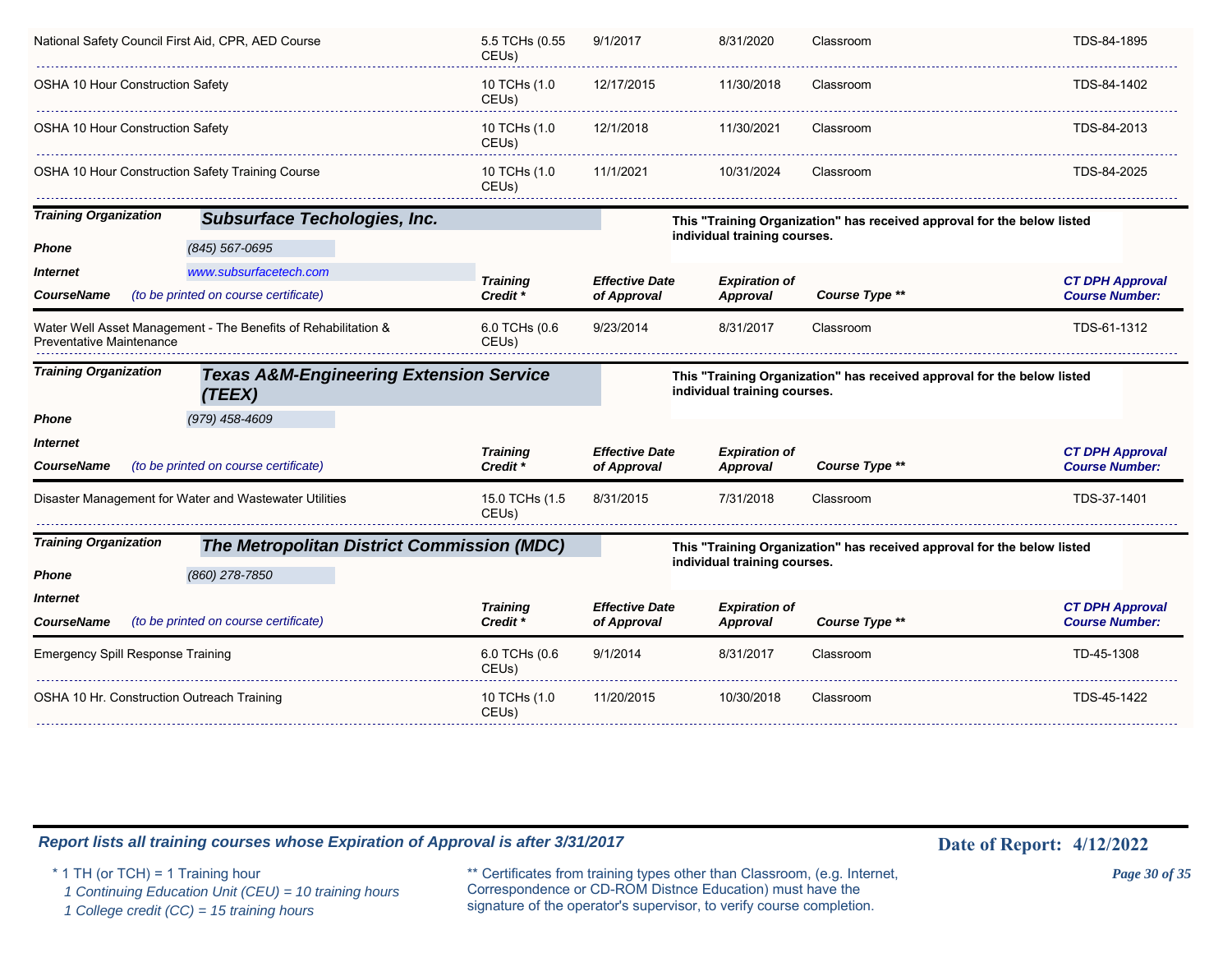| CourseName | Training Credit * | Effective Date of Approval | Expiration of Approval | Course Type ** | CT DPH Approval Course Number: |
|---|---|---|---|---|---|
| National Safety Council First Aid, CPR, AED Course | 5.5 TCHs (0.55 CEUs) | 9/1/2017 | 8/31/2020 | Classroom | TDS-84-1895 |
| OSHA 10 Hour Construction Safety | 10 TCHs (1.0 CEUs) | 12/17/2015 | 11/30/2018 | Classroom | TDS-84-1402 |
| OSHA 10 Hour Construction Safety | 10 TCHs (1.0 CEUs) | 12/1/2018 | 11/30/2021 | Classroom | TDS-84-2013 |
| OSHA 10 Hour Construction Safety Training Course | 10 TCHs (1.0 CEUs) | 11/1/2021 | 10/31/2024 | Classroom | TDS-84-2025 |

**Training Organization** ***Subsurface Techologies, Inc.***

This "Training Organization" has received approval for the below listed individual training courses.

**Phone** (845) 567-0695

**Internet** www.subsurfacetech.com

| CourseName (to be printed on course certificate) | Training Credit * | Effective Date of Approval | Expiration of Approval | Course Type ** | CT DPH Approval Course Number: |
|---|---|---|---|---|---|
| Water Well Asset Management - The Benefits of Rehabilitation & Preventative Maintenance | 6.0 TCHs (0.6 CEUs) | 9/23/2014 | 8/31/2017 | Classroom | TDS-61-1312 |

**Training Organization** ***Texas A&M-Engineering Extension Service (TEEX)***

This "Training Organization" has received approval for the below listed individual training courses.

**Phone** (979) 458-4609

**Internet**

| CourseName (to be printed on course certificate) | Training Credit * | Effective Date of Approval | Expiration of Approval | Course Type ** | CT DPH Approval Course Number: |
|---|---|---|---|---|---|
| Disaster Management for Water and Wastewater Utilities | 15.0 TCHs (1.5 CEUs) | 8/31/2015 | 7/31/2018 | Classroom | TDS-37-1401 |

**Training Organization** ***The Metropolitan District Commission (MDC)***

This "Training Organization" has received approval for the below listed individual training courses.

**Phone** (860) 278-7850

**Internet**

| CourseName (to be printed on course certificate) | Training Credit * | Effective Date of Approval | Expiration of Approval | Course Type ** | CT DPH Approval Course Number: |
|---|---|---|---|---|---|
| Emergency Spill Response Training | 6.0 TCHs (0.6 CEUs) | 9/1/2014 | 8/31/2017 | Classroom | TD-45-1308 |
| OSHA 10 Hr. Construction Outreach Training | 10 TCHs (1.0 CEUs) | 11/20/2015 | 10/30/2018 | Classroom | TDS-45-1422 |

***Report lists all training courses whose Expiration of Approval is after 3/31/2017***

**Date of Report: 4/12/2022**

\* 1 TH (or TCH) = 1 Training hour
*1 Continuing Education Unit (CEU) = 10 training hours*
*1 College credit (CC) = 15 training hours*

** Certificates from training types other than Classroom, (e.g. Internet, Correspondence or CD-ROM Distnce Education) must have the signature of the operator's supervisor, to verify course completion.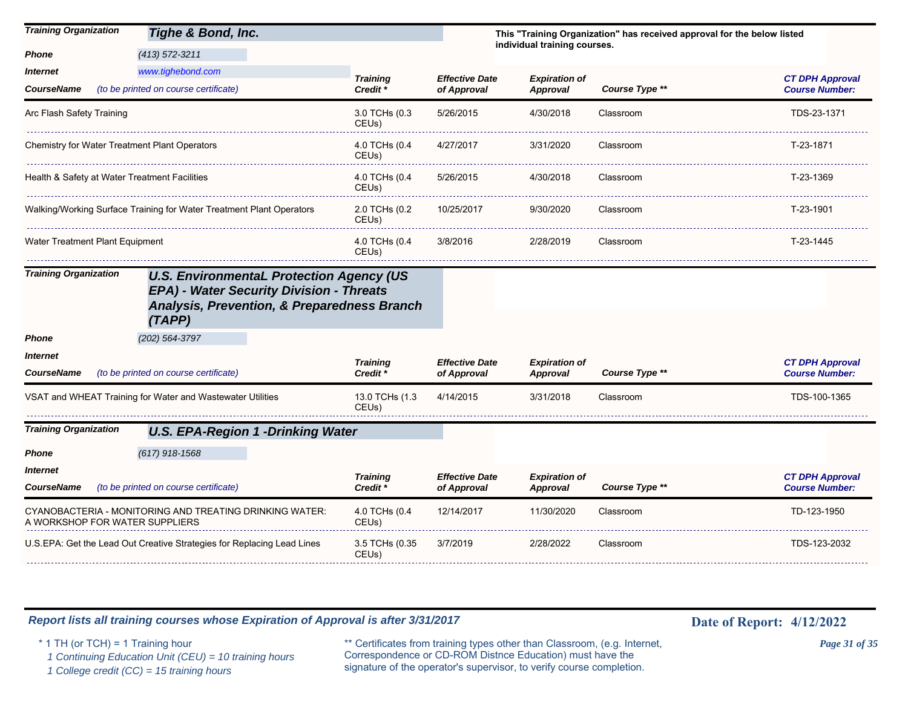**Training Organization** **Tighe & Bond, Inc.**

This "Training Organization" has received approval for the below listed individual training courses.

**Phone** (413) 572-3211

**Internet** www.tighebond.com

| CourseName (to be printed on course certificate) | Training Credit * | Effective Date of Approval | Expiration of Approval | Course Type ** | CT DPH Approval Course Number: |
|---|---|---|---|---|---|
| Arc Flash Safety Training | 3.0 TCHs (0.3 CEUs) | 5/26/2015 | 4/30/2018 | Classroom | TDS-23-1371 |
| Chemistry for Water Treatment Plant Operators | 4.0 TCHs (0.4 CEUs) | 4/27/2017 | 3/31/2020 | Classroom | T-23-1871 |
| Health & Safety at Water Treatment Facilities | 4.0 TCHs (0.4 CEUs) | 5/26/2015 | 4/30/2018 | Classroom | T-23-1369 |
| Walking/Working Surface Training for Water Treatment Plant Operators | 2.0 TCHs (0.2 CEUs) | 10/25/2017 | 9/30/2020 | Classroom | T-23-1901 |
| Water Treatment Plant Equipment | 4.0 TCHs (0.4 CEUs) | 3/8/2016 | 2/28/2019 | Classroom | T-23-1445 |

**Training Organization** **U.S. EnvironmentaL Protection Agency (US EPA) - Water Security Division - Threats Analysis, Prevention, & Preparedness Branch (TAPP)**

**Phone** (202) 564-3797

**Internet**

| CourseName (to be printed on course certificate) | Training Credit * | Effective Date of Approval | Expiration of Approval | Course Type ** | CT DPH Approval Course Number: |
|---|---|---|---|---|---|
| VSAT and WHEAT Training for Water and Wastewater Utilities | 13.0 TCHs (1.3 CEUs) | 4/14/2015 | 3/31/2018 | Classroom | TDS-100-1365 |

**Training Organization** **U.S. EPA-Region 1 -Drinking Water**

**Phone** (617) 918-1568

**Internet**

| CourseName (to be printed on course certificate) | Training Credit * | Effective Date of Approval | Expiration of Approval | Course Type ** | CT DPH Approval Course Number: |
|---|---|---|---|---|---|
| CYANOBACTERIA - MONITORING AND TREATING DRINKING WATER: A WORKSHOP FOR WATER SUPPLIERS | 4.0 TCHs (0.4 CEUs) | 12/14/2017 | 11/30/2020 | Classroom | TD-123-1950 |
| U.S.EPA: Get the Lead Out Creative Strategies for Replacing Lead Lines | 3.5 TCHs (0.35 CEUs) | 3/7/2019 | 2/28/2022 | Classroom | TDS-123-2032 |

*Report lists all training courses whose Expiration of Approval is after 3/31/2017*

**Date of Report: 4/12/2022**

\* 1 TH (or TCH) = 1 Training hour
*1 Continuing Education Unit (CEU) = 10 training hours*
*1 College credit (CC) = 15 training hours*

** Certificates from training types other than Classroom, (e.g. Internet, Correspondence or CD-ROM Distnce Education) must have the signature of the operator's supervisor, to verify course completion.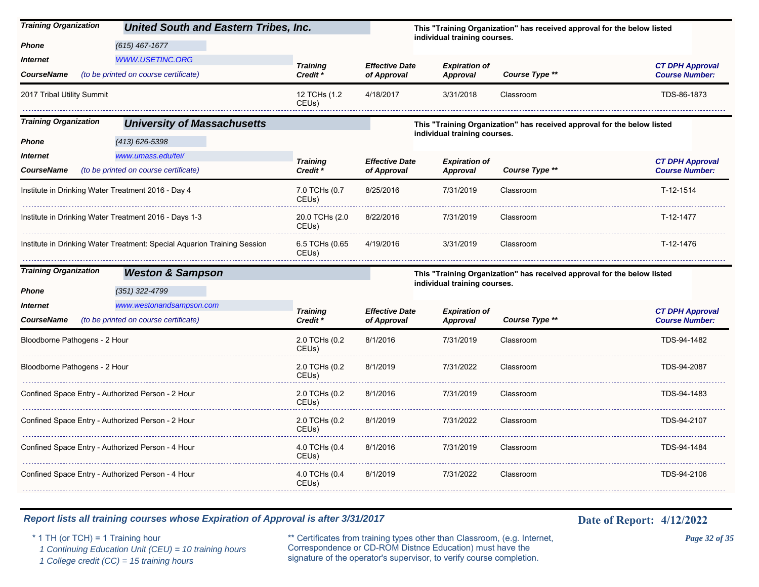**Training Organization** **United South and Eastern Tribes, Inc.**

This "Training Organization" has received approval for the below listed individual training courses.

**Phone** (615) 467-1677

**Internet** WWW.USETINC.ORG

| CourseName (to be printed on course certificate) | Training Credit * | Effective Date of Approval | Expiration of Approval | Course Type ** | CT DPH Approval Course Number: |
|---|---|---|---|---|---|
| 2017 Tribal Utility Summit | 12 TCHs (1.2 CEUs) | 4/18/2017 | 3/31/2018 | Classroom | TDS-86-1873 |

**Training Organization** **University of Massachusetts**

This "Training Organization" has received approval for the below listed individual training courses.

**Phone** (413) 626-5398

**Internet** www.umass.edu/tei/

| CourseName (to be printed on course certificate) | Training Credit * | Effective Date of Approval | Expiration of Approval | Course Type ** | CT DPH Approval Course Number: |
|---|---|---|---|---|---|
| Institute in Drinking Water Treatment 2016 - Day 4 | 7.0 TCHs (0.7 CEUs) | 8/25/2016 | 7/31/2019 | Classroom | T-12-1514 |
| Institute in Drinking Water Treatment 2016 - Days 1-3 | 20.0 TCHs (2.0 CEUs) | 8/22/2016 | 7/31/2019 | Classroom | T-12-1477 |
| Institute in Drinking Water Treatment: Special Aquarion Training Session | 6.5 TCHs (0.65 CEUs) | 4/19/2016 | 3/31/2019 | Classroom | T-12-1476 |

**Training Organization** **Weston & Sampson**

This "Training Organization" has received approval for the below listed individual training courses.

**Phone** (351) 322-4799

**Internet** www.westonandsampson.com

| CourseName (to be printed on course certificate) | Training Credit * | Effective Date of Approval | Expiration of Approval | Course Type ** | CT DPH Approval Course Number: |
|---|---|---|---|---|---|
| Bloodborne Pathogens - 2 Hour | 2.0 TCHs (0.2 CEUs) | 8/1/2016 | 7/31/2019 | Classroom | TDS-94-1482 |
| Bloodborne Pathogens - 2 Hour | 2.0 TCHs (0.2 CEUs) | 8/1/2019 | 7/31/2022 | Classroom | TDS-94-2087 |
| Confined Space Entry - Authorized Person - 2 Hour | 2.0 TCHs (0.2 CEUs) | 8/1/2016 | 7/31/2019 | Classroom | TDS-94-1483 |
| Confined Space Entry - Authorized Person - 2 Hour | 2.0 TCHs (0.2 CEUs) | 8/1/2019 | 7/31/2022 | Classroom | TDS-94-2107 |
| Confined Space Entry - Authorized Person - 4 Hour | 4.0 TCHs (0.4 CEUs) | 8/1/2016 | 7/31/2019 | Classroom | TDS-94-1484 |
| Confined Space Entry - Authorized Person - 4 Hour | 4.0 TCHs (0.4 CEUs) | 8/1/2019 | 7/31/2022 | Classroom | TDS-94-2106 |

*Report lists all training courses whose Expiration of Approval is after 3/31/2017*

**Date of Report: 4/12/2022**

\* 1 TH (or TCH) = 1 Training hour
*1 Continuing Education Unit (CEU) = 10 training hours*
*1 College credit (CC) = 15 training hours*

\** Certificates from training types other than Classroom, (e.g. Internet, Correspondence or CD-ROM Distnce Education) must have the signature of the operator's supervisor, to verify course completion.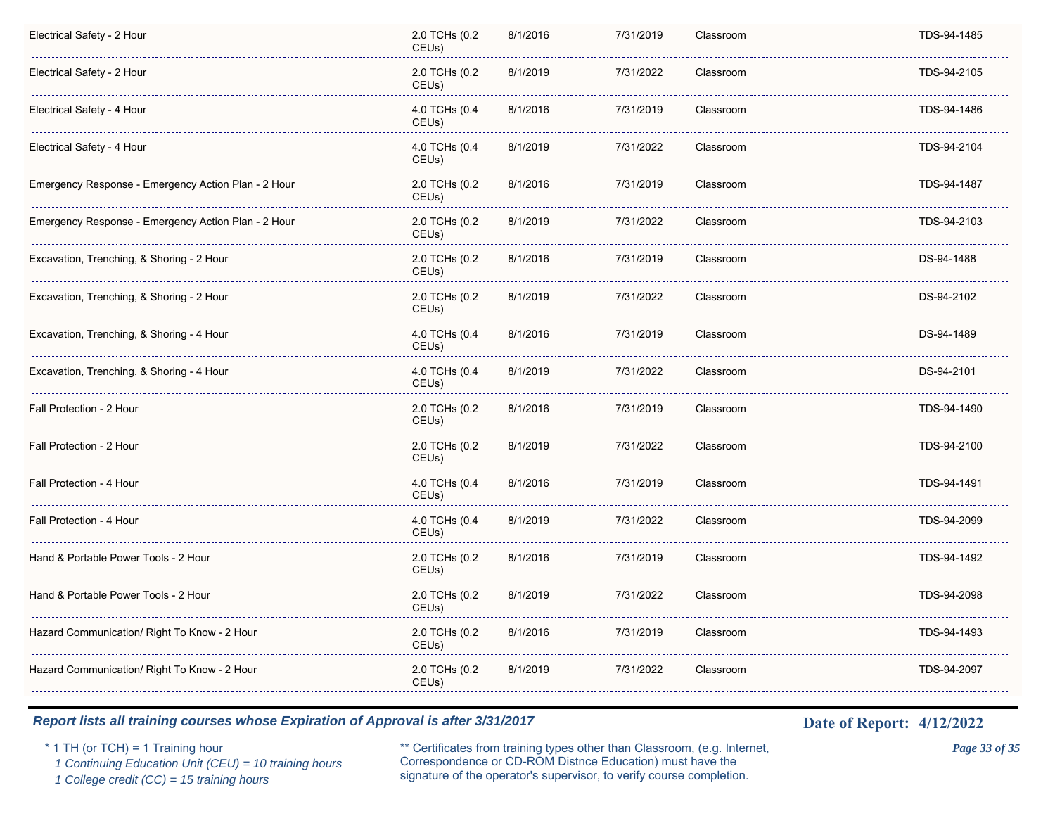| | | | | | |
|---|---|---|---|---|---|
| Electrical Safety - 2 Hour | 2.0 TCHs (0.2 CEUs) | 8/1/2016 | 7/31/2019 | Classroom | TDS-94-1485 |
| Electrical Safety - 2 Hour | 2.0 TCHs (0.2 CEUs) | 8/1/2019 | 7/31/2022 | Classroom | TDS-94-2105 |
| Electrical Safety - 4 Hour | 4.0 TCHs (0.4 CEUs) | 8/1/2016 | 7/31/2019 | Classroom | TDS-94-1486 |
| Electrical Safety - 4 Hour | 4.0 TCHs (0.4 CEUs) | 8/1/2019 | 7/31/2022 | Classroom | TDS-94-2104 |
| Emergency Response - Emergency Action Plan - 2 Hour | 2.0 TCHs (0.2 CEUs) | 8/1/2016 | 7/31/2019 | Classroom | TDS-94-1487 |
| Emergency Response - Emergency Action Plan - 2 Hour | 2.0 TCHs (0.2 CEUs) | 8/1/2019 | 7/31/2022 | Classroom | TDS-94-2103 |
| Excavation, Trenching, & Shoring - 2 Hour | 2.0 TCHs (0.2 CEUs) | 8/1/2016 | 7/31/2019 | Classroom | DS-94-1488 |
| Excavation, Trenching, & Shoring - 2 Hour | 2.0 TCHs (0.2 CEUs) | 8/1/2019 | 7/31/2022 | Classroom | DS-94-2102 |
| Excavation, Trenching, & Shoring - 4 Hour | 4.0 TCHs (0.4 CEUs) | 8/1/2016 | 7/31/2019 | Classroom | DS-94-1489 |
| Excavation, Trenching, & Shoring - 4 Hour | 4.0 TCHs (0.4 CEUs) | 8/1/2019 | 7/31/2022 | Classroom | DS-94-2101 |
| Fall Protection - 2 Hour | 2.0 TCHs (0.2 CEUs) | 8/1/2016 | 7/31/2019 | Classroom | TDS-94-1490 |
| Fall Protection - 2 Hour | 2.0 TCHs (0.2 CEUs) | 8/1/2019 | 7/31/2022 | Classroom | TDS-94-2100 |
| Fall Protection - 4 Hour | 4.0 TCHs (0.4 CEUs) | 8/1/2016 | 7/31/2019 | Classroom | TDS-94-1491 |
| Fall Protection - 4 Hour | 4.0 TCHs (0.4 CEUs) | 8/1/2019 | 7/31/2022 | Classroom | TDS-94-2099 |
| Hand & Portable Power Tools - 2 Hour | 2.0 TCHs (0.2 CEUs) | 8/1/2016 | 7/31/2019 | Classroom | TDS-94-1492 |
| Hand & Portable Power Tools - 2 Hour | 2.0 TCHs (0.2 CEUs) | 8/1/2019 | 7/31/2022 | Classroom | TDS-94-2098 |
| Hazard Communication/ Right To Know - 2 Hour | 2.0 TCHs (0.2 CEUs) | 8/1/2016 | 7/31/2019 | Classroom | TDS-94-1493 |
| Hazard Communication/ Right To Know - 2 Hour | 2.0 TCHs (0.2 CEUs) | 8/1/2019 | 7/31/2022 | Classroom | TDS-94-2097 |

***Report lists all training courses whose Expiration of Approval is after 3/31/2017***

**Date of Report: 4/12/2022**

\* 1 TH (or TCH) = 1 Training hour
*1 Continuing Education Unit (CEU) = 10 training hours*
*1 College credit (CC) = 15 training hours*

** Certificates from training types other than Classroom, (e.g. Internet, Correspondence or CD-ROM Distnce Education) must have the signature of the operator's supervisor, to verify course completion.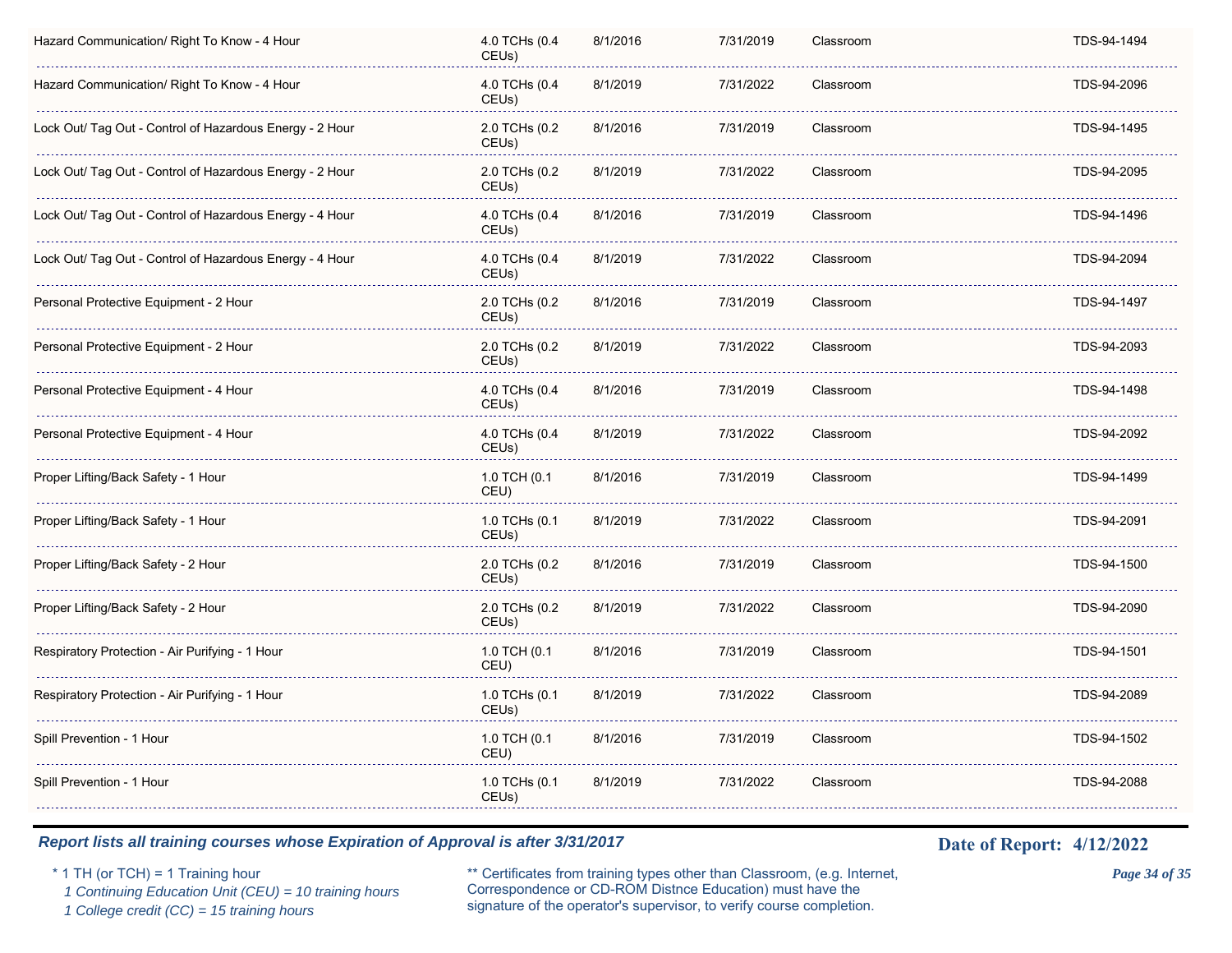| | | | | | | |
|---|---|---|---|---|---|---|
| Hazard Communication/ Right To Know - 4 Hour | 4.0 TCHs (0.4 CEUs) | 8/1/2016 | 7/31/2019 | Classroom | | TDS-94-1494 |
| Hazard Communication/ Right To Know - 4 Hour | 4.0 TCHs (0.4 CEUs) | 8/1/2019 | 7/31/2022 | Classroom | | TDS-94-2096 |
| Lock Out/ Tag Out - Control of Hazardous Energy - 2 Hour | 2.0 TCHs (0.2 CEUs) | 8/1/2016 | 7/31/2019 | Classroom | | TDS-94-1495 |
| Lock Out/ Tag Out - Control of Hazardous Energy - 2 Hour | 2.0 TCHs (0.2 CEUs) | 8/1/2019 | 7/31/2022 | Classroom | | TDS-94-2095 |
| Lock Out/ Tag Out - Control of Hazardous Energy - 4 Hour | 4.0 TCHs (0.4 CEUs) | 8/1/2016 | 7/31/2019 | Classroom | | TDS-94-1496 |
| Lock Out/ Tag Out - Control of Hazardous Energy - 4 Hour | 4.0 TCHs (0.4 CEUs) | 8/1/2019 | 7/31/2022 | Classroom | | TDS-94-2094 |
| Personal Protective Equipment - 2 Hour | 2.0 TCHs (0.2 CEUs) | 8/1/2016 | 7/31/2019 | Classroom | | TDS-94-1497 |
| Personal Protective Equipment - 2 Hour | 2.0 TCHs (0.2 CEUs) | 8/1/2019 | 7/31/2022 | Classroom | | TDS-94-2093 |
| Personal Protective Equipment - 4 Hour | 4.0 TCHs (0.4 CEUs) | 8/1/2016 | 7/31/2019 | Classroom | | TDS-94-1498 |
| Personal Protective Equipment - 4 Hour | 4.0 TCHs (0.4 CEUs) | 8/1/2019 | 7/31/2022 | Classroom | | TDS-94-2092 |
| Proper Lifting/Back Safety - 1 Hour | 1.0 TCH (0.1 CEU) | 8/1/2016 | 7/31/2019 | Classroom | | TDS-94-1499 |
| Proper Lifting/Back Safety - 1 Hour | 1.0 TCHs (0.1 CEUs) | 8/1/2019 | 7/31/2022 | Classroom | | TDS-94-2091 |
| Proper Lifting/Back Safety - 2 Hour | 2.0 TCHs (0.2 CEUs) | 8/1/2016 | 7/31/2019 | Classroom | | TDS-94-1500 |
| Proper Lifting/Back Safety - 2 Hour | 2.0 TCHs (0.2 CEUs) | 8/1/2019 | 7/31/2022 | Classroom | | TDS-94-2090 |
| Respiratory Protection - Air Purifying - 1 Hour | 1.0 TCH (0.1 CEU) | 8/1/2016 | 7/31/2019 | Classroom | | TDS-94-1501 |
| Respiratory Protection - Air Purifying - 1 Hour | 1.0 TCHs (0.1 CEUs) | 8/1/2019 | 7/31/2022 | Classroom | | TDS-94-2089 |
| Spill Prevention - 1 Hour | 1.0 TCH (0.1 CEU) | 8/1/2016 | 7/31/2019 | Classroom | | TDS-94-1502 |
| Spill Prevention - 1 Hour | 1.0 TCHs (0.1 CEUs) | 8/1/2019 | 7/31/2022 | Classroom | | TDS-94-2088 |

***Report lists all training courses whose Expiration of Approval is after 3/31/2017***

**Date of Report: 4/12/2022**

\* 1 TH (or TCH) = 1 Training hour
*1 Continuing Education Unit (CEU) = 10 training hours*
*1 College credit (CC) = 15 training hours*

** Certificates from training types other than Classroom, (e.g. Internet, Correspondence or CD-ROM Distnce Education) must have the signature of the operator's supervisor, to verify course completion.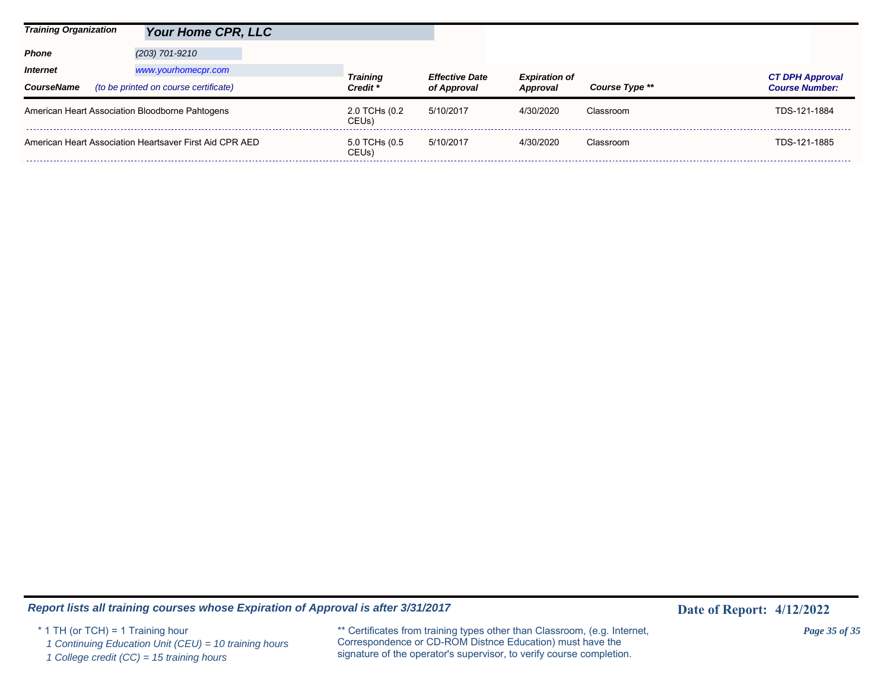| **Training Organization** | **Your Home CPR, LLC** | | | | |
|---|---|---|---|---|---|
| **Phone** | (203) 701-9210 | | | | |
| **Internet** | www.yourhomecpr.com | | | | |

| **CourseName** *(to be printed on course certificate)* | **Training Credit \*** | **Effective Date of Approval** | **Expiration of Approval** | **Course Type \*\*** | **CT DPH Approval Course Number:** |
|---|---|---|---|---|---|
| American Heart Association Bloodborne Pahtogens | 2.0 TCHs (0.2 CEUs) | 5/10/2017 | 4/30/2020 | Classroom | TDS-121-1884 |
| American Heart Association Heartsaver First Aid CPR AED | 5.0 TCHs (0.5 CEUs) | 5/10/2017 | 4/30/2020 | Classroom | TDS-121-1885 |

***Report lists all training courses whose Expiration of Approval is after 3/31/2017***

**Date of Report: 4/12/2022**

\* 1 TH (or TCH) = 1 Training hour
*1 Continuing Education Unit (CEU) = 10 training hours*
*1 College credit (CC) = 15 training hours*

\*\* Certificates from training types other than Classroom, (e.g. Internet, Correspondence or CD-ROM Distnce Education) must have the signature of the operator's supervisor, to verify course completion.